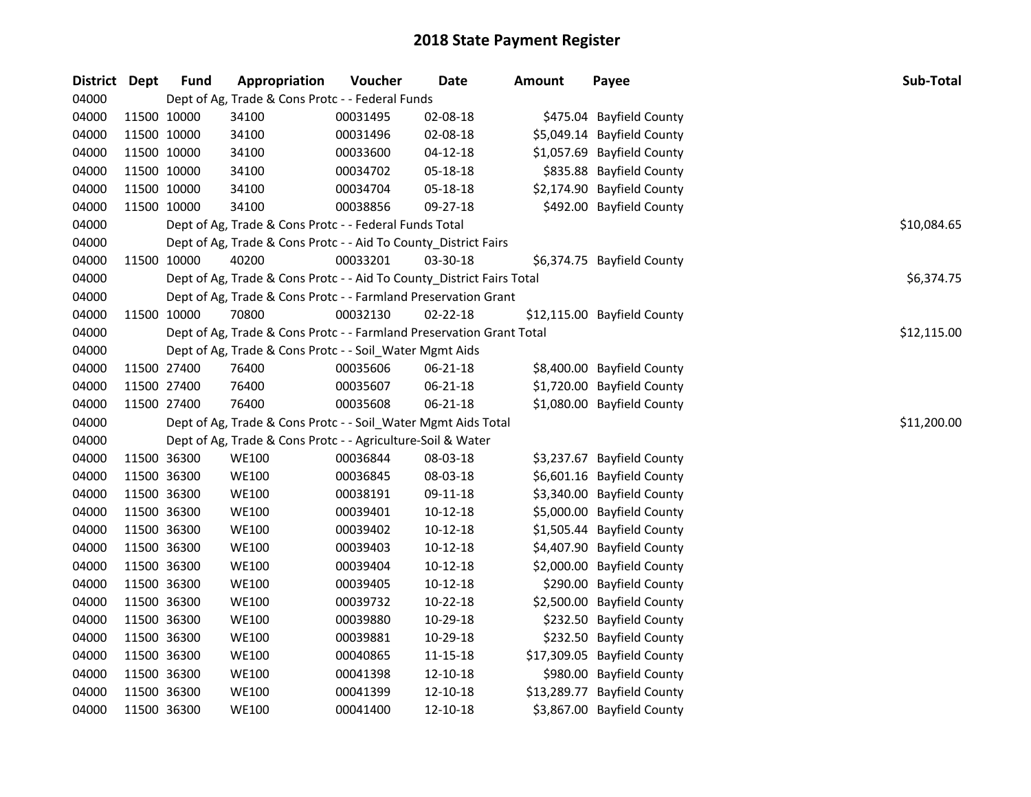# 2018 State Payment Register

| District | Dept | Fund | Appropriation | Voucher | Date | Amount | Payee | Sub-Total |
|---|---|---|---|---|---|---|---|---|
| 04000 | | Dept of Ag, Trade & Cons Protc - - Federal Funds | | | | | | |
| 04000 | 11500 | 10000 | 34100 | 00031495 | 02-08-18 | $475.04 | Bayfield County | |
| 04000 | 11500 | 10000 | 34100 | 00031496 | 02-08-18 | $5,049.14 | Bayfield County | |
| 04000 | 11500 | 10000 | 34100 | 00033600 | 04-12-18 | $1,057.69 | Bayfield County | |
| 04000 | 11500 | 10000 | 34100 | 00034702 | 05-18-18 | $835.88 | Bayfield County | |
| 04000 | 11500 | 10000 | 34100 | 00034704 | 05-18-18 | $2,174.90 | Bayfield County | |
| 04000 | 11500 | 10000 | 34100 | 00038856 | 09-27-18 | $492.00 | Bayfield County | |
| 04000 | | Dept of Ag, Trade & Cons Protc - - Federal Funds Total | | | | | | $10,084.65 |
| 04000 | | Dept of Ag, Trade & Cons Protc - - Aid To County_District Fairs | | | | | | |
| 04000 | 11500 | 10000 | 40200 | 00033201 | 03-30-18 | $6,374.75 | Bayfield County | |
| 04000 | | Dept of Ag, Trade & Cons Protc - - Aid To County_District Fairs Total | | | | | | $6,374.75 |
| 04000 | | Dept of Ag, Trade & Cons Protc - - Farmland Preservation Grant | | | | | | |
| 04000 | 11500 | 10000 | 70800 | 00032130 | 02-22-18 | $12,115.00 | Bayfield County | |
| 04000 | | Dept of Ag, Trade & Cons Protc - - Farmland Preservation Grant Total | | | | | | $12,115.00 |
| 04000 | | Dept of Ag, Trade & Cons Protc - - Soil_Water Mgmt Aids | | | | | | |
| 04000 | 11500 | 27400 | 76400 | 00035606 | 06-21-18 | $8,400.00 | Bayfield County | |
| 04000 | 11500 | 27400 | 76400 | 00035607 | 06-21-18 | $1,720.00 | Bayfield County | |
| 04000 | 11500 | 27400 | 76400 | 00035608 | 06-21-18 | $1,080.00 | Bayfield County | |
| 04000 | | Dept of Ag, Trade & Cons Protc - - Soil_Water Mgmt Aids Total | | | | | | $11,200.00 |
| 04000 | | Dept of Ag, Trade & Cons Protc - - Agriculture-Soil & Water | | | | | | |
| 04000 | 11500 | 36300 | WE100 | 00036844 | 08-03-18 | $3,237.67 | Bayfield County | |
| 04000 | 11500 | 36300 | WE100 | 00036845 | 08-03-18 | $6,601.16 | Bayfield County | |
| 04000 | 11500 | 36300 | WE100 | 00038191 | 09-11-18 | $3,340.00 | Bayfield County | |
| 04000 | 11500 | 36300 | WE100 | 00039401 | 10-12-18 | $5,000.00 | Bayfield County | |
| 04000 | 11500 | 36300 | WE100 | 00039402 | 10-12-18 | $1,505.44 | Bayfield County | |
| 04000 | 11500 | 36300 | WE100 | 00039403 | 10-12-18 | $4,407.90 | Bayfield County | |
| 04000 | 11500 | 36300 | WE100 | 00039404 | 10-12-18 | $2,000.00 | Bayfield County | |
| 04000 | 11500 | 36300 | WE100 | 00039405 | 10-12-18 | $290.00 | Bayfield County | |
| 04000 | 11500 | 36300 | WE100 | 00039732 | 10-22-18 | $2,500.00 | Bayfield County | |
| 04000 | 11500 | 36300 | WE100 | 00039880 | 10-29-18 | $232.50 | Bayfield County | |
| 04000 | 11500 | 36300 | WE100 | 00039881 | 10-29-18 | $232.50 | Bayfield County | |
| 04000 | 11500 | 36300 | WE100 | 00040865 | 11-15-18 | $17,309.05 | Bayfield County | |
| 04000 | 11500 | 36300 | WE100 | 00041398 | 12-10-18 | $980.00 | Bayfield County | |
| 04000 | 11500 | 36300 | WE100 | 00041399 | 12-10-18 | $13,289.77 | Bayfield County | |
| 04000 | 11500 | 36300 | WE100 | 00041400 | 12-10-18 | $3,867.00 | Bayfield County | |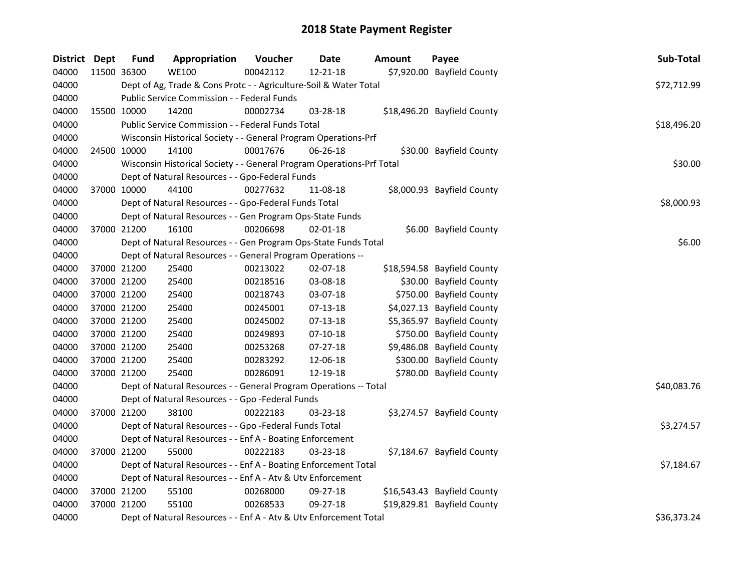# 2018 State Payment Register

| District | Dept | Fund | Appropriation | Voucher | Date | Amount | Payee | Sub-Total |
|---|---|---|---|---|---|---|---|---|
| 04000 | 11500 | 36300 | WE100 | 00042112 | 12-21-18 | $7,920.00 | Bayfield County | |
| 04000 | | Dept of Ag, Trade & Cons Protc - - Agriculture-Soil & Water Total | | | | | | $72,712.99 |
| 04000 | | Public Service Commission - - Federal Funds | | | | | | |
| 04000 | 15500 | 10000 | 14200 | 00002734 | 03-28-18 | $18,496.20 | Bayfield County | |
| 04000 | | Public Service Commission - - Federal Funds Total | | | | | | $18,496.20 |
| 04000 | | Wisconsin Historical Society - - General Program Operations-Prf | | | | | | |
| 04000 | 24500 | 10000 | 14100 | 00017676 | 06-26-18 | $30.00 | Bayfield County | |
| 04000 | | Wisconsin Historical Society - - General Program Operations-Prf Total | | | | | | $30.00 |
| 04000 | | Dept of Natural Resources - - Gpo-Federal Funds | | | | | | |
| 04000 | 37000 | 10000 | 44100 | 00277632 | 11-08-18 | $8,000.93 | Bayfield County | |
| 04000 | | Dept of Natural Resources - - Gpo-Federal Funds Total | | | | | | $8,000.93 |
| 04000 | | Dept of Natural Resources - - Gen Program Ops-State Funds | | | | | | |
| 04000 | 37000 | 21200 | 16100 | 00206698 | 02-01-18 | $6.00 | Bayfield County | |
| 04000 | | Dept of Natural Resources - - Gen Program Ops-State Funds Total | | | | | | $6.00 |
| 04000 | | Dept of Natural Resources - - General Program Operations -- | | | | | | |
| 04000 | 37000 | 21200 | 25400 | 00213022 | 02-07-18 | $18,594.58 | Bayfield County | |
| 04000 | 37000 | 21200 | 25400 | 00218516 | 03-08-18 | $30.00 | Bayfield County | |
| 04000 | 37000 | 21200 | 25400 | 00218743 | 03-07-18 | $750.00 | Bayfield County | |
| 04000 | 37000 | 21200 | 25400 | 00245001 | 07-13-18 | $4,027.13 | Bayfield County | |
| 04000 | 37000 | 21200 | 25400 | 00245002 | 07-13-18 | $5,365.97 | Bayfield County | |
| 04000 | 37000 | 21200 | 25400 | 00249893 | 07-10-18 | $750.00 | Bayfield County | |
| 04000 | 37000 | 21200 | 25400 | 00253268 | 07-27-18 | $9,486.08 | Bayfield County | |
| 04000 | 37000 | 21200 | 25400 | 00283292 | 12-06-18 | $300.00 | Bayfield County | |
| 04000 | 37000 | 21200 | 25400 | 00286091 | 12-19-18 | $780.00 | Bayfield County | |
| 04000 | | Dept of Natural Resources - - General Program Operations -- Total | | | | | | $40,083.76 |
| 04000 | | Dept of Natural Resources - - Gpo -Federal Funds | | | | | | |
| 04000 | 37000 | 21200 | 38100 | 00222183 | 03-23-18 | $3,274.57 | Bayfield County | |
| 04000 | | Dept of Natural Resources - - Gpo -Federal Funds Total | | | | | | $3,274.57 |
| 04000 | | Dept of Natural Resources - - Enf A - Boating Enforcement | | | | | | |
| 04000 | 37000 | 21200 | 55000 | 00222183 | 03-23-18 | $7,184.67 | Bayfield County | |
| 04000 | | Dept of Natural Resources - - Enf A - Boating Enforcement Total | | | | | | $7,184.67 |
| 04000 | | Dept of Natural Resources - - Enf A - Atv & Utv Enforcement | | | | | | |
| 04000 | 37000 | 21200 | 55100 | 00268000 | 09-27-18 | $16,543.43 | Bayfield County | |
| 04000 | 37000 | 21200 | 55100 | 00268533 | 09-27-18 | $19,829.81 | Bayfield County | |
| 04000 | | Dept of Natural Resources - - Enf A - Atv & Utv Enforcement Total | | | | | | $36,373.24 |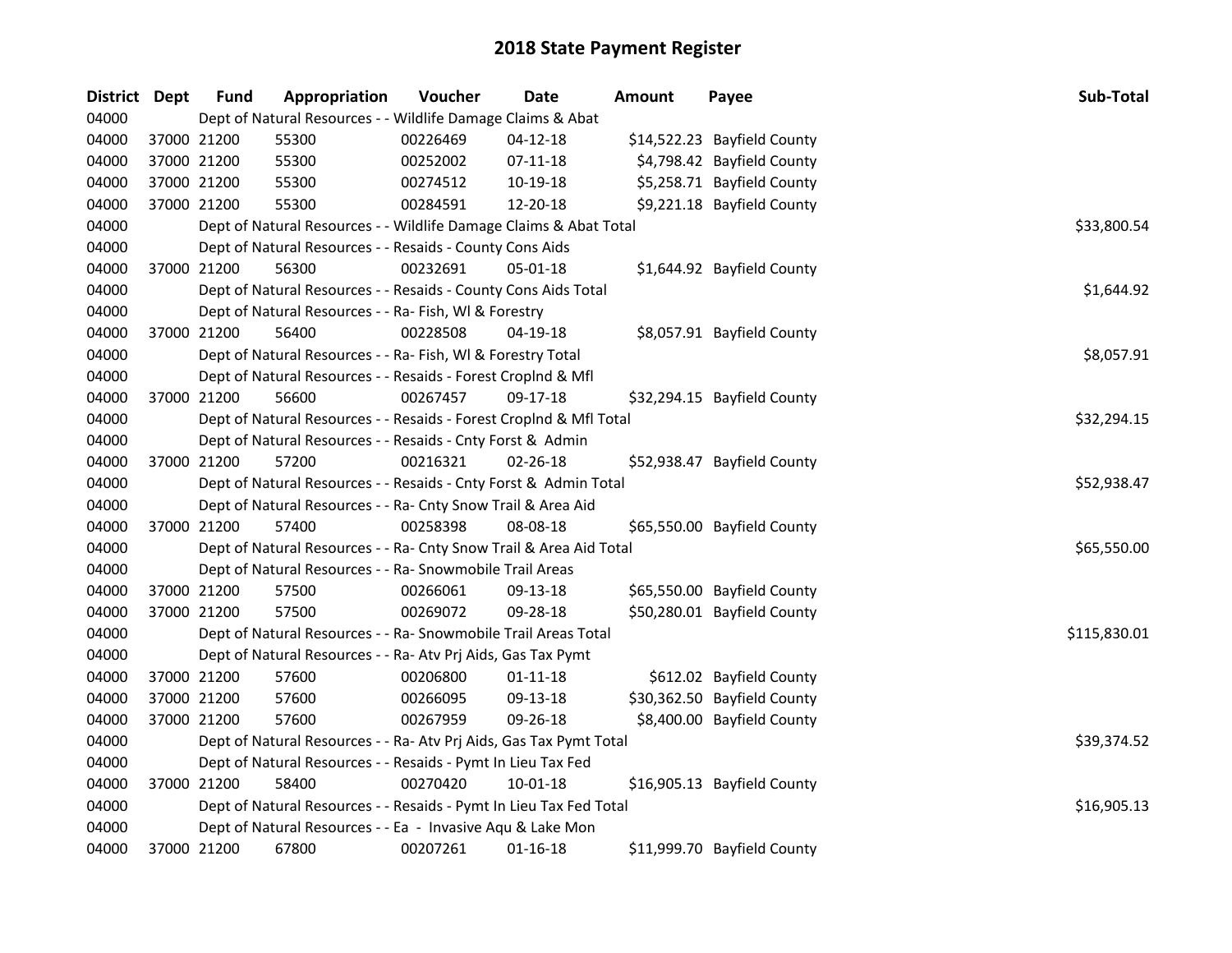# 2018 State Payment Register

| District | Dept | Fund | Appropriation | Voucher | Date | Amount | Payee | Sub-Total |
|---|---|---|---|---|---|---|---|---|
| 04000 | | Dept of Natural Resources - - Wildlife Damage Claims & Abat | | | | | | |
| 04000 | 37000 | 21200 | 55300 | 00226469 | 04-12-18 | $14,522.23 | Bayfield County | |
| 04000 | 37000 | 21200 | 55300 | 00252002 | 07-11-18 | $4,798.42 | Bayfield County | |
| 04000 | 37000 | 21200 | 55300 | 00274512 | 10-19-18 | $5,258.71 | Bayfield County | |
| 04000 | 37000 | 21200 | 55300 | 00284591 | 12-20-18 | $9,221.18 | Bayfield County | |
| 04000 | | Dept of Natural Resources - - Wildlife Damage Claims & Abat Total | | | | | | $33,800.54 |
| 04000 | | Dept of Natural Resources - - Resaids - County Cons Aids | | | | | | |
| 04000 | 37000 | 21200 | 56300 | 00232691 | 05-01-18 | $1,644.92 | Bayfield County | |
| 04000 | | Dept of Natural Resources - - Resaids - County Cons Aids Total | | | | | | $1,644.92 |
| 04000 | | Dept of Natural Resources - - Ra- Fish, Wl & Forestry | | | | | | |
| 04000 | 37000 | 21200 | 56400 | 00228508 | 04-19-18 | $8,057.91 | Bayfield County | |
| 04000 | | Dept of Natural Resources - - Ra- Fish, Wl & Forestry Total | | | | | | $8,057.91 |
| 04000 | | Dept of Natural Resources - - Resaids - Forest Croplnd & Mfl | | | | | | |
| 04000 | 37000 | 21200 | 56600 | 00267457 | 09-17-18 | $32,294.15 | Bayfield County | |
| 04000 | | Dept of Natural Resources - - Resaids - Forest Croplnd & Mfl Total | | | | | | $32,294.15 |
| 04000 | | Dept of Natural Resources - - Resaids - Cnty Forst & Admin | | | | | | |
| 04000 | 37000 | 21200 | 57200 | 00216321 | 02-26-18 | $52,938.47 | Bayfield County | |
| 04000 | | Dept of Natural Resources - - Resaids - Cnty Forst & Admin Total | | | | | | $52,938.47 |
| 04000 | | Dept of Natural Resources - - Ra- Cnty Snow Trail & Area Aid | | | | | | |
| 04000 | 37000 | 21200 | 57400 | 00258398 | 08-08-18 | $65,550.00 | Bayfield County | |
| 04000 | | Dept of Natural Resources - - Ra- Cnty Snow Trail & Area Aid Total | | | | | | $65,550.00 |
| 04000 | | Dept of Natural Resources - - Ra- Snowmobile Trail Areas | | | | | | |
| 04000 | 37000 | 21200 | 57500 | 00266061 | 09-13-18 | $65,550.00 | Bayfield County | |
| 04000 | 37000 | 21200 | 57500 | 00269072 | 09-28-18 | $50,280.01 | Bayfield County | |
| 04000 | | Dept of Natural Resources - - Ra- Snowmobile Trail Areas Total | | | | | | $115,830.01 |
| 04000 | | Dept of Natural Resources - - Ra- Atv Prj Aids, Gas Tax Pymt | | | | | | |
| 04000 | 37000 | 21200 | 57600 | 00206800 | 01-11-18 | $612.02 | Bayfield County | |
| 04000 | 37000 | 21200 | 57600 | 00266095 | 09-13-18 | $30,362.50 | Bayfield County | |
| 04000 | 37000 | 21200 | 57600 | 00267959 | 09-26-18 | $8,400.00 | Bayfield County | |
| 04000 | | Dept of Natural Resources - - Ra- Atv Prj Aids, Gas Tax Pymt Total | | | | | | $39,374.52 |
| 04000 | | Dept of Natural Resources - - Resaids - Pymt In Lieu Tax Fed | | | | | | |
| 04000 | 37000 | 21200 | 58400 | 00270420 | 10-01-18 | $16,905.13 | Bayfield County | |
| 04000 | | Dept of Natural Resources - - Resaids - Pymt In Lieu Tax Fed Total | | | | | | $16,905.13 |
| 04000 | | Dept of Natural Resources - - Ea - Invasive Aqu & Lake Mon | | | | | | |
| 04000 | 37000 | 21200 | 67800 | 00207261 | 01-16-18 | $11,999.70 | Bayfield County | |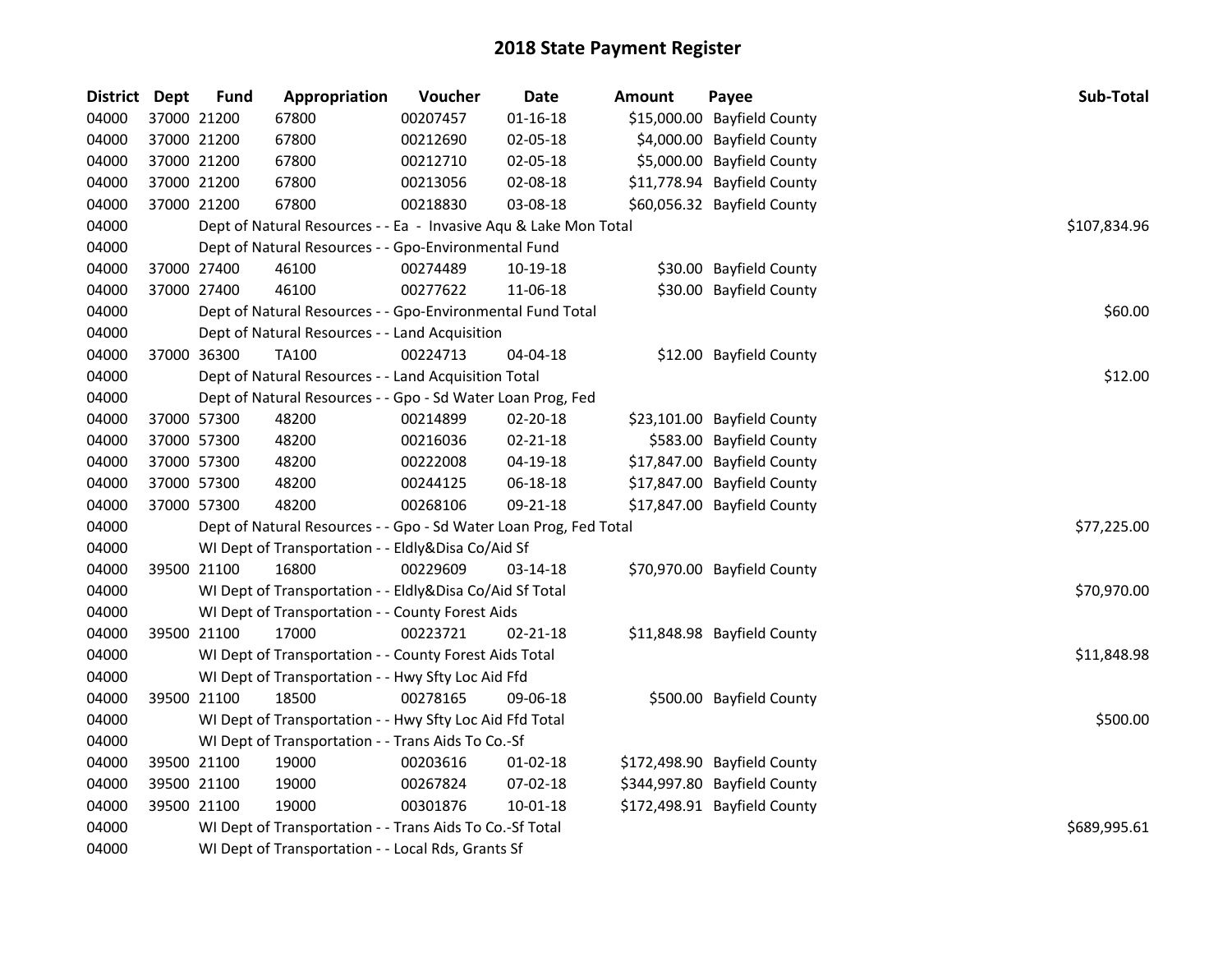# 2018 State Payment Register

| District | Dept | Fund | Appropriation | Voucher | Date | Amount | Payee | Sub-Total |
|---|---|---|---|---|---|---|---|---|
| 04000 | 37000 | 21200 | 67800 | 00207457 | 01-16-18 | $15,000.00 | Bayfield County | |
| 04000 | 37000 | 21200 | 67800 | 00212690 | 02-05-18 | $4,000.00 | Bayfield County | |
| 04000 | 37000 | 21200 | 67800 | 00212710 | 02-05-18 | $5,000.00 | Bayfield County | |
| 04000 | 37000 | 21200 | 67800 | 00213056 | 02-08-18 | $11,778.94 | Bayfield County | |
| 04000 | 37000 | 21200 | 67800 | 00218830 | 03-08-18 | $60,056.32 | Bayfield County | |
| 04000 | | | Dept of Natural Resources - - Ea - Invasive Aqu & Lake Mon Total | | | | | $107,834.96 |
| 04000 | | | Dept of Natural Resources - - Gpo-Environmental Fund | | | | | |
| 04000 | 37000 | 27400 | 46100 | 00274489 | 10-19-18 | $30.00 | Bayfield County | |
| 04000 | 37000 | 27400 | 46100 | 00277622 | 11-06-18 | $30.00 | Bayfield County | |
| 04000 | | | Dept of Natural Resources - - Gpo-Environmental Fund Total | | | | | $60.00 |
| 04000 | | | Dept of Natural Resources - - Land Acquisition | | | | | |
| 04000 | 37000 | 36300 | TA100 | 00224713 | 04-04-18 | $12.00 | Bayfield County | |
| 04000 | | | Dept of Natural Resources - - Land Acquisition Total | | | | | $12.00 |
| 04000 | | | Dept of Natural Resources - - Gpo - Sd Water Loan Prog, Fed | | | | | |
| 04000 | 37000 | 57300 | 48200 | 00214899 | 02-20-18 | $23,101.00 | Bayfield County | |
| 04000 | 37000 | 57300 | 48200 | 00216036 | 02-21-18 | $583.00 | Bayfield County | |
| 04000 | 37000 | 57300 | 48200 | 00222008 | 04-19-18 | $17,847.00 | Bayfield County | |
| 04000 | 37000 | 57300 | 48200 | 00244125 | 06-18-18 | $17,847.00 | Bayfield County | |
| 04000 | 37000 | 57300 | 48200 | 00268106 | 09-21-18 | $17,847.00 | Bayfield County | |
| 04000 | | | Dept of Natural Resources - - Gpo - Sd Water Loan Prog, Fed Total | | | | | $77,225.00 |
| 04000 | | | WI Dept of Transportation - - Eldly&Disa Co/Aid Sf | | | | | |
| 04000 | 39500 | 21100 | 16800 | 00229609 | 03-14-18 | $70,970.00 | Bayfield County | |
| 04000 | | | WI Dept of Transportation - - Eldly&Disa Co/Aid Sf Total | | | | | $70,970.00 |
| 04000 | | | WI Dept of Transportation - - County Forest Aids | | | | | |
| 04000 | 39500 | 21100 | 17000 | 00223721 | 02-21-18 | $11,848.98 | Bayfield County | |
| 04000 | | | WI Dept of Transportation - - County Forest Aids Total | | | | | $11,848.98 |
| 04000 | | | WI Dept of Transportation - - Hwy Sfty Loc Aid Ffd | | | | | |
| 04000 | 39500 | 21100 | 18500 | 00278165 | 09-06-18 | $500.00 | Bayfield County | |
| 04000 | | | WI Dept of Transportation - - Hwy Sfty Loc Aid Ffd Total | | | | | $500.00 |
| 04000 | | | WI Dept of Transportation - - Trans Aids To Co.-Sf | | | | | |
| 04000 | 39500 | 21100 | 19000 | 00203616 | 01-02-18 | $172,498.90 | Bayfield County | |
| 04000 | 39500 | 21100 | 19000 | 00267824 | 07-02-18 | $344,997.80 | Bayfield County | |
| 04000 | 39500 | 21100 | 19000 | 00301876 | 10-01-18 | $172,498.91 | Bayfield County | |
| 04000 | | | WI Dept of Transportation - - Trans Aids To Co.-Sf Total | | | | | $689,995.61 |
| 04000 | | | WI Dept of Transportation - - Local Rds, Grants Sf | | | | | |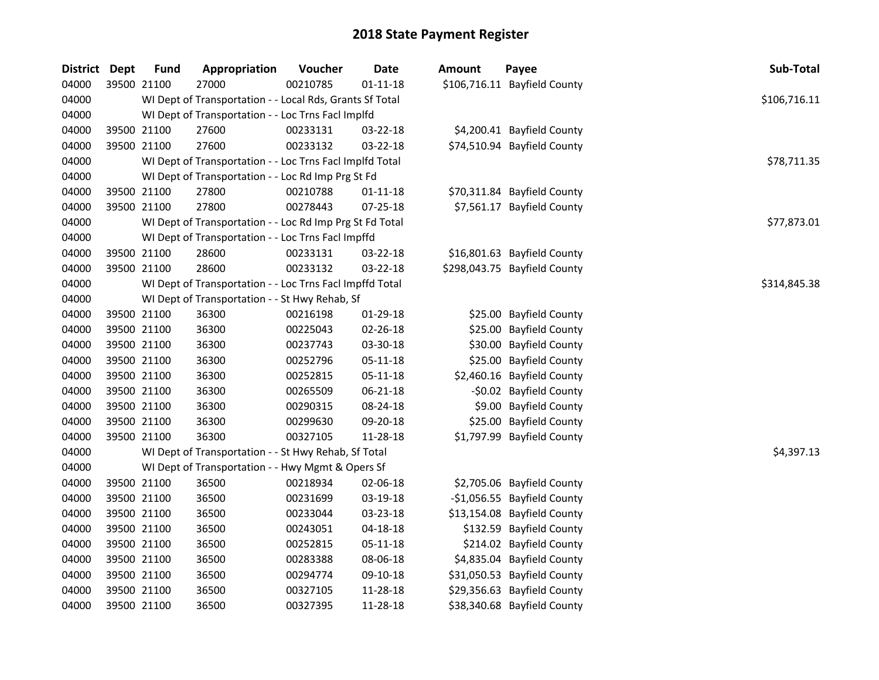# 2018 State Payment Register

| District | Dept | Fund | Appropriation | Voucher | Date | Amount | Payee | Sub-Total |
|---|---|---|---|---|---|---|---|---|
| 04000 | 39500 | 21100 | 27000 | 00210785 | 01-11-18 | $106,716.11 | Bayfield County | |
| 04000 | | | WI Dept of Transportation - - Local Rds, Grants Sf Total | | | | | $106,716.11 |
| 04000 | | | WI Dept of Transportation - - Loc Trns Facl Implfd | | | | | |
| 04000 | 39500 | 21100 | 27600 | 00233131 | 03-22-18 | $4,200.41 | Bayfield County | |
| 04000 | 39500 | 21100 | 27600 | 00233132 | 03-22-18 | $74,510.94 | Bayfield County | |
| 04000 | | | WI Dept of Transportation - - Loc Trns Facl Implfd Total | | | | | $78,711.35 |
| 04000 | | | WI Dept of Transportation - - Loc Rd Imp Prg St Fd | | | | | |
| 04000 | 39500 | 21100 | 27800 | 00210788 | 01-11-18 | $70,311.84 | Bayfield County | |
| 04000 | 39500 | 21100 | 27800 | 00278443 | 07-25-18 | $7,561.17 | Bayfield County | |
| 04000 | | | WI Dept of Transportation - - Loc Rd Imp Prg St Fd Total | | | | | $77,873.01 |
| 04000 | | | WI Dept of Transportation - - Loc Trns Facl Impffd | | | | | |
| 04000 | 39500 | 21100 | 28600 | 00233131 | 03-22-18 | $16,801.63 | Bayfield County | |
| 04000 | 39500 | 21100 | 28600 | 00233132 | 03-22-18 | $298,043.75 | Bayfield County | |
| 04000 | | | WI Dept of Transportation - - Loc Trns Facl Impffd Total | | | | | $314,845.38 |
| 04000 | | | WI Dept of Transportation - - St Hwy Rehab, Sf | | | | | |
| 04000 | 39500 | 21100 | 36300 | 00216198 | 01-29-18 | $25.00 | Bayfield County | |
| 04000 | 39500 | 21100 | 36300 | 00225043 | 02-26-18 | $25.00 | Bayfield County | |
| 04000 | 39500 | 21100 | 36300 | 00237743 | 03-30-18 | $30.00 | Bayfield County | |
| 04000 | 39500 | 21100 | 36300 | 00252796 | 05-11-18 | $25.00 | Bayfield County | |
| 04000 | 39500 | 21100 | 36300 | 00252815 | 05-11-18 | $2,460.16 | Bayfield County | |
| 04000 | 39500 | 21100 | 36300 | 00265509 | 06-21-18 | -$0.02 | Bayfield County | |
| 04000 | 39500 | 21100 | 36300 | 00290315 | 08-24-18 | $9.00 | Bayfield County | |
| 04000 | 39500 | 21100 | 36300 | 00299630 | 09-20-18 | $25.00 | Bayfield County | |
| 04000 | 39500 | 21100 | 36300 | 00327105 | 11-28-18 | $1,797.99 | Bayfield County | |
| 04000 | | | WI Dept of Transportation - - St Hwy Rehab, Sf Total | | | | | $4,397.13 |
| 04000 | | | WI Dept of Transportation - - Hwy Mgmt & Opers Sf | | | | | |
| 04000 | 39500 | 21100 | 36500 | 00218934 | 02-06-18 | $2,705.06 | Bayfield County | |
| 04000 | 39500 | 21100 | 36500 | 00231699 | 03-19-18 | -$1,056.55 | Bayfield County | |
| 04000 | 39500 | 21100 | 36500 | 00233044 | 03-23-18 | $13,154.08 | Bayfield County | |
| 04000 | 39500 | 21100 | 36500 | 00243051 | 04-18-18 | $132.59 | Bayfield County | |
| 04000 | 39500 | 21100 | 36500 | 00252815 | 05-11-18 | $214.02 | Bayfield County | |
| 04000 | 39500 | 21100 | 36500 | 00283388 | 08-06-18 | $4,835.04 | Bayfield County | |
| 04000 | 39500 | 21100 | 36500 | 00294774 | 09-10-18 | $31,050.53 | Bayfield County | |
| 04000 | 39500 | 21100 | 36500 | 00327105 | 11-28-18 | $29,356.63 | Bayfield County | |
| 04000 | 39500 | 21100 | 36500 | 00327395 | 11-28-18 | $38,340.68 | Bayfield County | |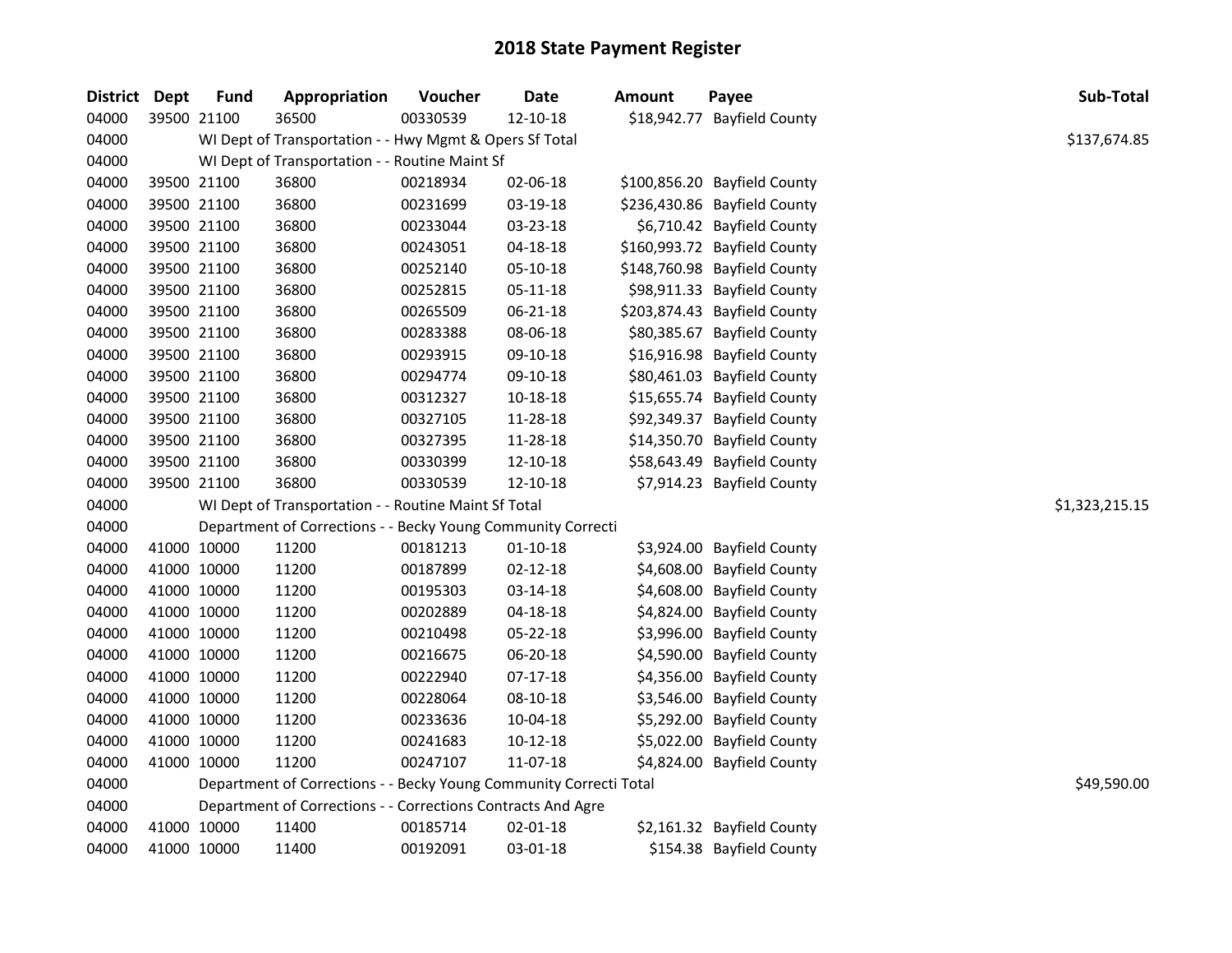# 2018 State Payment Register

| District | Dept | Fund | Appropriation | Voucher | Date | Amount | Payee | Sub-Total |
|---|---|---|---|---|---|---|---|---|
| 04000 | 39500 | 21100 | 36500 | 00330539 | 12-10-18 | $18,942.77 | Bayfield County | |
| 04000 | | | WI Dept of Transportation - - Hwy Mgmt & Opers Sf Total | | | | | $137,674.85 |
| 04000 | | | WI Dept of Transportation - - Routine Maint Sf | | | | | |
| 04000 | 39500 | 21100 | 36800 | 00218934 | 02-06-18 | $100,856.20 | Bayfield County | |
| 04000 | 39500 | 21100 | 36800 | 00231699 | 03-19-18 | $236,430.86 | Bayfield County | |
| 04000 | 39500 | 21100 | 36800 | 00233044 | 03-23-18 | $6,710.42 | Bayfield County | |
| 04000 | 39500 | 21100 | 36800 | 00243051 | 04-18-18 | $160,993.72 | Bayfield County | |
| 04000 | 39500 | 21100 | 36800 | 00252140 | 05-10-18 | $148,760.98 | Bayfield County | |
| 04000 | 39500 | 21100 | 36800 | 00252815 | 05-11-18 | $98,911.33 | Bayfield County | |
| 04000 | 39500 | 21100 | 36800 | 00265509 | 06-21-18 | $203,874.43 | Bayfield County | |
| 04000 | 39500 | 21100 | 36800 | 00283388 | 08-06-18 | $80,385.67 | Bayfield County | |
| 04000 | 39500 | 21100 | 36800 | 00293915 | 09-10-18 | $16,916.98 | Bayfield County | |
| 04000 | 39500 | 21100 | 36800 | 00294774 | 09-10-18 | $80,461.03 | Bayfield County | |
| 04000 | 39500 | 21100 | 36800 | 00312327 | 10-18-18 | $15,655.74 | Bayfield County | |
| 04000 | 39500 | 21100 | 36800 | 00327105 | 11-28-18 | $92,349.37 | Bayfield County | |
| 04000 | 39500 | 21100 | 36800 | 00327395 | 11-28-18 | $14,350.70 | Bayfield County | |
| 04000 | 39500 | 21100 | 36800 | 00330399 | 12-10-18 | $58,643.49 | Bayfield County | |
| 04000 | 39500 | 21100 | 36800 | 00330539 | 12-10-18 | $7,914.23 | Bayfield County | |
| 04000 | | | WI Dept of Transportation - - Routine Maint Sf Total | | | | | $1,323,215.15 |
| 04000 | | | Department of Corrections - - Becky Young Community Correcti | | | | | |
| 04000 | 41000 | 10000 | 11200 | 00181213 | 01-10-18 | $3,924.00 | Bayfield County | |
| 04000 | 41000 | 10000 | 11200 | 00187899 | 02-12-18 | $4,608.00 | Bayfield County | |
| 04000 | 41000 | 10000 | 11200 | 00195303 | 03-14-18 | $4,608.00 | Bayfield County | |
| 04000 | 41000 | 10000 | 11200 | 00202889 | 04-18-18 | $4,824.00 | Bayfield County | |
| 04000 | 41000 | 10000 | 11200 | 00210498 | 05-22-18 | $3,996.00 | Bayfield County | |
| 04000 | 41000 | 10000 | 11200 | 00216675 | 06-20-18 | $4,590.00 | Bayfield County | |
| 04000 | 41000 | 10000 | 11200 | 00222940 | 07-17-18 | $4,356.00 | Bayfield County | |
| 04000 | 41000 | 10000 | 11200 | 00228064 | 08-10-18 | $3,546.00 | Bayfield County | |
| 04000 | 41000 | 10000 | 11200 | 00233636 | 10-04-18 | $5,292.00 | Bayfield County | |
| 04000 | 41000 | 10000 | 11200 | 00241683 | 10-12-18 | $5,022.00 | Bayfield County | |
| 04000 | 41000 | 10000 | 11200 | 00247107 | 11-07-18 | $4,824.00 | Bayfield County | |
| 04000 | | | Department of Corrections - - Becky Young Community Correcti Total | | | | | $49,590.00 |
| 04000 | | | Department of Corrections - - Corrections Contracts And Agre | | | | | |
| 04000 | 41000 | 10000 | 11400 | 00185714 | 02-01-18 | $2,161.32 | Bayfield County | |
| 04000 | 41000 | 10000 | 11400 | 00192091 | 03-01-18 | $154.38 | Bayfield County | |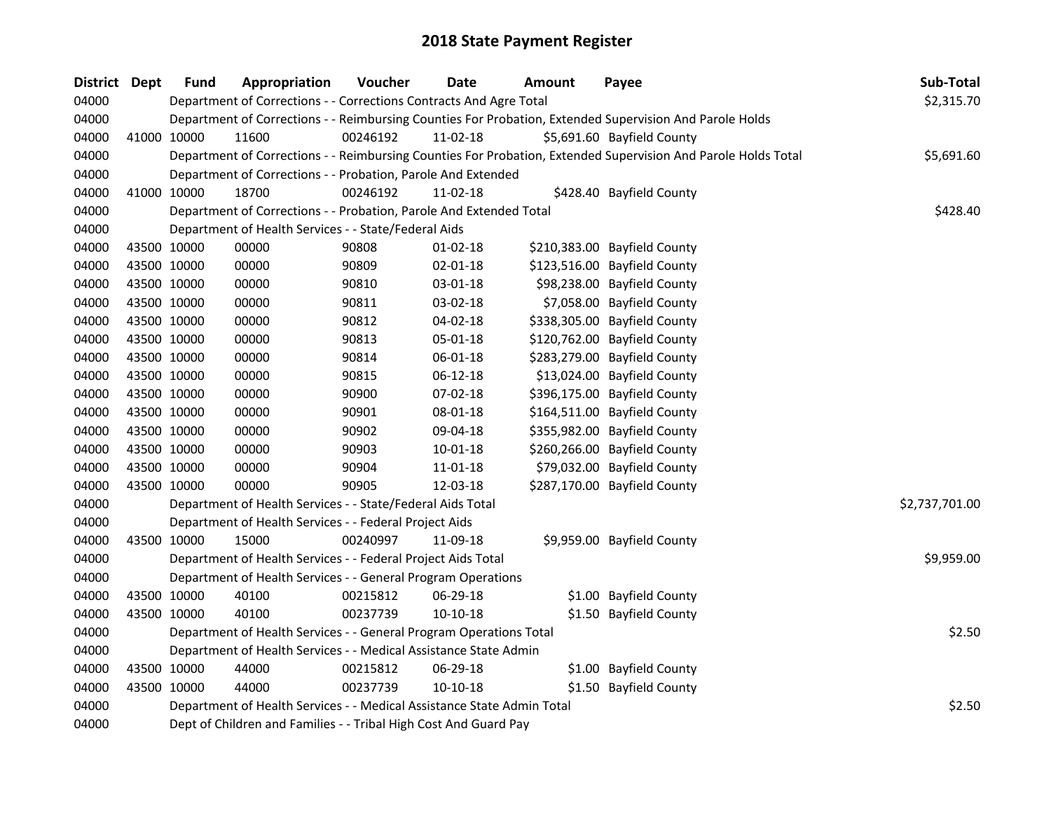# 2018 State Payment Register

| District | Dept | Fund | Appropriation | Voucher | Date | Amount | Payee | Sub-Total |
|---|---|---|---|---|---|---|---|---|
| 04000 | | Department of Corrections - - Corrections Contracts And Agre Total | | | | | | $2,315.70 |
| 04000 | | Department of Corrections - - Reimbursing Counties For Probation, Extended Supervision And Parole Holds | | | | | | |
| 04000 | 41000 | 10000 | 11600 | 00246192 | 11-02-18 | $5,691.60 | Bayfield County | |
| 04000 | | Department of Corrections - - Reimbursing Counties For Probation, Extended Supervision And Parole Holds Total | | | | | | $5,691.60 |
| 04000 | | Department of Corrections - - Probation, Parole And Extended | | | | | | |
| 04000 | 41000 | 10000 | 18700 | 00246192 | 11-02-18 | $428.40 | Bayfield County | |
| 04000 | | Department of Corrections - - Probation, Parole And Extended Total | | | | | | $428.40 |
| 04000 | | Department of Health Services - - State/Federal Aids | | | | | | |
| 04000 | 43500 | 10000 | 00000 | 90808 | 01-02-18 | $210,383.00 | Bayfield County | |
| 04000 | 43500 | 10000 | 00000 | 90809 | 02-01-18 | $123,516.00 | Bayfield County | |
| 04000 | 43500 | 10000 | 00000 | 90810 | 03-01-18 | $98,238.00 | Bayfield County | |
| 04000 | 43500 | 10000 | 00000 | 90811 | 03-02-18 | $7,058.00 | Bayfield County | |
| 04000 | 43500 | 10000 | 00000 | 90812 | 04-02-18 | $338,305.00 | Bayfield County | |
| 04000 | 43500 | 10000 | 00000 | 90813 | 05-01-18 | $120,762.00 | Bayfield County | |
| 04000 | 43500 | 10000 | 00000 | 90814 | 06-01-18 | $283,279.00 | Bayfield County | |
| 04000 | 43500 | 10000 | 00000 | 90815 | 06-12-18 | $13,024.00 | Bayfield County | |
| 04000 | 43500 | 10000 | 00000 | 90900 | 07-02-18 | $396,175.00 | Bayfield County | |
| 04000 | 43500 | 10000 | 00000 | 90901 | 08-01-18 | $164,511.00 | Bayfield County | |
| 04000 | 43500 | 10000 | 00000 | 90902 | 09-04-18 | $355,982.00 | Bayfield County | |
| 04000 | 43500 | 10000 | 00000 | 90903 | 10-01-18 | $260,266.00 | Bayfield County | |
| 04000 | 43500 | 10000 | 00000 | 90904 | 11-01-18 | $79,032.00 | Bayfield County | |
| 04000 | 43500 | 10000 | 00000 | 90905 | 12-03-18 | $287,170.00 | Bayfield County | |
| 04000 | | Department of Health Services - - State/Federal Aids Total | | | | | | $2,737,701.00 |
| 04000 | | Department of Health Services - - Federal Project Aids | | | | | | |
| 04000 | 43500 | 10000 | 15000 | 00240997 | 11-09-18 | $9,959.00 | Bayfield County | |
| 04000 | | Department of Health Services - - Federal Project Aids Total | | | | | | $9,959.00 |
| 04000 | | Department of Health Services - - General Program Operations | | | | | | |
| 04000 | 43500 | 10000 | 40100 | 00215812 | 06-29-18 | $1.00 | Bayfield County | |
| 04000 | 43500 | 10000 | 40100 | 00237739 | 10-10-18 | $1.50 | Bayfield County | |
| 04000 | | Department of Health Services - - General Program Operations Total | | | | | | $2.50 |
| 04000 | | Department of Health Services - - Medical Assistance State Admin | | | | | | |
| 04000 | 43500 | 10000 | 44000 | 00215812 | 06-29-18 | $1.00 | Bayfield County | |
| 04000 | 43500 | 10000 | 44000 | 00237739 | 10-10-18 | $1.50 | Bayfield County | |
| 04000 | | Department of Health Services - - Medical Assistance State Admin Total | | | | | | $2.50 |
| 04000 | | Dept of Children and Families - - Tribal High Cost And Guard Pay | | | | | | |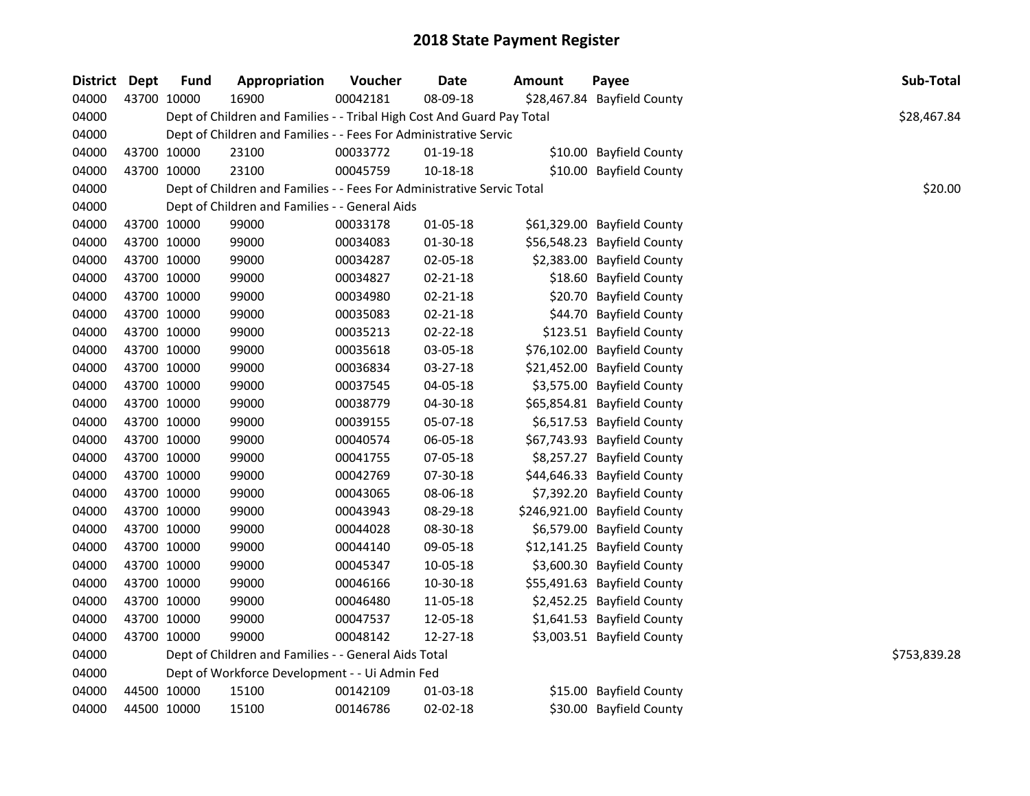# 2018 State Payment Register

| District | Dept | Fund | Appropriation | Voucher | Date | Amount | Payee | Sub-Total |
|---|---|---|---|---|---|---|---|---|
| 04000 | 43700 | 10000 | 16900 | 00042181 | 08-09-18 | $28,467.84 | Bayfield County | |
| 04000 | | | Dept of Children and Families - - Tribal High Cost And Guard Pay Total | | | | | $28,467.84 |
| 04000 | | | Dept of Children and Families - - Fees For Administrative Servic | | | | | |
| 04000 | 43700 | 10000 | 23100 | 00033772 | 01-19-18 | $10.00 | Bayfield County | |
| 04000 | 43700 | 10000 | 23100 | 00045759 | 10-18-18 | $10.00 | Bayfield County | |
| 04000 | | | Dept of Children and Families - - Fees For Administrative Servic Total | | | | | $20.00 |
| 04000 | | | Dept of Children and Families - - General Aids | | | | | |
| 04000 | 43700 | 10000 | 99000 | 00033178 | 01-05-18 | $61,329.00 | Bayfield County | |
| 04000 | 43700 | 10000 | 99000 | 00034083 | 01-30-18 | $56,548.23 | Bayfield County | |
| 04000 | 43700 | 10000 | 99000 | 00034287 | 02-05-18 | $2,383.00 | Bayfield County | |
| 04000 | 43700 | 10000 | 99000 | 00034827 | 02-21-18 | $18.60 | Bayfield County | |
| 04000 | 43700 | 10000 | 99000 | 00034980 | 02-21-18 | $20.70 | Bayfield County | |
| 04000 | 43700 | 10000 | 99000 | 00035083 | 02-21-18 | $44.70 | Bayfield County | |
| 04000 | 43700 | 10000 | 99000 | 00035213 | 02-22-18 | $123.51 | Bayfield County | |
| 04000 | 43700 | 10000 | 99000 | 00035618 | 03-05-18 | $76,102.00 | Bayfield County | |
| 04000 | 43700 | 10000 | 99000 | 00036834 | 03-27-18 | $21,452.00 | Bayfield County | |
| 04000 | 43700 | 10000 | 99000 | 00037545 | 04-05-18 | $3,575.00 | Bayfield County | |
| 04000 | 43700 | 10000 | 99000 | 00038779 | 04-30-18 | $65,854.81 | Bayfield County | |
| 04000 | 43700 | 10000 | 99000 | 00039155 | 05-07-18 | $6,517.53 | Bayfield County | |
| 04000 | 43700 | 10000 | 99000 | 00040574 | 06-05-18 | $67,743.93 | Bayfield County | |
| 04000 | 43700 | 10000 | 99000 | 00041755 | 07-05-18 | $8,257.27 | Bayfield County | |
| 04000 | 43700 | 10000 | 99000 | 00042769 | 07-30-18 | $44,646.33 | Bayfield County | |
| 04000 | 43700 | 10000 | 99000 | 00043065 | 08-06-18 | $7,392.20 | Bayfield County | |
| 04000 | 43700 | 10000 | 99000 | 00043943 | 08-29-18 | $246,921.00 | Bayfield County | |
| 04000 | 43700 | 10000 | 99000 | 00044028 | 08-30-18 | $6,579.00 | Bayfield County | |
| 04000 | 43700 | 10000 | 99000 | 00044140 | 09-05-18 | $12,141.25 | Bayfield County | |
| 04000 | 43700 | 10000 | 99000 | 00045347 | 10-05-18 | $3,600.30 | Bayfield County | |
| 04000 | 43700 | 10000 | 99000 | 00046166 | 10-30-18 | $55,491.63 | Bayfield County | |
| 04000 | 43700 | 10000 | 99000 | 00046480 | 11-05-18 | $2,452.25 | Bayfield County | |
| 04000 | 43700 | 10000 | 99000 | 00047537 | 12-05-18 | $1,641.53 | Bayfield County | |
| 04000 | 43700 | 10000 | 99000 | 00048142 | 12-27-18 | $3,003.51 | Bayfield County | |
| 04000 | | | Dept of Children and Families - - General Aids Total | | | | | $753,839.28 |
| 04000 | | | Dept of Workforce Development - - Ui Admin Fed | | | | | |
| 04000 | 44500 | 10000 | 15100 | 00142109 | 01-03-18 | $15.00 | Bayfield County | |
| 04000 | 44500 | 10000 | 15100 | 00146786 | 02-02-18 | $30.00 | Bayfield County | |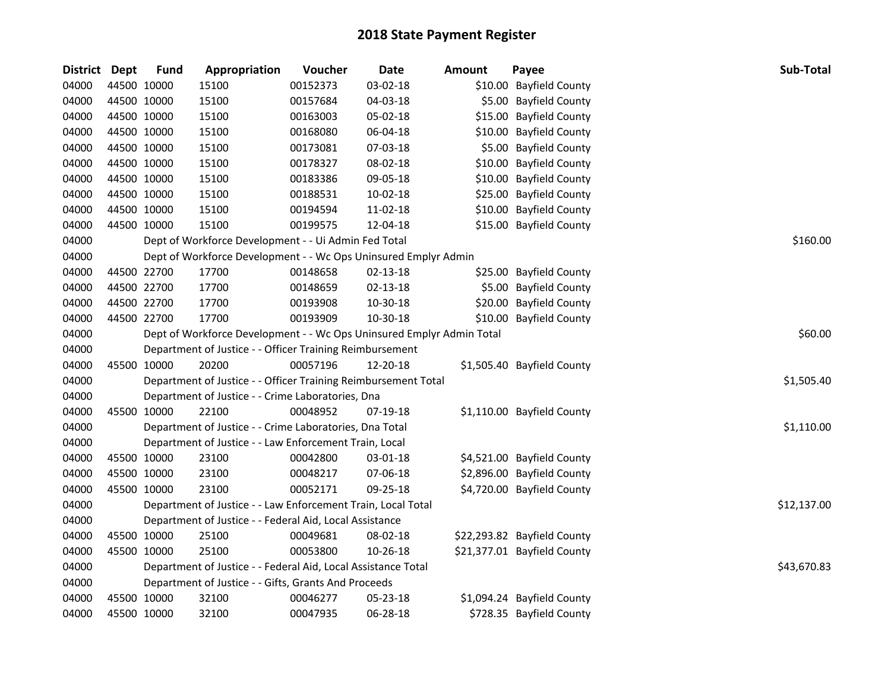# 2018 State Payment Register

| District | Dept | Fund | Appropriation | Voucher | Date | Amount | Payee | Sub-Total |
|---|---|---|---|---|---|---|---|---|
| 04000 | 44500 | 10000 | 15100 | 00152373 | 03-02-18 | $10.00 | Bayfield County | |
| 04000 | 44500 | 10000 | 15100 | 00157684 | 04-03-18 | $5.00 | Bayfield County | |
| 04000 | 44500 | 10000 | 15100 | 00163003 | 05-02-18 | $15.00 | Bayfield County | |
| 04000 | 44500 | 10000 | 15100 | 00168080 | 06-04-18 | $10.00 | Bayfield County | |
| 04000 | 44500 | 10000 | 15100 | 00173081 | 07-03-18 | $5.00 | Bayfield County | |
| 04000 | 44500 | 10000 | 15100 | 00178327 | 08-02-18 | $10.00 | Bayfield County | |
| 04000 | 44500 | 10000 | 15100 | 00183386 | 09-05-18 | $10.00 | Bayfield County | |
| 04000 | 44500 | 10000 | 15100 | 00188531 | 10-02-18 | $25.00 | Bayfield County | |
| 04000 | 44500 | 10000 | 15100 | 00194594 | 11-02-18 | $10.00 | Bayfield County | |
| 04000 | 44500 | 10000 | 15100 | 00199575 | 12-04-18 | $15.00 | Bayfield County | |
| 04000 | | | Dept of Workforce Development - - Ui Admin Fed Total | | | | | $160.00 |
| 04000 | | | Dept of Workforce Development - - Wc Ops Uninsured Emplyr Admin | | | | | |
| 04000 | 44500 | 22700 | 17700 | 00148658 | 02-13-18 | $25.00 | Bayfield County | |
| 04000 | 44500 | 22700 | 17700 | 00148659 | 02-13-18 | $5.00 | Bayfield County | |
| 04000 | 44500 | 22700 | 17700 | 00193908 | 10-30-18 | $20.00 | Bayfield County | |
| 04000 | 44500 | 22700 | 17700 | 00193909 | 10-30-18 | $10.00 | Bayfield County | |
| 04000 | | | Dept of Workforce Development - - Wc Ops Uninsured Emplyr Admin Total | | | | | $60.00 |
| 04000 | | | Department of Justice - - Officer Training Reimbursement | | | | | |
| 04000 | 45500 | 10000 | 20200 | 00057196 | 12-20-18 | $1,505.40 | Bayfield County | |
| 04000 | | | Department of Justice - - Officer Training Reimbursement Total | | | | | $1,505.40 |
| 04000 | | | Department of Justice - - Crime Laboratories, Dna | | | | | |
| 04000 | 45500 | 10000 | 22100 | 00048952 | 07-19-18 | $1,110.00 | Bayfield County | |
| 04000 | | | Department of Justice - - Crime Laboratories, Dna Total | | | | | $1,110.00 |
| 04000 | | | Department of Justice - - Law Enforcement Train, Local | | | | | |
| 04000 | 45500 | 10000 | 23100 | 00042800 | 03-01-18 | $4,521.00 | Bayfield County | |
| 04000 | 45500 | 10000 | 23100 | 00048217 | 07-06-18 | $2,896.00 | Bayfield County | |
| 04000 | 45500 | 10000 | 23100 | 00052171 | 09-25-18 | $4,720.00 | Bayfield County | |
| 04000 | | | Department of Justice - - Law Enforcement Train, Local Total | | | | | $12,137.00 |
| 04000 | | | Department of Justice - - Federal Aid, Local Assistance | | | | | |
| 04000 | 45500 | 10000 | 25100 | 00049681 | 08-02-18 | $22,293.82 | Bayfield County | |
| 04000 | 45500 | 10000 | 25100 | 00053800 | 10-26-18 | $21,377.01 | Bayfield County | |
| 04000 | | | Department of Justice - - Federal Aid, Local Assistance Total | | | | | $43,670.83 |
| 04000 | | | Department of Justice - - Gifts, Grants And Proceeds | | | | | |
| 04000 | 45500 | 10000 | 32100 | 00046277 | 05-23-18 | $1,094.24 | Bayfield County | |
| 04000 | 45500 | 10000 | 32100 | 00047935 | 06-28-18 | $728.35 | Bayfield County | |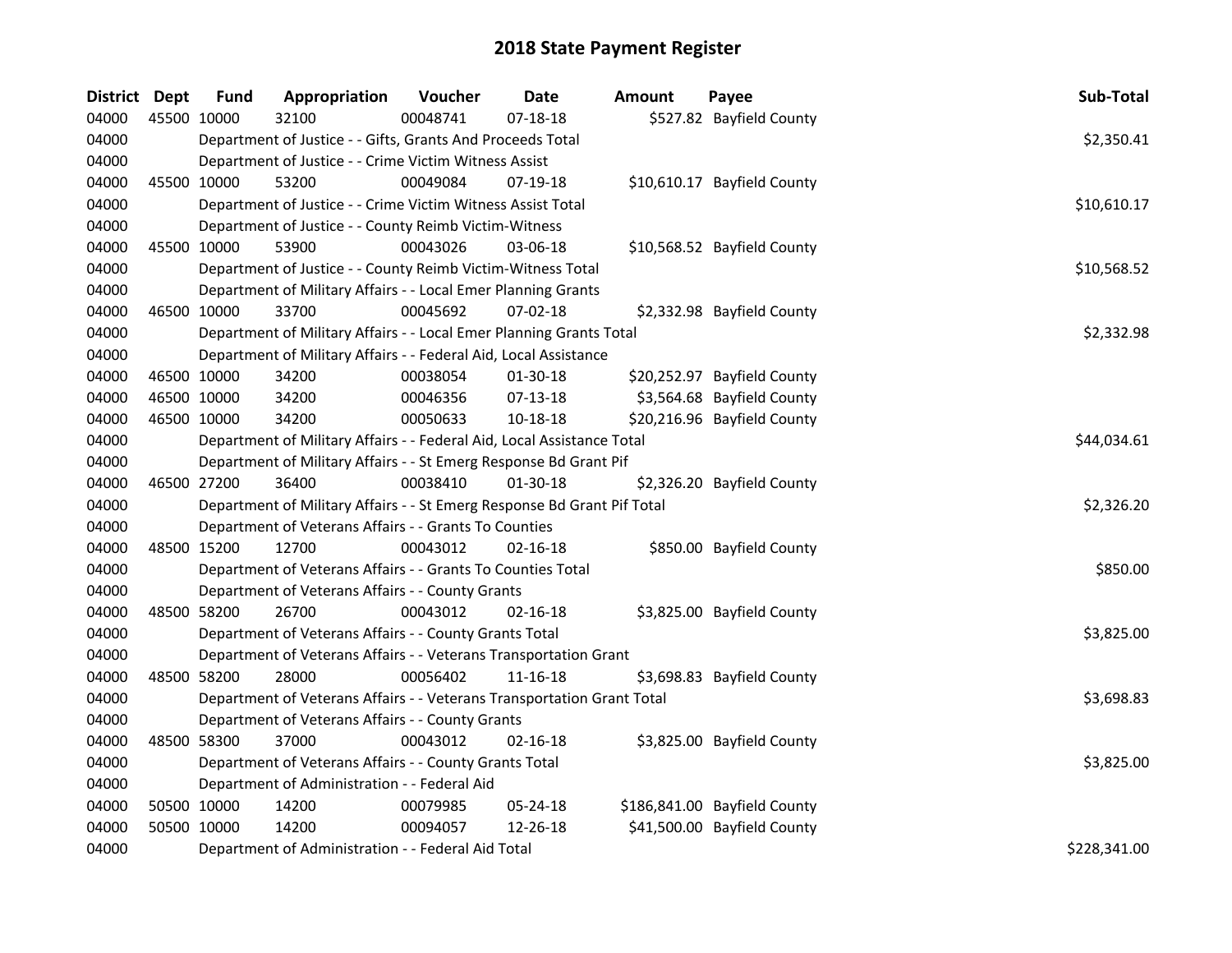# 2018 State Payment Register

| District | Dept | Fund | Appropriation | Voucher | Date | Amount | Payee | Sub-Total |
|---|---|---|---|---|---|---|---|---|
| 04000 | 45500 | 10000 | 32100 | 00048741 | 07-18-18 | $527.82 | Bayfield County | |
| 04000 | | Department of Justice - - Gifts, Grants And Proceeds Total | | | | | | $2,350.41 |
| 04000 | | Department of Justice - - Crime Victim Witness Assist | | | | | | |
| 04000 | 45500 | 10000 | 53200 | 00049084 | 07-19-18 | $10,610.17 | Bayfield County | |
| 04000 | | Department of Justice - - Crime Victim Witness Assist Total | | | | | | $10,610.17 |
| 04000 | | Department of Justice - - County Reimb Victim-Witness | | | | | | |
| 04000 | 45500 | 10000 | 53900 | 00043026 | 03-06-18 | $10,568.52 | Bayfield County | |
| 04000 | | Department of Justice - - County Reimb Victim-Witness Total | | | | | | $10,568.52 |
| 04000 | | Department of Military Affairs - - Local Emer Planning Grants | | | | | | |
| 04000 | 46500 | 10000 | 33700 | 00045692 | 07-02-18 | $2,332.98 | Bayfield County | |
| 04000 | | Department of Military Affairs - - Local Emer Planning Grants Total | | | | | | $2,332.98 |
| 04000 | | Department of Military Affairs - - Federal Aid, Local Assistance | | | | | | |
| 04000 | 46500 | 10000 | 34200 | 00038054 | 01-30-18 | $20,252.97 | Bayfield County | |
| 04000 | 46500 | 10000 | 34200 | 00046356 | 07-13-18 | $3,564.68 | Bayfield County | |
| 04000 | 46500 | 10000 | 34200 | 00050633 | 10-18-18 | $20,216.96 | Bayfield County | |
| 04000 | | Department of Military Affairs - - Federal Aid, Local Assistance Total | | | | | | $44,034.61 |
| 04000 | | Department of Military Affairs - - St Emerg Response Bd Grant Pif | | | | | | |
| 04000 | 46500 | 27200 | 36400 | 00038410 | 01-30-18 | $2,326.20 | Bayfield County | |
| 04000 | | Department of Military Affairs - - St Emerg Response Bd Grant Pif Total | | | | | | $2,326.20 |
| 04000 | | Department of Veterans Affairs - - Grants To Counties | | | | | | |
| 04000 | 48500 | 15200 | 12700 | 00043012 | 02-16-18 | $850.00 | Bayfield County | |
| 04000 | | Department of Veterans Affairs - - Grants To Counties Total | | | | | | $850.00 |
| 04000 | | Department of Veterans Affairs - - County Grants | | | | | | |
| 04000 | 48500 | 58200 | 26700 | 00043012 | 02-16-18 | $3,825.00 | Bayfield County | |
| 04000 | | Department of Veterans Affairs - - County Grants Total | | | | | | $3,825.00 |
| 04000 | | Department of Veterans Affairs - - Veterans Transportation Grant | | | | | | |
| 04000 | 48500 | 58200 | 28000 | 00056402 | 11-16-18 | $3,698.83 | Bayfield County | |
| 04000 | | Department of Veterans Affairs - - Veterans Transportation Grant Total | | | | | | $3,698.83 |
| 04000 | | Department of Veterans Affairs - - County Grants | | | | | | |
| 04000 | 48500 | 58300 | 37000 | 00043012 | 02-16-18 | $3,825.00 | Bayfield County | |
| 04000 | | Department of Veterans Affairs - - County Grants Total | | | | | | $3,825.00 |
| 04000 | | Department of Administration - - Federal Aid | | | | | | |
| 04000 | 50500 | 10000 | 14200 | 00079985 | 05-24-18 | $186,841.00 | Bayfield County | |
| 04000 | 50500 | 10000 | 14200 | 00094057 | 12-26-18 | $41,500.00 | Bayfield County | |
| 04000 | | Department of Administration - - Federal Aid Total | | | | | | $228,341.00 |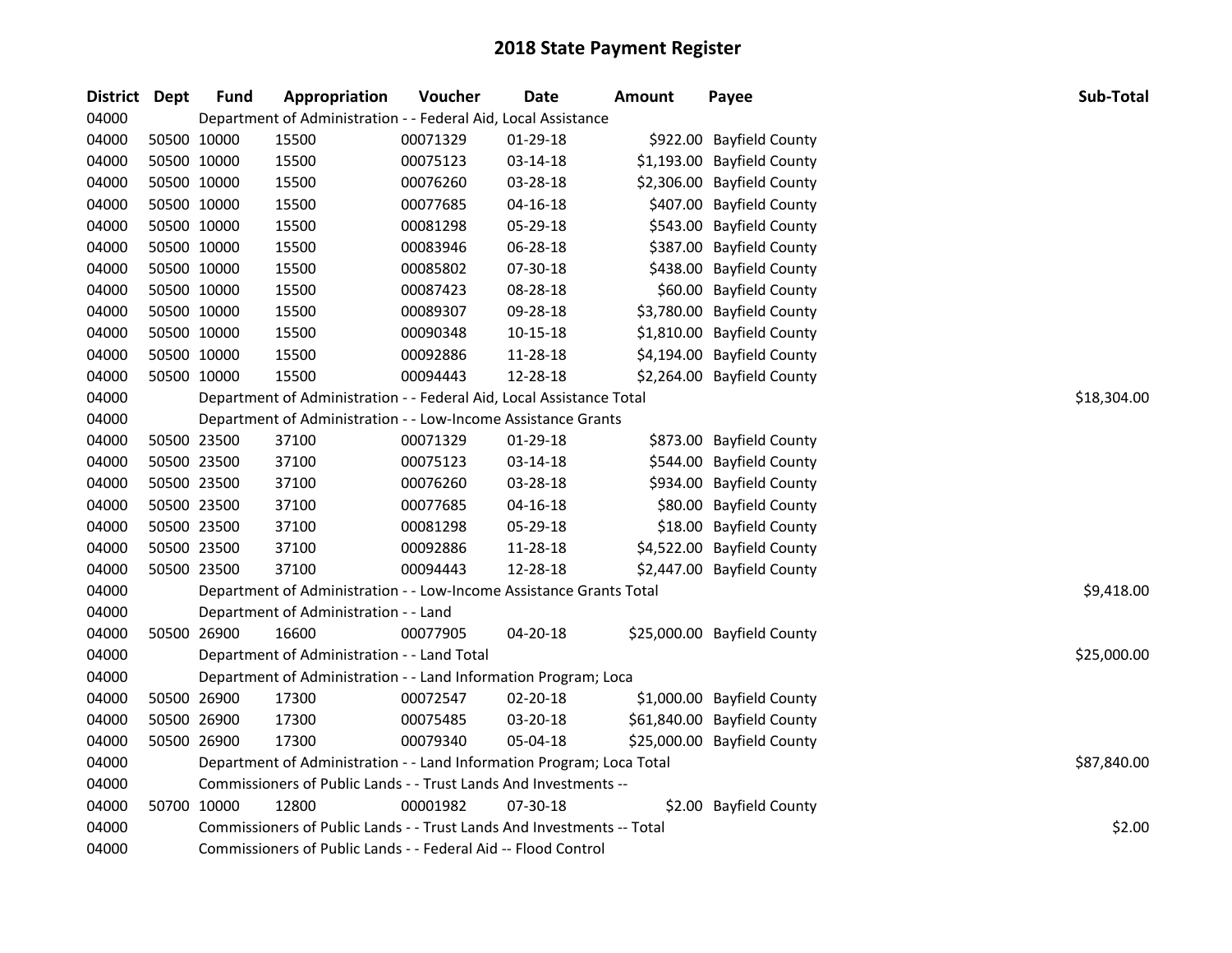# 2018 State Payment Register

| District | Dept | Fund | Appropriation | Voucher | Date | Amount | Payee | Sub-Total |
|---|---|---|---|---|---|---|---|---|
| 04000 | | Department of Administration - - Federal Aid, Local Assistance | | | | | | |
| 04000 | 50500 | 10000 | 15500 | 00071329 | 01-29-18 | $922.00 | Bayfield County | |
| 04000 | 50500 | 10000 | 15500 | 00075123 | 03-14-18 | $1,193.00 | Bayfield County | |
| 04000 | 50500 | 10000 | 15500 | 00076260 | 03-28-18 | $2,306.00 | Bayfield County | |
| 04000 | 50500 | 10000 | 15500 | 00077685 | 04-16-18 | $407.00 | Bayfield County | |
| 04000 | 50500 | 10000 | 15500 | 00081298 | 05-29-18 | $543.00 | Bayfield County | |
| 04000 | 50500 | 10000 | 15500 | 00083946 | 06-28-18 | $387.00 | Bayfield County | |
| 04000 | 50500 | 10000 | 15500 | 00085802 | 07-30-18 | $438.00 | Bayfield County | |
| 04000 | 50500 | 10000 | 15500 | 00087423 | 08-28-18 | $60.00 | Bayfield County | |
| 04000 | 50500 | 10000 | 15500 | 00089307 | 09-28-18 | $3,780.00 | Bayfield County | |
| 04000 | 50500 | 10000 | 15500 | 00090348 | 10-15-18 | $1,810.00 | Bayfield County | |
| 04000 | 50500 | 10000 | 15500 | 00092886 | 11-28-18 | $4,194.00 | Bayfield County | |
| 04000 | 50500 | 10000 | 15500 | 00094443 | 12-28-18 | $2,264.00 | Bayfield County | |
| 04000 | | Department of Administration - - Federal Aid, Local Assistance Total | | | | | | $18,304.00 |
| 04000 | | Department of Administration - - Low-Income Assistance Grants | | | | | | |
| 04000 | 50500 | 23500 | 37100 | 00071329 | 01-29-18 | $873.00 | Bayfield County | |
| 04000 | 50500 | 23500 | 37100 | 00075123 | 03-14-18 | $544.00 | Bayfield County | |
| 04000 | 50500 | 23500 | 37100 | 00076260 | 03-28-18 | $934.00 | Bayfield County | |
| 04000 | 50500 | 23500 | 37100 | 00077685 | 04-16-18 | $80.00 | Bayfield County | |
| 04000 | 50500 | 23500 | 37100 | 00081298 | 05-29-18 | $18.00 | Bayfield County | |
| 04000 | 50500 | 23500 | 37100 | 00092886 | 11-28-18 | $4,522.00 | Bayfield County | |
| 04000 | 50500 | 23500 | 37100 | 00094443 | 12-28-18 | $2,447.00 | Bayfield County | |
| 04000 | | Department of Administration - - Low-Income Assistance Grants Total | | | | | | $9,418.00 |
| 04000 | | Department of Administration - - Land | | | | | | |
| 04000 | 50500 | 26900 | 16600 | 00077905 | 04-20-18 | $25,000.00 | Bayfield County | |
| 04000 | | Department of Administration - - Land Total | | | | | | $25,000.00 |
| 04000 | | Department of Administration - - Land Information Program; Loca | | | | | | |
| 04000 | 50500 | 26900 | 17300 | 00072547 | 02-20-18 | $1,000.00 | Bayfield County | |
| 04000 | 50500 | 26900 | 17300 | 00075485 | 03-20-18 | $61,840.00 | Bayfield County | |
| 04000 | 50500 | 26900 | 17300 | 00079340 | 05-04-18 | $25,000.00 | Bayfield County | |
| 04000 | | Department of Administration - - Land Information Program; Loca Total | | | | | | $87,840.00 |
| 04000 | | Commissioners of Public Lands - - Trust Lands And Investments -- | | | | | | |
| 04000 | 50700 | 10000 | 12800 | 00001982 | 07-30-18 | $2.00 | Bayfield County | |
| 04000 | | Commissioners of Public Lands - - Trust Lands And Investments -- Total | | | | | | $2.00 |
| 04000 | | Commissioners of Public Lands - - Federal Aid -- Flood Control | | | | | | |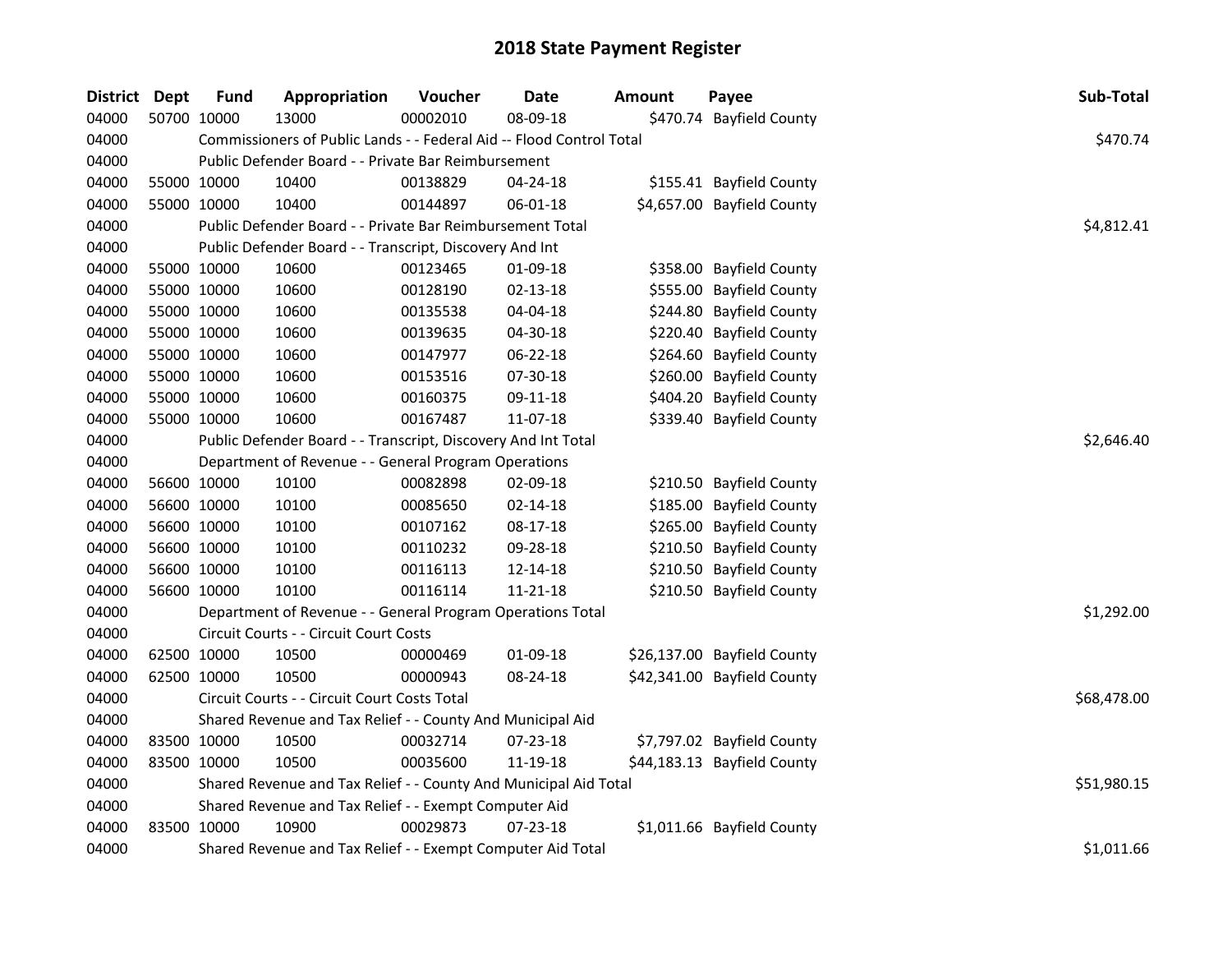# 2018 State Payment Register

| District | Dept | Fund | Appropriation | Voucher | Date | Amount | Payee | Sub-Total |
|---|---|---|---|---|---|---|---|---|
| 04000 | 50700 | 10000 | 13000 | 00002010 | 08-09-18 | $470.74 | Bayfield County | |
| 04000 | | Commissioners of Public Lands - - Federal Aid -- Flood Control Total | | | | | | $470.74 |
| 04000 | | Public Defender Board - - Private Bar Reimbursement | | | | | | |
| 04000 | 55000 | 10000 | 10400 | 00138829 | 04-24-18 | $155.41 | Bayfield County | |
| 04000 | 55000 | 10000 | 10400 | 00144897 | 06-01-18 | $4,657.00 | Bayfield County | |
| 04000 | | Public Defender Board - - Private Bar Reimbursement Total | | | | | | $4,812.41 |
| 04000 | | Public Defender Board - - Transcript, Discovery And Int | | | | | | |
| 04000 | 55000 | 10000 | 10600 | 00123465 | 01-09-18 | $358.00 | Bayfield County | |
| 04000 | 55000 | 10000 | 10600 | 00128190 | 02-13-18 | $555.00 | Bayfield County | |
| 04000 | 55000 | 10000 | 10600 | 00135538 | 04-04-18 | $244.80 | Bayfield County | |
| 04000 | 55000 | 10000 | 10600 | 00139635 | 04-30-18 | $220.40 | Bayfield County | |
| 04000 | 55000 | 10000 | 10600 | 00147977 | 06-22-18 | $264.60 | Bayfield County | |
| 04000 | 55000 | 10000 | 10600 | 00153516 | 07-30-18 | $260.00 | Bayfield County | |
| 04000 | 55000 | 10000 | 10600 | 00160375 | 09-11-18 | $404.20 | Bayfield County | |
| 04000 | 55000 | 10000 | 10600 | 00167487 | 11-07-18 | $339.40 | Bayfield County | |
| 04000 | | Public Defender Board - - Transcript, Discovery And Int Total | | | | | | $2,646.40 |
| 04000 | | Department of Revenue - - General Program Operations | | | | | | |
| 04000 | 56600 | 10000 | 10100 | 00082898 | 02-09-18 | $210.50 | Bayfield County | |
| 04000 | 56600 | 10000 | 10100 | 00085650 | 02-14-18 | $185.00 | Bayfield County | |
| 04000 | 56600 | 10000 | 10100 | 00107162 | 08-17-18 | $265.00 | Bayfield County | |
| 04000 | 56600 | 10000 | 10100 | 00110232 | 09-28-18 | $210.50 | Bayfield County | |
| 04000 | 56600 | 10000 | 10100 | 00116113 | 12-14-18 | $210.50 | Bayfield County | |
| 04000 | 56600 | 10000 | 10100 | 00116114 | 11-21-18 | $210.50 | Bayfield County | |
| 04000 | | Department of Revenue - - General Program Operations Total | | | | | | $1,292.00 |
| 04000 | | Circuit Courts - - Circuit Court Costs | | | | | | |
| 04000 | 62500 | 10000 | 10500 | 00000469 | 01-09-18 | $26,137.00 | Bayfield County | |
| 04000 | 62500 | 10000 | 10500 | 00000943 | 08-24-18 | $42,341.00 | Bayfield County | |
| 04000 | | Circuit Courts - - Circuit Court Costs Total | | | | | | $68,478.00 |
| 04000 | | Shared Revenue and Tax Relief - - County And Municipal Aid | | | | | | |
| 04000 | 83500 | 10000 | 10500 | 00032714 | 07-23-18 | $7,797.02 | Bayfield County | |
| 04000 | 83500 | 10000 | 10500 | 00035600 | 11-19-18 | $44,183.13 | Bayfield County | |
| 04000 | | Shared Revenue and Tax Relief - - County And Municipal Aid Total | | | | | | $51,980.15 |
| 04000 | | Shared Revenue and Tax Relief - - Exempt Computer Aid | | | | | | |
| 04000 | 83500 | 10000 | 10900 | 00029873 | 07-23-18 | $1,011.66 | Bayfield County | |
| 04000 | | Shared Revenue and Tax Relief - - Exempt Computer Aid Total | | | | | | $1,011.66 |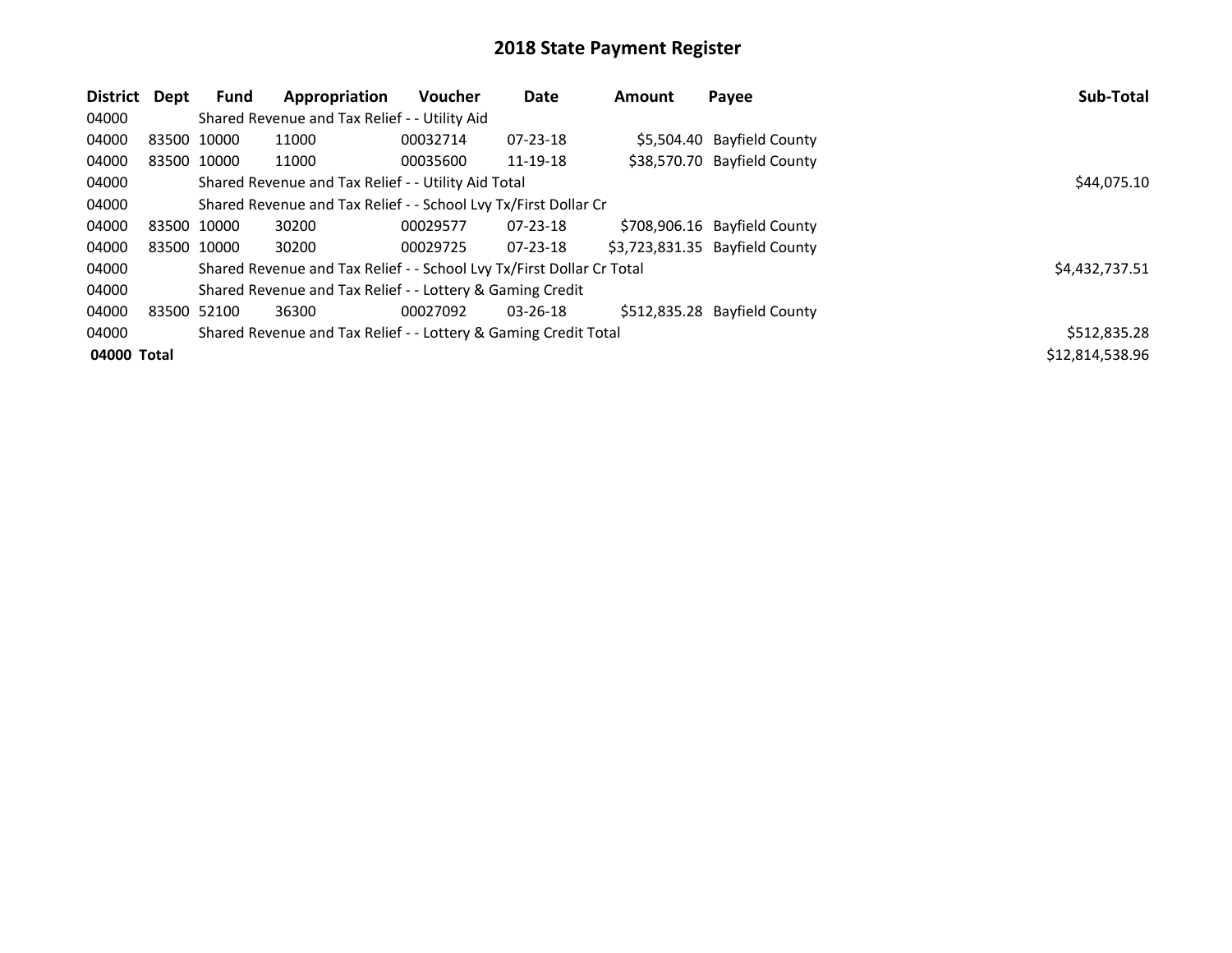# 2018 State Payment Register

| District | Dept | Fund | Appropriation | Voucher | Date | Amount | Payee | Sub-Total |
|---|---|---|---|---|---|---|---|---|
| 04000 | | Shared Revenue and Tax Relief - - Utility Aid | | | | | | |
| 04000 | 83500 | 10000 | 11000 | 00032714 | 07-23-18 | $5,504.40 | Bayfield County | |
| 04000 | 83500 | 10000 | 11000 | 00035600 | 11-19-18 | $38,570.70 | Bayfield County | |
| 04000 | | Shared Revenue and Tax Relief - - Utility Aid Total | | | | | | $44,075.10 |
| 04000 | | Shared Revenue and Tax Relief - - School Lvy Tx/First Dollar Cr | | | | | | |
| 04000 | 83500 | 10000 | 30200 | 00029577 | 07-23-18 | $708,906.16 | Bayfield County | |
| 04000 | 83500 | 10000 | 30200 | 00029725 | 07-23-18 | $3,723,831.35 | Bayfield County | |
| 04000 | | Shared Revenue and Tax Relief - - School Lvy Tx/First Dollar Cr Total | | | | | | $4,432,737.51 |
| 04000 | | Shared Revenue and Tax Relief - - Lottery & Gaming Credit | | | | | | |
| 04000 | 83500 | 52100 | 36300 | 00027092 | 03-26-18 | $512,835.28 | Bayfield County | |
| 04000 | | Shared Revenue and Tax Relief - - Lottery & Gaming Credit Total | | | | | | $512,835.28 |
| **04000** | **Total** | | | | | | | $12,814,538.96 |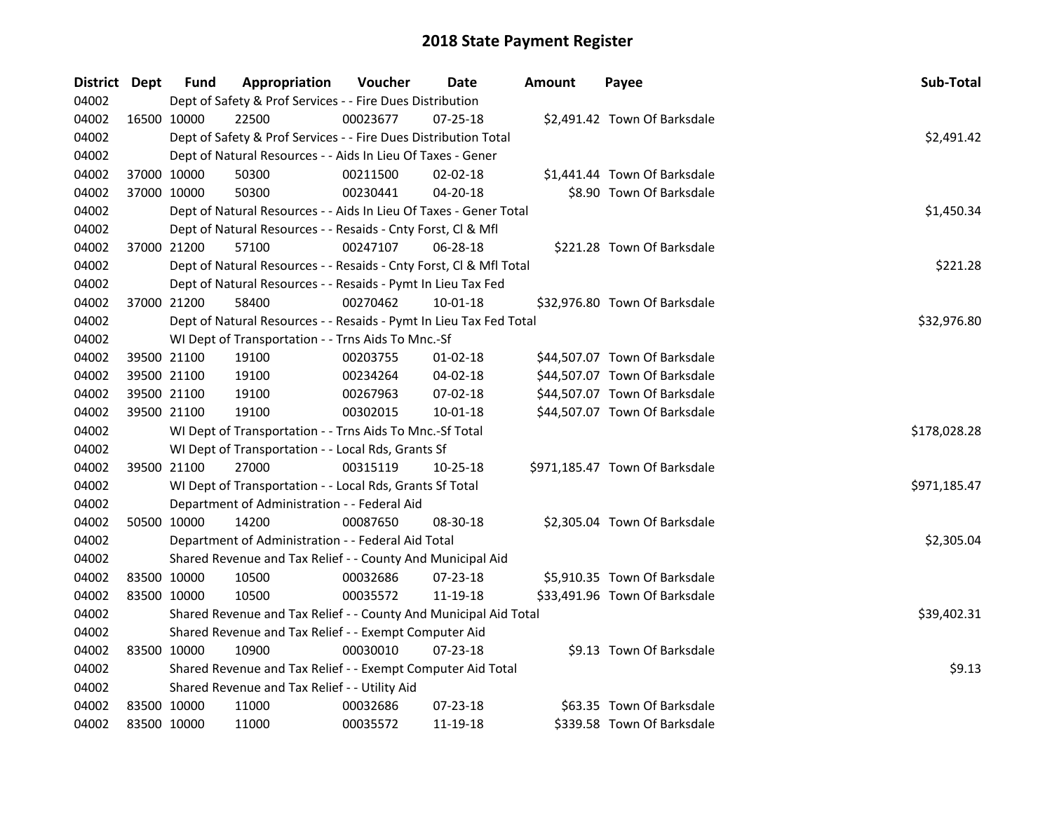# 2018 State Payment Register

| District | Dept | Fund | Appropriation | Voucher | Date | Amount | Payee | Sub-Total |
|---|---|---|---|---|---|---|---|---|
| 04002 | | Dept of Safety & Prof Services - - Fire Dues Distribution | | | | | | |
| 04002 | 16500 | 10000 | 22500 | 00023677 | 07-25-18 | $2,491.42 | Town Of Barksdale | |
| 04002 | | Dept of Safety & Prof Services - - Fire Dues Distribution Total | | | | | | $2,491.42 |
| 04002 | | Dept of Natural Resources - - Aids In Lieu Of Taxes - Gener | | | | | | |
| 04002 | 37000 | 10000 | 50300 | 00211500 | 02-02-18 | $1,441.44 | Town Of Barksdale | |
| 04002 | 37000 | 10000 | 50300 | 00230441 | 04-20-18 | $8.90 | Town Of Barksdale | |
| 04002 | | Dept of Natural Resources - - Aids In Lieu Of Taxes - Gener Total | | | | | | $1,450.34 |
| 04002 | | Dept of Natural Resources - - Resaids - Cnty Forst, Cl & Mfl | | | | | | |
| 04002 | 37000 | 21200 | 57100 | 00247107 | 06-28-18 | $221.28 | Town Of Barksdale | |
| 04002 | | Dept of Natural Resources - - Resaids - Cnty Forst, Cl & Mfl Total | | | | | | $221.28 |
| 04002 | | Dept of Natural Resources - - Resaids - Pymt In Lieu Tax Fed | | | | | | |
| 04002 | 37000 | 21200 | 58400 | 00270462 | 10-01-18 | $32,976.80 | Town Of Barksdale | |
| 04002 | | Dept of Natural Resources - - Resaids - Pymt In Lieu Tax Fed Total | | | | | | $32,976.80 |
| 04002 | | WI Dept of Transportation - - Trns Aids To Mnc.-Sf | | | | | | |
| 04002 | 39500 | 21100 | 19100 | 00203755 | 01-02-18 | $44,507.07 | Town Of Barksdale | |
| 04002 | 39500 | 21100 | 19100 | 00234264 | 04-02-18 | $44,507.07 | Town Of Barksdale | |
| 04002 | 39500 | 21100 | 19100 | 00267963 | 07-02-18 | $44,507.07 | Town Of Barksdale | |
| 04002 | 39500 | 21100 | 19100 | 00302015 | 10-01-18 | $44,507.07 | Town Of Barksdale | |
| 04002 | | WI Dept of Transportation - - Trns Aids To Mnc.-Sf Total | | | | | | $178,028.28 |
| 04002 | | WI Dept of Transportation - - Local Rds, Grants Sf | | | | | | |
| 04002 | 39500 | 21100 | 27000 | 00315119 | 10-25-18 | $971,185.47 | Town Of Barksdale | |
| 04002 | | WI Dept of Transportation - - Local Rds, Grants Sf Total | | | | | | $971,185.47 |
| 04002 | | Department of Administration - - Federal Aid | | | | | | |
| 04002 | 50500 | 10000 | 14200 | 00087650 | 08-30-18 | $2,305.04 | Town Of Barksdale | |
| 04002 | | Department of Administration - - Federal Aid Total | | | | | | $2,305.04 |
| 04002 | | Shared Revenue and Tax Relief - - County And Municipal Aid | | | | | | |
| 04002 | 83500 | 10000 | 10500 | 00032686 | 07-23-18 | $5,910.35 | Town Of Barksdale | |
| 04002 | 83500 | 10000 | 10500 | 00035572 | 11-19-18 | $33,491.96 | Town Of Barksdale | |
| 04002 | | Shared Revenue and Tax Relief - - County And Municipal Aid Total | | | | | | $39,402.31 |
| 04002 | | Shared Revenue and Tax Relief - - Exempt Computer Aid | | | | | | |
| 04002 | 83500 | 10000 | 10900 | 00030010 | 07-23-18 | $9.13 | Town Of Barksdale | |
| 04002 | | Shared Revenue and Tax Relief - - Exempt Computer Aid Total | | | | | | $9.13 |
| 04002 | | Shared Revenue and Tax Relief - - Utility Aid | | | | | | |
| 04002 | 83500 | 10000 | 11000 | 00032686 | 07-23-18 | $63.35 | Town Of Barksdale | |
| 04002 | 83500 | 10000 | 11000 | 00035572 | 11-19-18 | $339.58 | Town Of Barksdale | |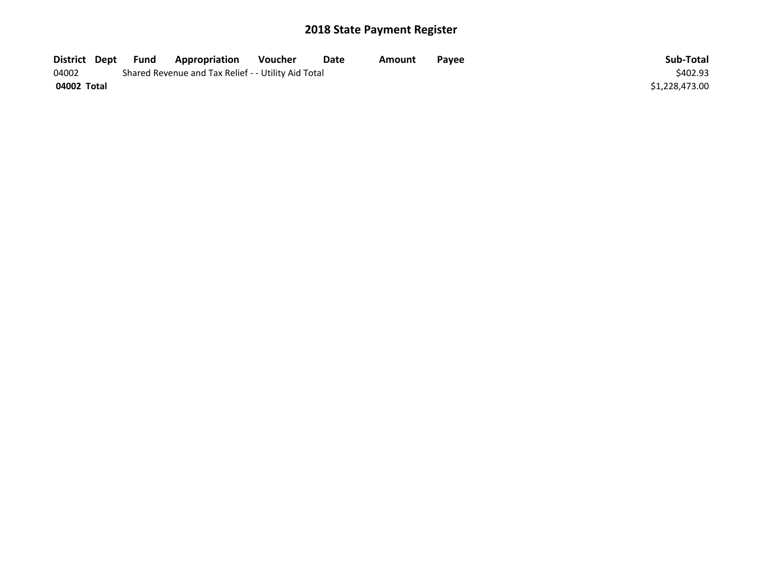# 2018 State Payment Register

| District | Dept | Fund | Appropriation | Voucher | Date | Amount | Payee | Sub-Total |
|---|---|---|---|---|---|---|---|---|
| 04002 | | Shared Revenue and Tax Relief - - Utility Aid Total | | | | | | $402.93 |
| **04002 Total** | | | | | | | | $1,228,473.00 |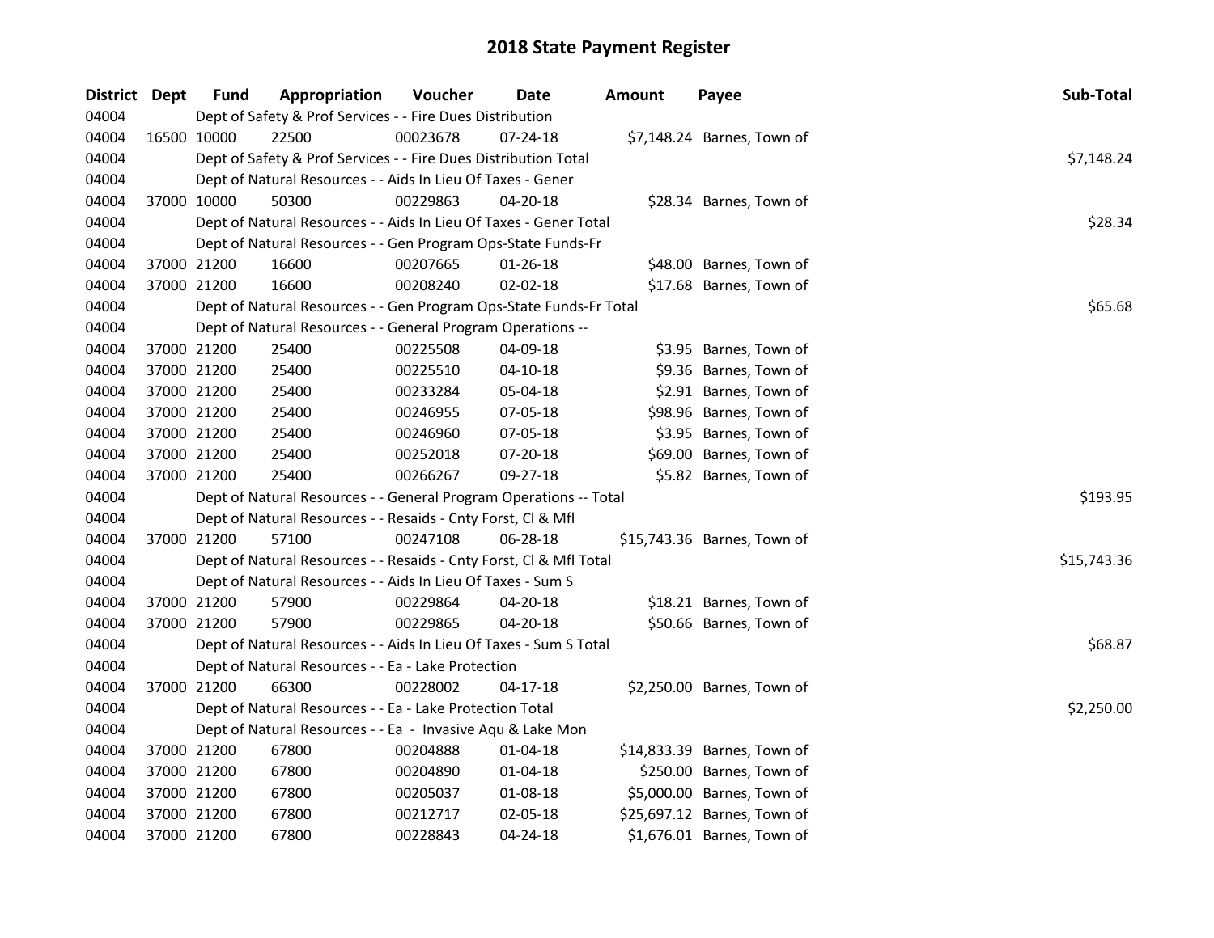# 2018 State Payment Register

| District | Dept | Fund | Appropriation | Voucher | Date | Amount | Payee | Sub-Total |
|---|---|---|---|---|---|---|---|---|
| 04004 | | Dept of Safety & Prof Services - - Fire Dues Distribution | | | | | | |
| 04004 | 16500 | 10000 | 22500 | 00023678 | 07-24-18 | $7,148.24 | Barnes, Town of | |
| 04004 | | Dept of Safety & Prof Services - - Fire Dues Distribution Total | | | | | | $7,148.24 |
| 04004 | | Dept of Natural Resources - - Aids In Lieu Of Taxes - Gener | | | | | | |
| 04004 | 37000 | 10000 | 50300 | 00229863 | 04-20-18 | $28.34 | Barnes, Town of | |
| 04004 | | Dept of Natural Resources - - Aids In Lieu Of Taxes - Gener Total | | | | | | $28.34 |
| 04004 | | Dept of Natural Resources - - Gen Program Ops-State Funds-Fr | | | | | | |
| 04004 | 37000 | 21200 | 16600 | 00207665 | 01-26-18 | $48.00 | Barnes, Town of | |
| 04004 | 37000 | 21200 | 16600 | 00208240 | 02-02-18 | $17.68 | Barnes, Town of | |
| 04004 | | Dept of Natural Resources - - Gen Program Ops-State Funds-Fr Total | | | | | | $65.68 |
| 04004 | | Dept of Natural Resources - - General Program Operations -- | | | | | | |
| 04004 | 37000 | 21200 | 25400 | 00225508 | 04-09-18 | $3.95 | Barnes, Town of | |
| 04004 | 37000 | 21200 | 25400 | 00225510 | 04-10-18 | $9.36 | Barnes, Town of | |
| 04004 | 37000 | 21200 | 25400 | 00233284 | 05-04-18 | $2.91 | Barnes, Town of | |
| 04004 | 37000 | 21200 | 25400 | 00246955 | 07-05-18 | $98.96 | Barnes, Town of | |
| 04004 | 37000 | 21200 | 25400 | 00246960 | 07-05-18 | $3.95 | Barnes, Town of | |
| 04004 | 37000 | 21200 | 25400 | 00252018 | 07-20-18 | $69.00 | Barnes, Town of | |
| 04004 | 37000 | 21200 | 25400 | 00266267 | 09-27-18 | $5.82 | Barnes, Town of | |
| 04004 | | Dept of Natural Resources - - General Program Operations -- Total | | | | | | $193.95 |
| 04004 | | Dept of Natural Resources - - Resaids - Cnty Forst, Cl & Mfl | | | | | | |
| 04004 | 37000 | 21200 | 57100 | 00247108 | 06-28-18 | $15,743.36 | Barnes, Town of | |
| 04004 | | Dept of Natural Resources - - Resaids - Cnty Forst, Cl & Mfl Total | | | | | | $15,743.36 |
| 04004 | | Dept of Natural Resources - - Aids In Lieu Of Taxes - Sum S | | | | | | |
| 04004 | 37000 | 21200 | 57900 | 00229864 | 04-20-18 | $18.21 | Barnes, Town of | |
| 04004 | 37000 | 21200 | 57900 | 00229865 | 04-20-18 | $50.66 | Barnes, Town of | |
| 04004 | | Dept of Natural Resources - - Aids In Lieu Of Taxes - Sum S Total | | | | | | $68.87 |
| 04004 | | Dept of Natural Resources - - Ea - Lake Protection | | | | | | |
| 04004 | 37000 | 21200 | 66300 | 00228002 | 04-17-18 | $2,250.00 | Barnes, Town of | |
| 04004 | | Dept of Natural Resources - - Ea - Lake Protection Total | | | | | | $2,250.00 |
| 04004 | | Dept of Natural Resources - - Ea - Invasive Aqu & Lake Mon | | | | | | |
| 04004 | 37000 | 21200 | 67800 | 00204888 | 01-04-18 | $14,833.39 | Barnes, Town of | |
| 04004 | 37000 | 21200 | 67800 | 00204890 | 01-04-18 | $250.00 | Barnes, Town of | |
| 04004 | 37000 | 21200 | 67800 | 00205037 | 01-08-18 | $5,000.00 | Barnes, Town of | |
| 04004 | 37000 | 21200 | 67800 | 00212717 | 02-05-18 | $25,697.12 | Barnes, Town of | |
| 04004 | 37000 | 21200 | 67800 | 00228843 | 04-24-18 | $1,676.01 | Barnes, Town of | |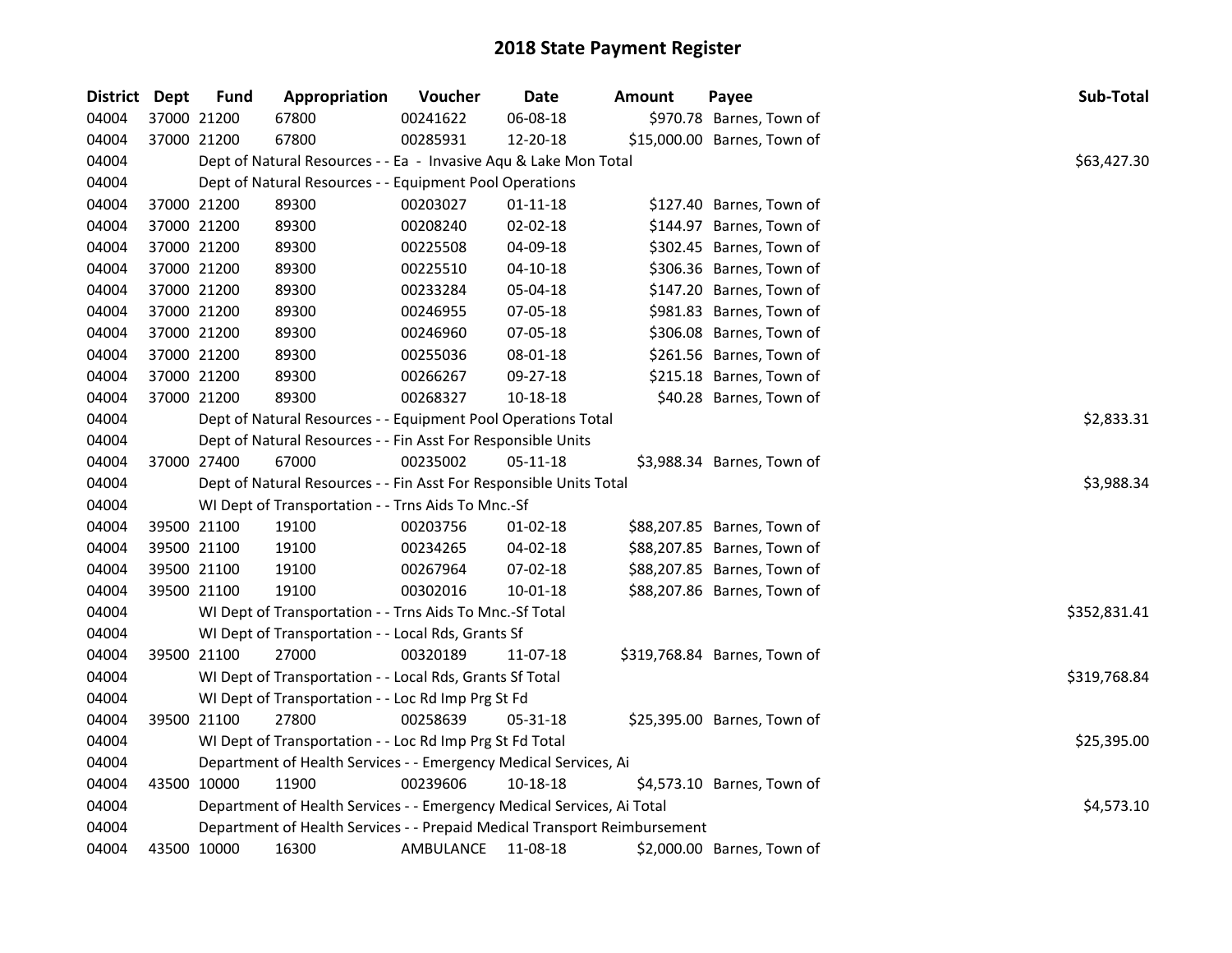# 2018 State Payment Register

| District | Dept | Fund | Appropriation | Voucher | Date | Amount | Payee | Sub-Total |
|---|---|---|---|---|---|---|---|---|
| 04004 | 37000 | 21200 | 67800 | 00241622 | 06-08-18 | $970.78 | Barnes, Town of | |
| 04004 | 37000 | 21200 | 67800 | 00285931 | 12-20-18 | $15,000.00 | Barnes, Town of | |
| 04004 | | | Dept of Natural Resources - - Ea - Invasive Aqu & Lake Mon Total | | | | | $63,427.30 |
| 04004 | | | Dept of Natural Resources - - Equipment Pool Operations | | | | | |
| 04004 | 37000 | 21200 | 89300 | 00203027 | 01-11-18 | $127.40 | Barnes, Town of | |
| 04004 | 37000 | 21200 | 89300 | 00208240 | 02-02-18 | $144.97 | Barnes, Town of | |
| 04004 | 37000 | 21200 | 89300 | 00225508 | 04-09-18 | $302.45 | Barnes, Town of | |
| 04004 | 37000 | 21200 | 89300 | 00225510 | 04-10-18 | $306.36 | Barnes, Town of | |
| 04004 | 37000 | 21200 | 89300 | 00233284 | 05-04-18 | $147.20 | Barnes, Town of | |
| 04004 | 37000 | 21200 | 89300 | 00246955 | 07-05-18 | $981.83 | Barnes, Town of | |
| 04004 | 37000 | 21200 | 89300 | 00246960 | 07-05-18 | $306.08 | Barnes, Town of | |
| 04004 | 37000 | 21200 | 89300 | 00255036 | 08-01-18 | $261.56 | Barnes, Town of | |
| 04004 | 37000 | 21200 | 89300 | 00266267 | 09-27-18 | $215.18 | Barnes, Town of | |
| 04004 | 37000 | 21200 | 89300 | 00268327 | 10-18-18 | $40.28 | Barnes, Town of | |
| 04004 | | | Dept of Natural Resources - - Equipment Pool Operations Total | | | | | $2,833.31 |
| 04004 | | | Dept of Natural Resources - - Fin Asst For Responsible Units | | | | | |
| 04004 | 37000 | 27400 | 67000 | 00235002 | 05-11-18 | $3,988.34 | Barnes, Town of | |
| 04004 | | | Dept of Natural Resources - - Fin Asst For Responsible Units Total | | | | | $3,988.34 |
| 04004 | | | WI Dept of Transportation - - Trns Aids To Mnc.-Sf | | | | | |
| 04004 | 39500 | 21100 | 19100 | 00203756 | 01-02-18 | $88,207.85 | Barnes, Town of | |
| 04004 | 39500 | 21100 | 19100 | 00234265 | 04-02-18 | $88,207.85 | Barnes, Town of | |
| 04004 | 39500 | 21100 | 19100 | 00267964 | 07-02-18 | $88,207.85 | Barnes, Town of | |
| 04004 | 39500 | 21100 | 19100 | 00302016 | 10-01-18 | $88,207.86 | Barnes, Town of | |
| 04004 | | | WI Dept of Transportation - - Trns Aids To Mnc.-Sf Total | | | | | $352,831.41 |
| 04004 | | | WI Dept of Transportation - - Local Rds, Grants Sf | | | | | |
| 04004 | 39500 | 21100 | 27000 | 00320189 | 11-07-18 | $319,768.84 | Barnes, Town of | |
| 04004 | | | WI Dept of Transportation - - Local Rds, Grants Sf Total | | | | | $319,768.84 |
| 04004 | | | WI Dept of Transportation - - Loc Rd Imp Prg St Fd | | | | | |
| 04004 | 39500 | 21100 | 27800 | 00258639 | 05-31-18 | $25,395.00 | Barnes, Town of | |
| 04004 | | | WI Dept of Transportation - - Loc Rd Imp Prg St Fd Total | | | | | $25,395.00 |
| 04004 | | | Department of Health Services - - Emergency Medical Services, Ai | | | | | |
| 04004 | 43500 | 10000 | 11900 | 00239606 | 10-18-18 | $4,573.10 | Barnes, Town of | |
| 04004 | | | Department of Health Services - - Emergency Medical Services, Ai Total | | | | | $4,573.10 |
| 04004 | | | Department of Health Services - - Prepaid Medical Transport Reimbursement | | | | | |
| 04004 | 43500 | 10000 | 16300 | AMBULANCE | 11-08-18 | $2,000.00 | Barnes, Town of | |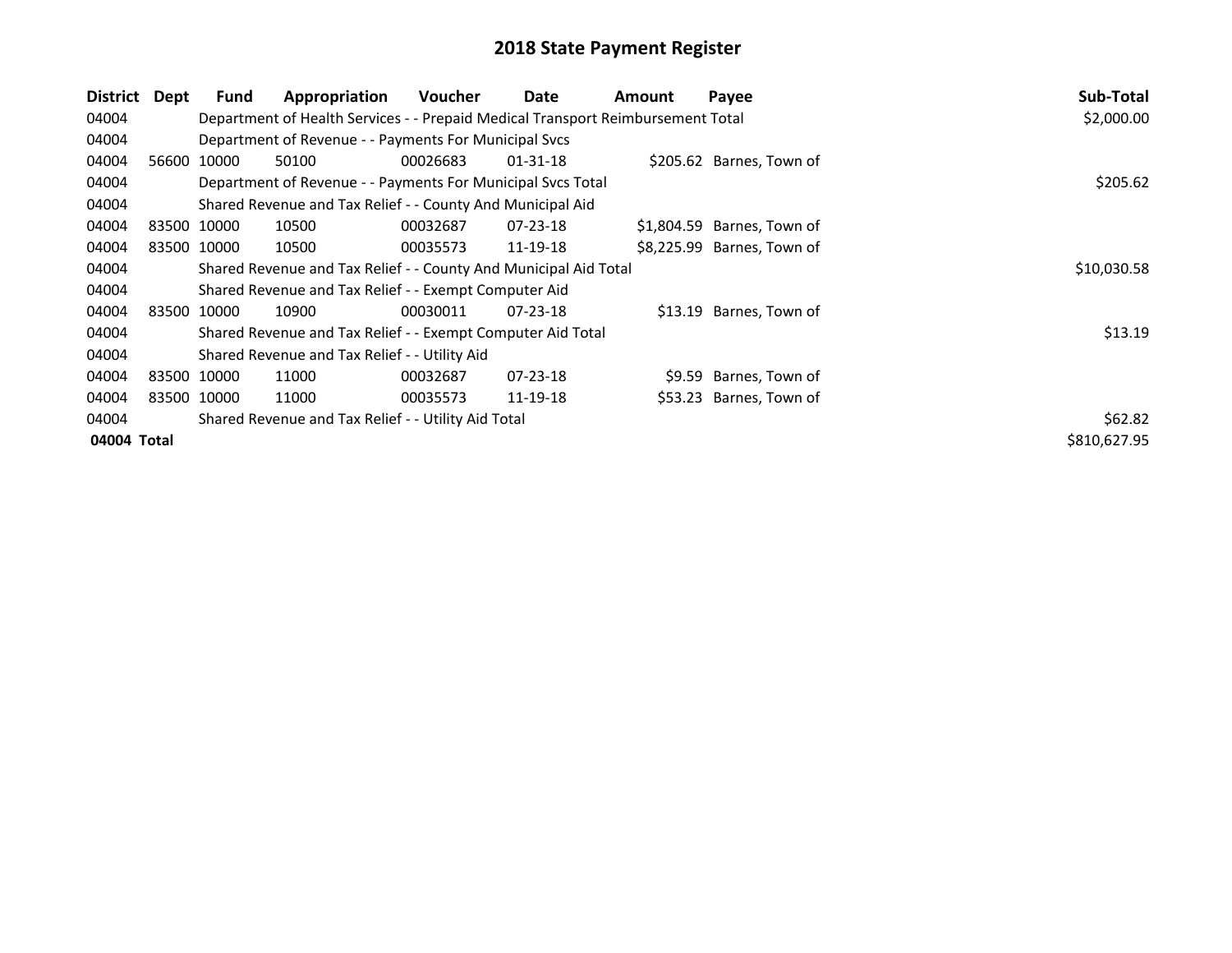# 2018 State Payment Register

| District | Dept | Fund | Appropriation | Voucher | Date | Amount | Payee | Sub-Total |
|---|---|---|---|---|---|---|---|---|
| 04004 | | Department of Health Services - - Prepaid Medical Transport Reimbursement Total | | | | | | $2,000.00 |
| 04004 | | Department of Revenue - - Payments For Municipal Svcs | | | | | | |
| 04004 | 56600 | 10000 | 50100 | 00026683 | 01-31-18 | $205.62 | Barnes, Town of | |
| 04004 | | Department of Revenue - - Payments For Municipal Svcs Total | | | | | | $205.62 |
| 04004 | | Shared Revenue and Tax Relief - - County And Municipal Aid | | | | | | |
| 04004 | 83500 | 10000 | 10500 | 00032687 | 07-23-18 | $1,804.59 | Barnes, Town of | |
| 04004 | 83500 | 10000 | 10500 | 00035573 | 11-19-18 | $8,225.99 | Barnes, Town of | |
| 04004 | | Shared Revenue and Tax Relief - - County And Municipal Aid Total | | | | | | $10,030.58 |
| 04004 | | Shared Revenue and Tax Relief - - Exempt Computer Aid | | | | | | |
| 04004 | 83500 | 10000 | 10900 | 00030011 | 07-23-18 | $13.19 | Barnes, Town of | |
| 04004 | | Shared Revenue and Tax Relief - - Exempt Computer Aid Total | | | | | | $13.19 |
| 04004 | | Shared Revenue and Tax Relief - - Utility Aid | | | | | | |
| 04004 | 83500 | 10000 | 11000 | 00032687 | 07-23-18 | $9.59 | Barnes, Town of | |
| 04004 | 83500 | 10000 | 11000 | 00035573 | 11-19-18 | $53.23 | Barnes, Town of | |
| 04004 | | Shared Revenue and Tax Relief - - Utility Aid Total | | | | | | $62.82 |
| **04004 Total** | | | | | | | | $810,627.95 |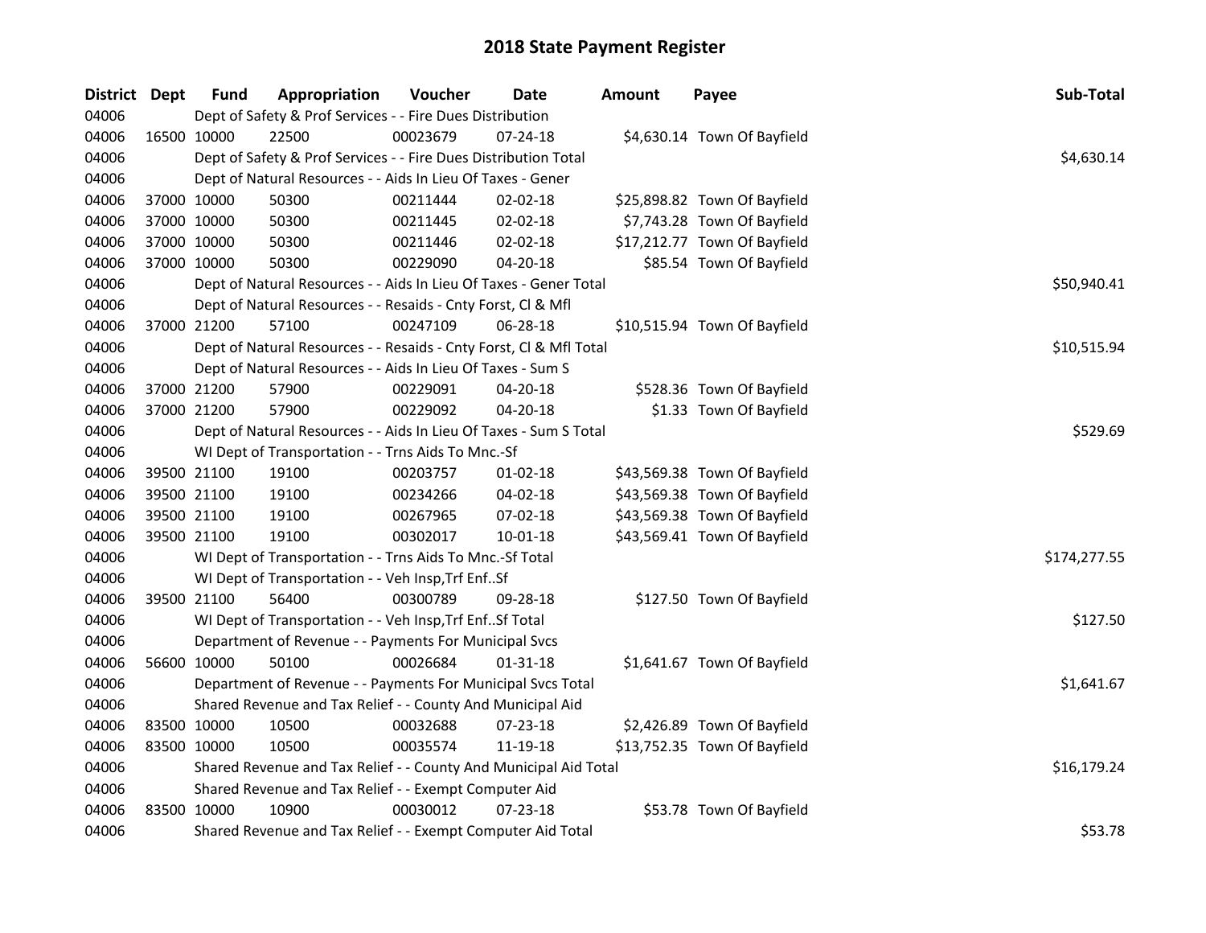# 2018 State Payment Register

| District | Dept | Fund | Appropriation | Voucher | Date | Amount | Payee | Sub-Total |
|---|---|---|---|---|---|---|---|---|
| 04006 | | Dept of Safety & Prof Services - - Fire Dues Distribution | | | | | | |
| 04006 | 16500 | 10000 | 22500 | 00023679 | 07-24-18 | $4,630.14 | Town Of Bayfield | |
| 04006 | | Dept of Safety & Prof Services - - Fire Dues Distribution Total | | | | | | $4,630.14 |
| 04006 | | Dept of Natural Resources - - Aids In Lieu Of Taxes - Gener | | | | | | |
| 04006 | 37000 | 10000 | 50300 | 00211444 | 02-02-18 | $25,898.82 | Town Of Bayfield | |
| 04006 | 37000 | 10000 | 50300 | 00211445 | 02-02-18 | $7,743.28 | Town Of Bayfield | |
| 04006 | 37000 | 10000 | 50300 | 00211446 | 02-02-18 | $17,212.77 | Town Of Bayfield | |
| 04006 | 37000 | 10000 | 50300 | 00229090 | 04-20-18 | $85.54 | Town Of Bayfield | |
| 04006 | | Dept of Natural Resources - - Aids In Lieu Of Taxes - Gener Total | | | | | | $50,940.41 |
| 04006 | | Dept of Natural Resources - - Resaids - Cnty Forst, Cl & Mfl | | | | | | |
| 04006 | 37000 | 21200 | 57100 | 00247109 | 06-28-18 | $10,515.94 | Town Of Bayfield | |
| 04006 | | Dept of Natural Resources - - Resaids - Cnty Forst, Cl & Mfl Total | | | | | | $10,515.94 |
| 04006 | | Dept of Natural Resources - - Aids In Lieu Of Taxes - Sum S | | | | | | |
| 04006 | 37000 | 21200 | 57900 | 00229091 | 04-20-18 | $528.36 | Town Of Bayfield | |
| 04006 | 37000 | 21200 | 57900 | 00229092 | 04-20-18 | $1.33 | Town Of Bayfield | |
| 04006 | | Dept of Natural Resources - - Aids In Lieu Of Taxes - Sum S Total | | | | | | $529.69 |
| 04006 | | WI Dept of Transportation - - Trns Aids To Mnc.-Sf | | | | | | |
| 04006 | 39500 | 21100 | 19100 | 00203757 | 01-02-18 | $43,569.38 | Town Of Bayfield | |
| 04006 | 39500 | 21100 | 19100 | 00234266 | 04-02-18 | $43,569.38 | Town Of Bayfield | |
| 04006 | 39500 | 21100 | 19100 | 00267965 | 07-02-18 | $43,569.38 | Town Of Bayfield | |
| 04006 | 39500 | 21100 | 19100 | 00302017 | 10-01-18 | $43,569.41 | Town Of Bayfield | |
| 04006 | | WI Dept of Transportation - - Trns Aids To Mnc.-Sf Total | | | | | | $174,277.55 |
| 04006 | | WI Dept of Transportation - - Veh Insp,Trf Enf..Sf | | | | | | |
| 04006 | 39500 | 21100 | 56400 | 00300789 | 09-28-18 | $127.50 | Town Of Bayfield | |
| 04006 | | WI Dept of Transportation - - Veh Insp,Trf Enf..Sf Total | | | | | | $127.50 |
| 04006 | | Department of Revenue - - Payments For Municipal Svcs | | | | | | |
| 04006 | 56600 | 10000 | 50100 | 00026684 | 01-31-18 | $1,641.67 | Town Of Bayfield | |
| 04006 | | Department of Revenue - - Payments For Municipal Svcs Total | | | | | | $1,641.67 |
| 04006 | | Shared Revenue and Tax Relief - - County And Municipal Aid | | | | | | |
| 04006 | 83500 | 10000 | 10500 | 00032688 | 07-23-18 | $2,426.89 | Town Of Bayfield | |
| 04006 | 83500 | 10000 | 10500 | 00035574 | 11-19-18 | $13,752.35 | Town Of Bayfield | |
| 04006 | | Shared Revenue and Tax Relief - - County And Municipal Aid Total | | | | | | $16,179.24 |
| 04006 | | Shared Revenue and Tax Relief - - Exempt Computer Aid | | | | | | |
| 04006 | 83500 | 10000 | 10900 | 00030012 | 07-23-18 | $53.78 | Town Of Bayfield | |
| 04006 | | Shared Revenue and Tax Relief - - Exempt Computer Aid Total | | | | | | $53.78 |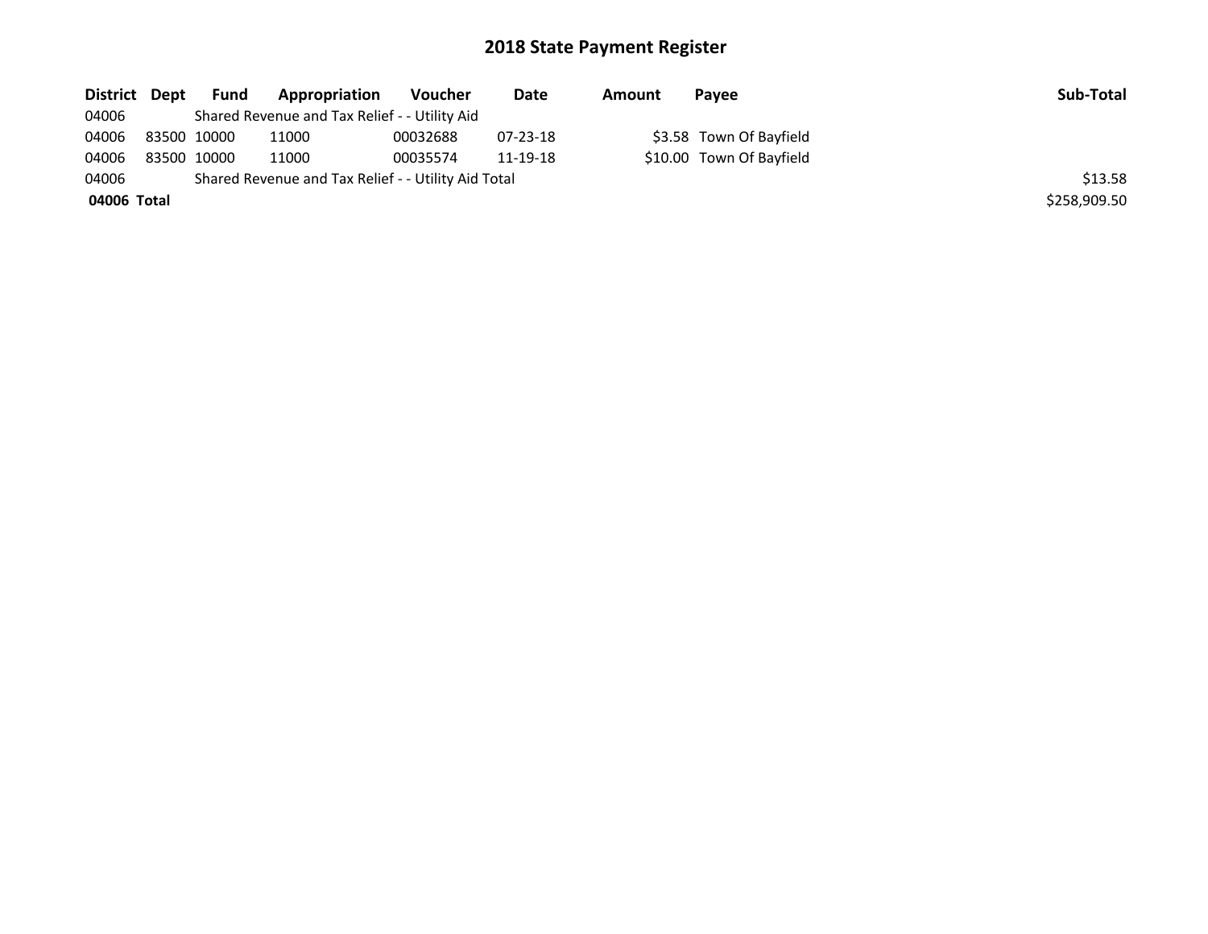# 2018 State Payment Register

| District | Dept | Fund | Appropriation | Voucher | Date | Amount | Payee | Sub-Total |
|---|---|---|---|---|---|---|---|---|
| 04006 | | Shared Revenue and Tax Relief - - Utility Aid | | | | | | |
| 04006 | 83500 | 10000 | 11000 | 00032688 | 07-23-18 | $3.58 | Town Of Bayfield | |
| 04006 | 83500 | 10000 | 11000 | 00035574 | 11-19-18 | $10.00 | Town Of Bayfield | |
| 04006 | | Shared Revenue and Tax Relief - - Utility Aid Total | | | | | | $13.58 |
| **04006** | **Total** | | | | | | | $258,909.50 |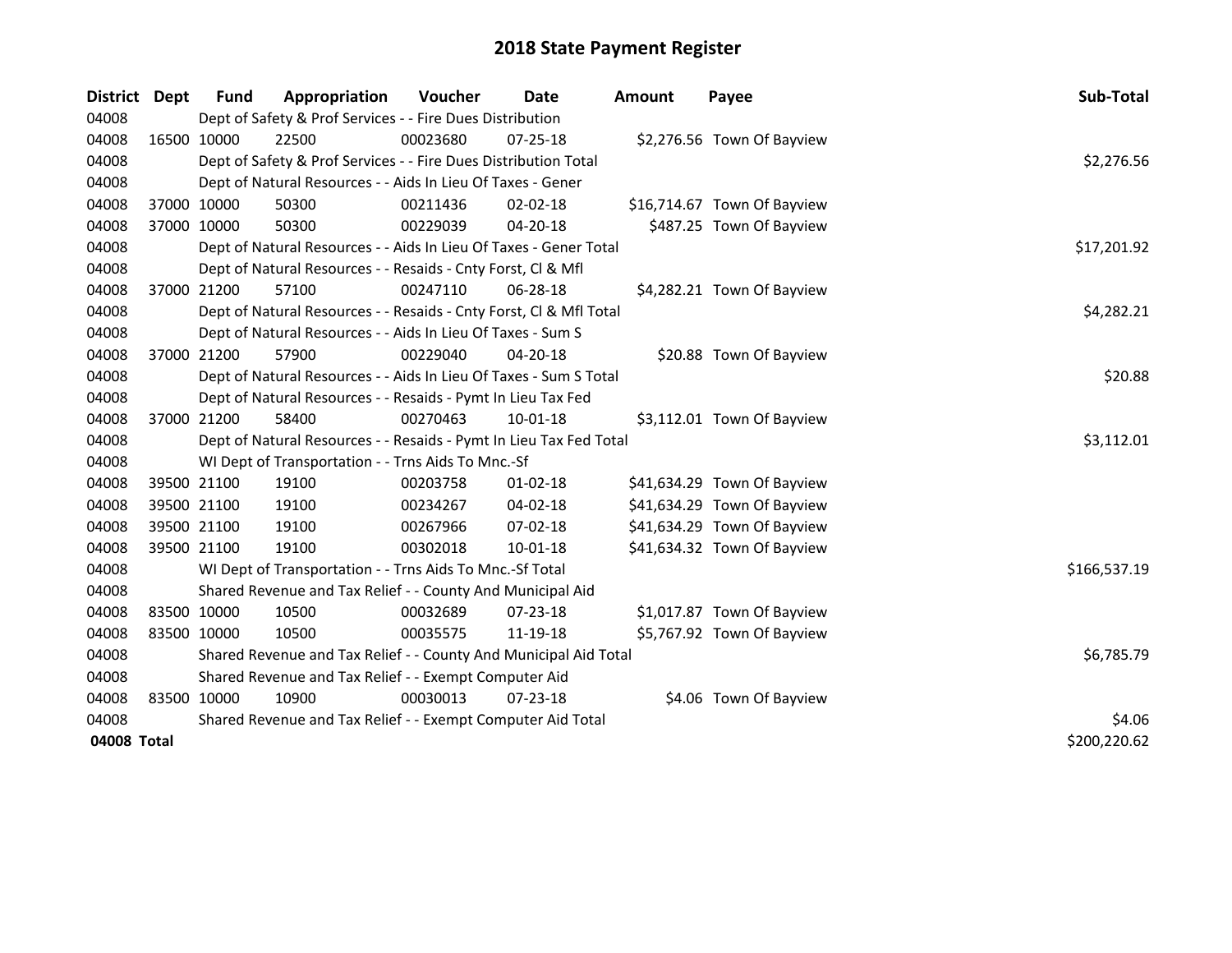# 2018 State Payment Register

| District | Dept | Fund | Appropriation | Voucher | Date | Amount | Payee | Sub-Total |
|---|---|---|---|---|---|---|---|---|
| 04008 | | Dept of Safety & Prof Services - - Fire Dues Distribution | | | | | | |
| 04008 | 16500 | 10000 | 22500 | 00023680 | 07-25-18 | $2,276.56 | Town Of Bayview | |
| 04008 | | Dept of Safety & Prof Services - - Fire Dues Distribution Total | | | | | | $2,276.56 |
| 04008 | | Dept of Natural Resources - - Aids In Lieu Of Taxes - Gener | | | | | | |
| 04008 | 37000 | 10000 | 50300 | 00211436 | 02-02-18 | $16,714.67 | Town Of Bayview | |
| 04008 | 37000 | 10000 | 50300 | 00229039 | 04-20-18 | $487.25 | Town Of Bayview | |
| 04008 | | Dept of Natural Resources - - Aids In Lieu Of Taxes - Gener Total | | | | | | $17,201.92 |
| 04008 | | Dept of Natural Resources - - Resaids - Cnty Forst, Cl & Mfl | | | | | | |
| 04008 | 37000 | 21200 | 57100 | 00247110 | 06-28-18 | $4,282.21 | Town Of Bayview | |
| 04008 | | Dept of Natural Resources - - Resaids - Cnty Forst, Cl & Mfl Total | | | | | | $4,282.21 |
| 04008 | | Dept of Natural Resources - - Aids In Lieu Of Taxes - Sum S | | | | | | |
| 04008 | 37000 | 21200 | 57900 | 00229040 | 04-20-18 | $20.88 | Town Of Bayview | |
| 04008 | | Dept of Natural Resources - - Aids In Lieu Of Taxes - Sum S Total | | | | | | $20.88 |
| 04008 | | Dept of Natural Resources - - Resaids - Pymt In Lieu Tax Fed | | | | | | |
| 04008 | 37000 | 21200 | 58400 | 00270463 | 10-01-18 | $3,112.01 | Town Of Bayview | |
| 04008 | | Dept of Natural Resources - - Resaids - Pymt In Lieu Tax Fed Total | | | | | | $3,112.01 |
| 04008 | | WI Dept of Transportation - - Trns Aids To Mnc.-Sf | | | | | | |
| 04008 | 39500 | 21100 | 19100 | 00203758 | 01-02-18 | $41,634.29 | Town Of Bayview | |
| 04008 | 39500 | 21100 | 19100 | 00234267 | 04-02-18 | $41,634.29 | Town Of Bayview | |
| 04008 | 39500 | 21100 | 19100 | 00267966 | 07-02-18 | $41,634.29 | Town Of Bayview | |
| 04008 | 39500 | 21100 | 19100 | 00302018 | 10-01-18 | $41,634.32 | Town Of Bayview | |
| 04008 | | WI Dept of Transportation - - Trns Aids To Mnc.-Sf Total | | | | | | $166,537.19 |
| 04008 | | Shared Revenue and Tax Relief - - County And Municipal Aid | | | | | | |
| 04008 | 83500 | 10000 | 10500 | 00032689 | 07-23-18 | $1,017.87 | Town Of Bayview | |
| 04008 | 83500 | 10000 | 10500 | 00035575 | 11-19-18 | $5,767.92 | Town Of Bayview | |
| 04008 | | Shared Revenue and Tax Relief - - County And Municipal Aid Total | | | | | | $6,785.79 |
| 04008 | | Shared Revenue and Tax Relief - - Exempt Computer Aid | | | | | | |
| 04008 | 83500 | 10000 | 10900 | 00030013 | 07-23-18 | $4.06 | Town Of Bayview | |
| 04008 | | Shared Revenue and Tax Relief - - Exempt Computer Aid Total | | | | | | $4.06 |
| **04008 Total** | | | | | | | | $200,220.62 |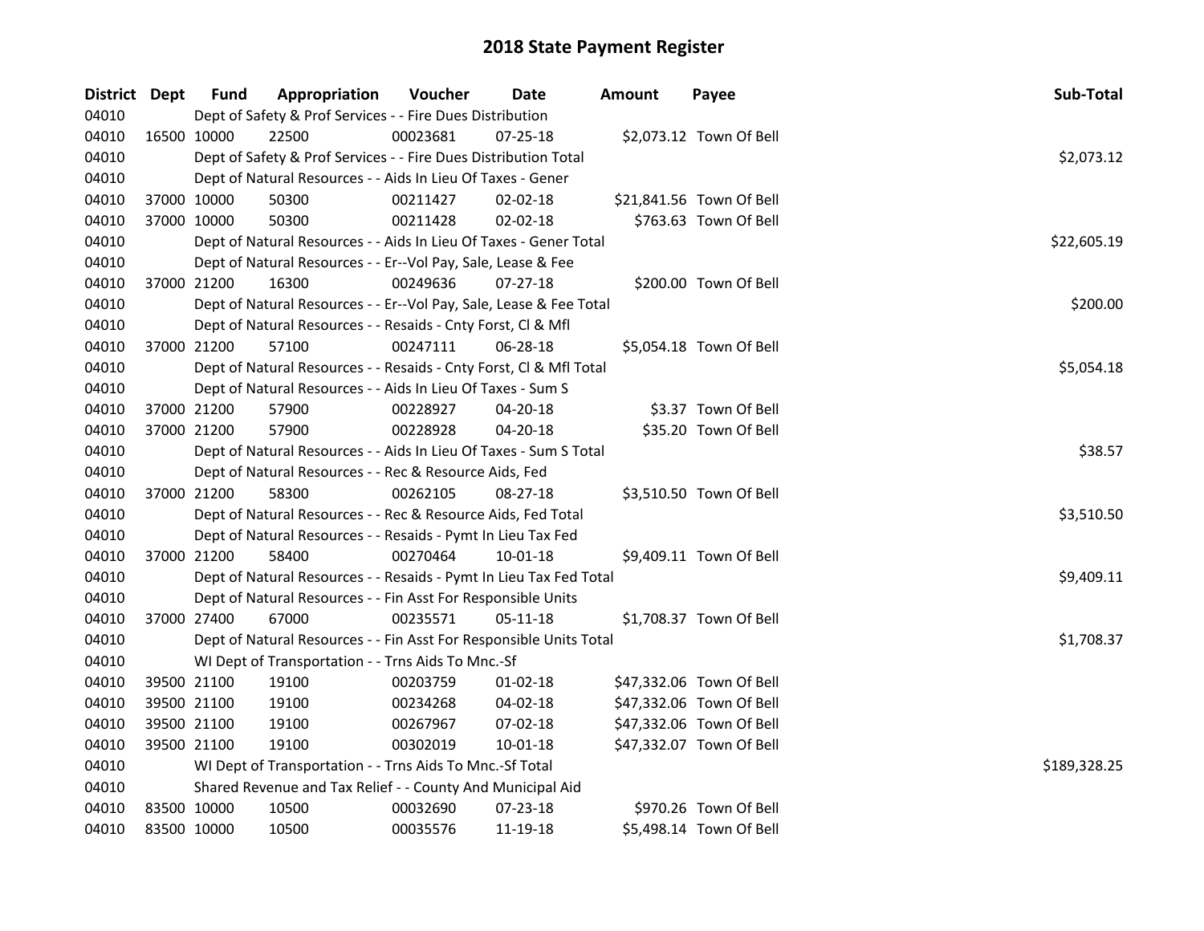# 2018 State Payment Register

| District | Dept | Fund | Appropriation | Voucher | Date | Amount | Payee | Sub-Total |
|---|---|---|---|---|---|---|---|---|
| 04010 | | Dept of Safety & Prof Services - - Fire Dues Distribution | | | | | | |
| 04010 | 16500 | 10000 | 22500 | 00023681 | 07-25-18 | $2,073.12 | Town Of Bell | |
| 04010 | | Dept of Safety & Prof Services - - Fire Dues Distribution Total | | | | | | $2,073.12 |
| 04010 | | Dept of Natural Resources - - Aids In Lieu Of Taxes - Gener | | | | | | |
| 04010 | 37000 | 10000 | 50300 | 00211427 | 02-02-18 | $21,841.56 | Town Of Bell | |
| 04010 | 37000 | 10000 | 50300 | 00211428 | 02-02-18 | $763.63 | Town Of Bell | |
| 04010 | | Dept of Natural Resources - - Aids In Lieu Of Taxes - Gener Total | | | | | | $22,605.19 |
| 04010 | | Dept of Natural Resources - - Er--Vol Pay, Sale, Lease & Fee | | | | | | |
| 04010 | 37000 | 21200 | 16300 | 00249636 | 07-27-18 | $200.00 | Town Of Bell | |
| 04010 | | Dept of Natural Resources - - Er--Vol Pay, Sale, Lease & Fee Total | | | | | | $200.00 |
| 04010 | | Dept of Natural Resources - - Resaids - Cnty Forst, Cl & Mfl | | | | | | |
| 04010 | 37000 | 21200 | 57100 | 00247111 | 06-28-18 | $5,054.18 | Town Of Bell | |
| 04010 | | Dept of Natural Resources - - Resaids - Cnty Forst, Cl & Mfl Total | | | | | | $5,054.18 |
| 04010 | | Dept of Natural Resources - - Aids In Lieu Of Taxes - Sum S | | | | | | |
| 04010 | 37000 | 21200 | 57900 | 00228927 | 04-20-18 | $3.37 | Town Of Bell | |
| 04010 | 37000 | 21200 | 57900 | 00228928 | 04-20-18 | $35.20 | Town Of Bell | |
| 04010 | | Dept of Natural Resources - - Aids In Lieu Of Taxes - Sum S Total | | | | | | $38.57 |
| 04010 | | Dept of Natural Resources - - Rec & Resource Aids, Fed | | | | | | |
| 04010 | 37000 | 21200 | 58300 | 00262105 | 08-27-18 | $3,510.50 | Town Of Bell | |
| 04010 | | Dept of Natural Resources - - Rec & Resource Aids, Fed Total | | | | | | $3,510.50 |
| 04010 | | Dept of Natural Resources - - Resaids - Pymt In Lieu Tax Fed | | | | | | |
| 04010 | 37000 | 21200 | 58400 | 00270464 | 10-01-18 | $9,409.11 | Town Of Bell | |
| 04010 | | Dept of Natural Resources - - Resaids - Pymt In Lieu Tax Fed Total | | | | | | $9,409.11 |
| 04010 | | Dept of Natural Resources - - Fin Asst For Responsible Units | | | | | | |
| 04010 | 37000 | 27400 | 67000 | 00235571 | 05-11-18 | $1,708.37 | Town Of Bell | |
| 04010 | | Dept of Natural Resources - - Fin Asst For Responsible Units Total | | | | | | $1,708.37 |
| 04010 | | WI Dept of Transportation - - Trns Aids To Mnc.-Sf | | | | | | |
| 04010 | 39500 | 21100 | 19100 | 00203759 | 01-02-18 | $47,332.06 | Town Of Bell | |
| 04010 | 39500 | 21100 | 19100 | 00234268 | 04-02-18 | $47,332.06 | Town Of Bell | |
| 04010 | 39500 | 21100 | 19100 | 00267967 | 07-02-18 | $47,332.06 | Town Of Bell | |
| 04010 | 39500 | 21100 | 19100 | 00302019 | 10-01-18 | $47,332.07 | Town Of Bell | |
| 04010 | | WI Dept of Transportation - - Trns Aids To Mnc.-Sf Total | | | | | | $189,328.25 |
| 04010 | | Shared Revenue and Tax Relief - - County And Municipal Aid | | | | | | |
| 04010 | 83500 | 10000 | 10500 | 00032690 | 07-23-18 | $970.26 | Town Of Bell | |
| 04010 | 83500 | 10000 | 10500 | 00035576 | 11-19-18 | $5,498.14 | Town Of Bell | |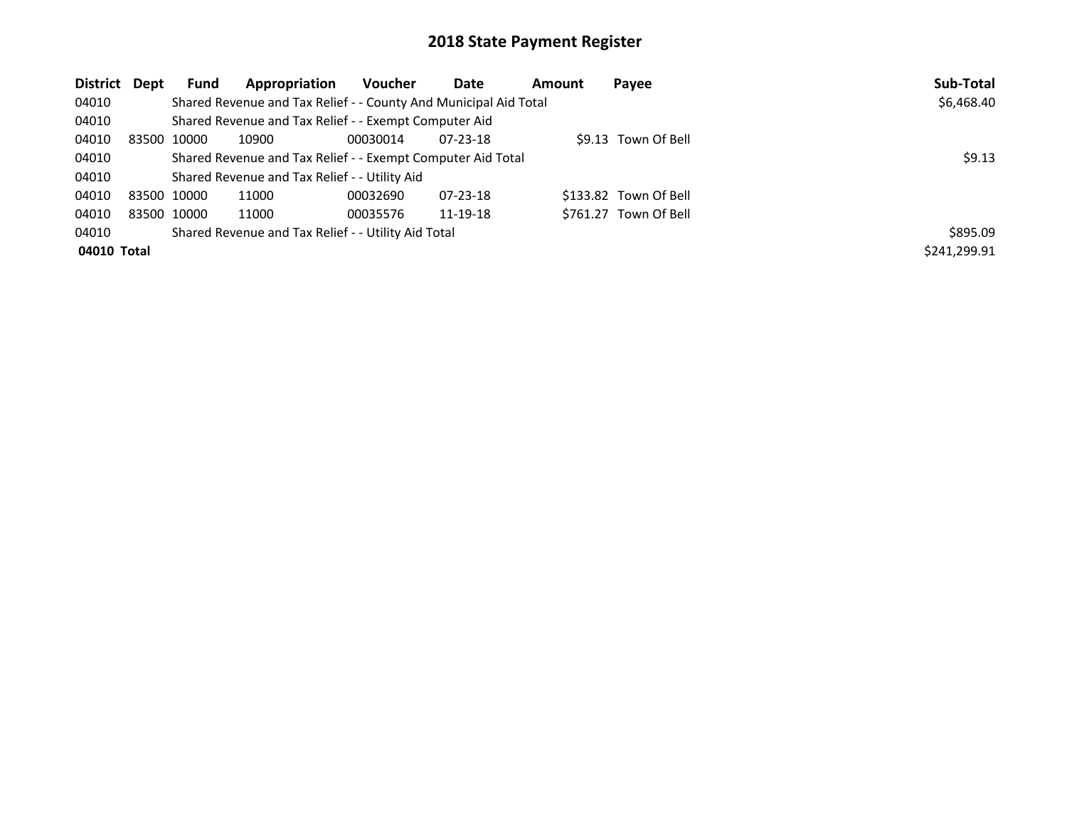# 2018 State Payment Register

| District | Dept | Fund | Appropriation | Voucher | Date | Amount | Payee | Sub-Total |
|---|---|---|---|---|---|---|---|---|
| 04010 | | Shared Revenue and Tax Relief - - County And Municipal Aid Total | | | | | | $6,468.40 |
| 04010 | | Shared Revenue and Tax Relief - - Exempt Computer Aid | | | | | | |
| 04010 | 83500 | 10000 | 10900 | 00030014 | 07-23-18 | $9.13 | Town Of Bell | |
| 04010 | | Shared Revenue and Tax Relief - - Exempt Computer Aid Total | | | | | | $9.13 |
| 04010 | | Shared Revenue and Tax Relief - - Utility Aid | | | | | | |
| 04010 | 83500 | 10000 | 11000 | 00032690 | 07-23-18 | $133.82 | Town Of Bell | |
| 04010 | 83500 | 10000 | 11000 | 00035576 | 11-19-18 | $761.27 | Town Of Bell | |
| 04010 | | Shared Revenue and Tax Relief - - Utility Aid Total | | | | | | $895.09 |
| **04010 Total** | | | | | | | | $241,299.91 |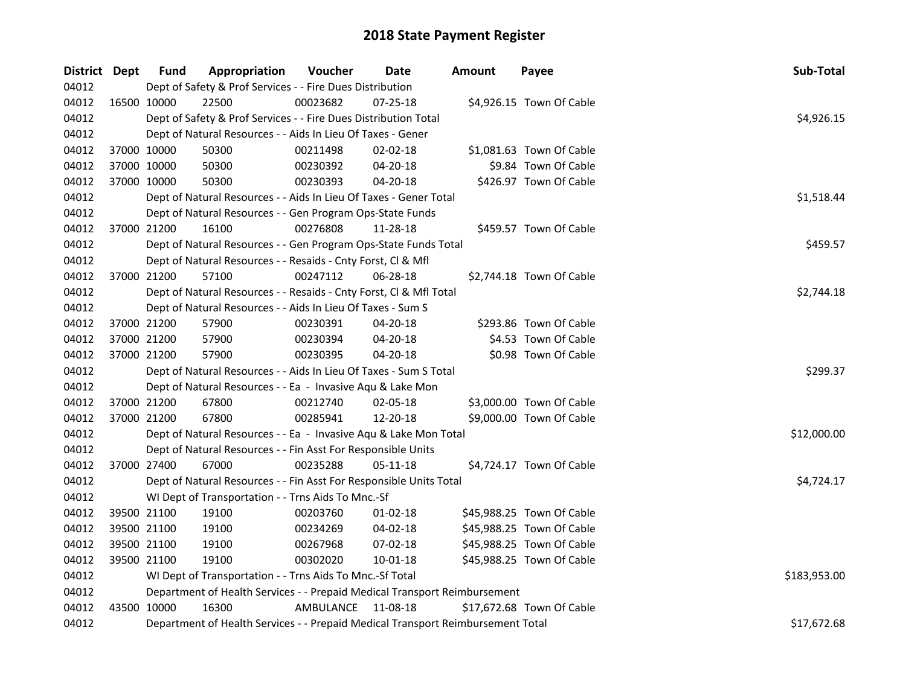# 2018 State Payment Register

| District | Dept | Fund | Appropriation | Voucher | Date | Amount | Payee | Sub-Total |
|---|---|---|---|---|---|---|---|---|
| 04012 | | Dept of Safety & Prof Services - - Fire Dues Distribution | | | | | | |
| 04012 | 16500 | 10000 | 22500 | 00023682 | 07-25-18 | $4,926.15 | Town Of Cable | |
| 04012 | | Dept of Safety & Prof Services - - Fire Dues Distribution Total | | | | | | $4,926.15 |
| 04012 | | Dept of Natural Resources - - Aids In Lieu Of Taxes - Gener | | | | | | |
| 04012 | 37000 | 10000 | 50300 | 00211498 | 02-02-18 | $1,081.63 | Town Of Cable | |
| 04012 | 37000 | 10000 | 50300 | 00230392 | 04-20-18 | $9.84 | Town Of Cable | |
| 04012 | 37000 | 10000 | 50300 | 00230393 | 04-20-18 | $426.97 | Town Of Cable | |
| 04012 | | Dept of Natural Resources - - Aids In Lieu Of Taxes - Gener Total | | | | | | $1,518.44 |
| 04012 | | Dept of Natural Resources - - Gen Program Ops-State Funds | | | | | | |
| 04012 | 37000 | 21200 | 16100 | 00276808 | 11-28-18 | $459.57 | Town Of Cable | |
| 04012 | | Dept of Natural Resources - - Gen Program Ops-State Funds Total | | | | | | $459.57 |
| 04012 | | Dept of Natural Resources - - Resaids - Cnty Forst, Cl & Mfl | | | | | | |
| 04012 | 37000 | 21200 | 57100 | 00247112 | 06-28-18 | $2,744.18 | Town Of Cable | |
| 04012 | | Dept of Natural Resources - - Resaids - Cnty Forst, Cl & Mfl Total | | | | | | $2,744.18 |
| 04012 | | Dept of Natural Resources - - Aids In Lieu Of Taxes - Sum S | | | | | | |
| 04012 | 37000 | 21200 | 57900 | 00230391 | 04-20-18 | $293.86 | Town Of Cable | |
| 04012 | 37000 | 21200 | 57900 | 00230394 | 04-20-18 | $4.53 | Town Of Cable | |
| 04012 | 37000 | 21200 | 57900 | 00230395 | 04-20-18 | $0.98 | Town Of Cable | |
| 04012 | | Dept of Natural Resources - - Aids In Lieu Of Taxes - Sum S Total | | | | | | $299.37 |
| 04012 | | Dept of Natural Resources - - Ea - Invasive Aqu & Lake Mon | | | | | | |
| 04012 | 37000 | 21200 | 67800 | 00212740 | 02-05-18 | $3,000.00 | Town Of Cable | |
| 04012 | 37000 | 21200 | 67800 | 00285941 | 12-20-18 | $9,000.00 | Town Of Cable | |
| 04012 | | Dept of Natural Resources - - Ea - Invasive Aqu & Lake Mon Total | | | | | | $12,000.00 |
| 04012 | | Dept of Natural Resources - - Fin Asst For Responsible Units | | | | | | |
| 04012 | 37000 | 27400 | 67000 | 00235288 | 05-11-18 | $4,724.17 | Town Of Cable | |
| 04012 | | Dept of Natural Resources - - Fin Asst For Responsible Units Total | | | | | | $4,724.17 |
| 04012 | | WI Dept of Transportation - - Trns Aids To Mnc.-Sf | | | | | | |
| 04012 | 39500 | 21100 | 19100 | 00203760 | 01-02-18 | $45,988.25 | Town Of Cable | |
| 04012 | 39500 | 21100 | 19100 | 00234269 | 04-02-18 | $45,988.25 | Town Of Cable | |
| 04012 | 39500 | 21100 | 19100 | 00267968 | 07-02-18 | $45,988.25 | Town Of Cable | |
| 04012 | 39500 | 21100 | 19100 | 00302020 | 10-01-18 | $45,988.25 | Town Of Cable | |
| 04012 | | WI Dept of Transportation - - Trns Aids To Mnc.-Sf Total | | | | | | $183,953.00 |
| 04012 | | Department of Health Services - - Prepaid Medical Transport Reimbursement | | | | | | |
| 04012 | 43500 | 10000 | 16300 | AMBULANCE | 11-08-18 | $17,672.68 | Town Of Cable | |
| 04012 | | Department of Health Services - - Prepaid Medical Transport Reimbursement Total | | | | | | $17,672.68 |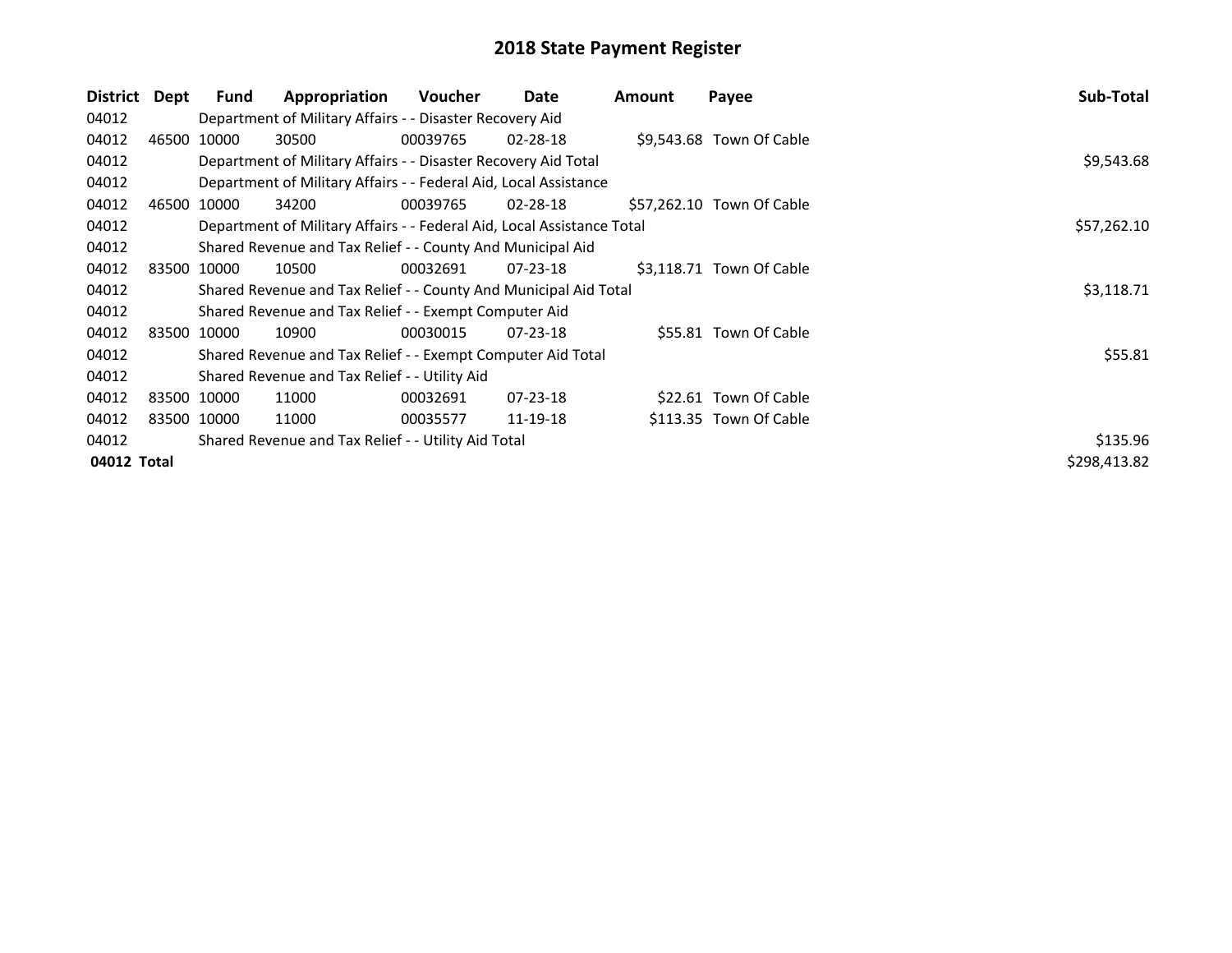# 2018 State Payment Register

| District | Dept | Fund | Appropriation | Voucher | Date | Amount | Payee | Sub-Total |
|---|---|---|---|---|---|---|---|---|
| 04012 | | Department of Military Affairs - - Disaster Recovery Aid | | | | | | |
| 04012 | 46500 | 10000 | 30500 | 00039765 | 02-28-18 | $9,543.68 | Town Of Cable | |
| 04012 | | Department of Military Affairs - - Disaster Recovery Aid Total | | | | | | $9,543.68 |
| 04012 | | Department of Military Affairs - - Federal Aid, Local Assistance | | | | | | |
| 04012 | 46500 | 10000 | 34200 | 00039765 | 02-28-18 | $57,262.10 | Town Of Cable | |
| 04012 | | Department of Military Affairs - - Federal Aid, Local Assistance Total | | | | | | $57,262.10 |
| 04012 | | Shared Revenue and Tax Relief - - County And Municipal Aid | | | | | | |
| 04012 | 83500 | 10000 | 10500 | 00032691 | 07-23-18 | $3,118.71 | Town Of Cable | |
| 04012 | | Shared Revenue and Tax Relief - - County And Municipal Aid Total | | | | | | $3,118.71 |
| 04012 | | Shared Revenue and Tax Relief - - Exempt Computer Aid | | | | | | |
| 04012 | 83500 | 10000 | 10900 | 00030015 | 07-23-18 | $55.81 | Town Of Cable | |
| 04012 | | Shared Revenue and Tax Relief - - Exempt Computer Aid Total | | | | | | $55.81 |
| 04012 | | Shared Revenue and Tax Relief - - Utility Aid | | | | | | |
| 04012 | 83500 | 10000 | 11000 | 00032691 | 07-23-18 | $22.61 | Town Of Cable | |
| 04012 | 83500 | 10000 | 11000 | 00035577 | 11-19-18 | $113.35 | Town Of Cable | |
| 04012 | | Shared Revenue and Tax Relief - - Utility Aid Total | | | | | | $135.96 |
| **04012 Total** | | | | | | | | $298,413.82 |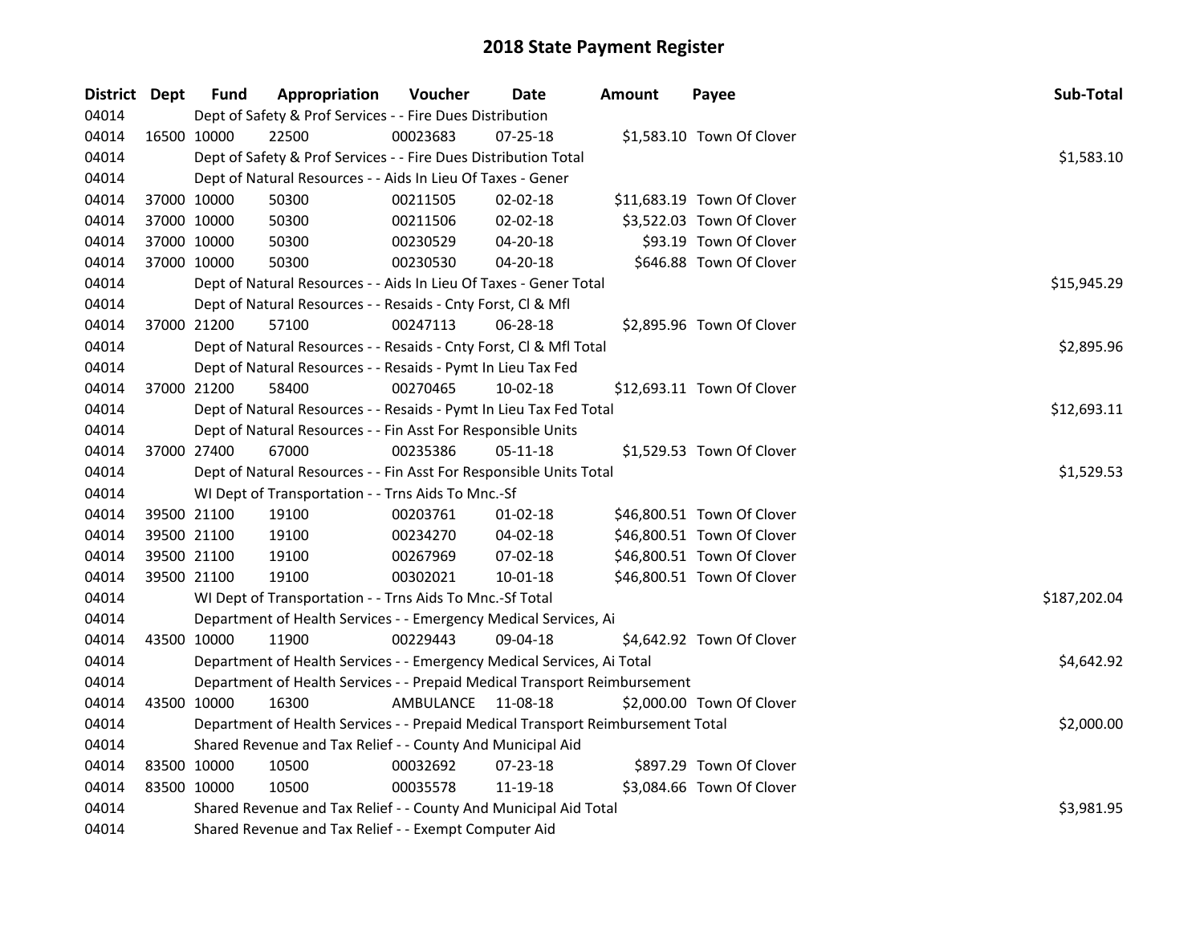# 2018 State Payment Register

| District | Dept | Fund | Appropriation | Voucher | Date | Amount | Payee | Sub-Total |
|---|---|---|---|---|---|---|---|---|
| 04014 | | Dept of Safety & Prof Services - - Fire Dues Distribution | | | | | | |
| 04014 | 16500 | 10000 | 22500 | 00023683 | 07-25-18 | $1,583.10 | Town Of Clover | |
| 04014 | | Dept of Safety & Prof Services - - Fire Dues Distribution Total | | | | | | $1,583.10 |
| 04014 | | Dept of Natural Resources - - Aids In Lieu Of Taxes - Gener | | | | | | |
| 04014 | 37000 | 10000 | 50300 | 00211505 | 02-02-18 | $11,683.19 | Town Of Clover | |
| 04014 | 37000 | 10000 | 50300 | 00211506 | 02-02-18 | $3,522.03 | Town Of Clover | |
| 04014 | 37000 | 10000 | 50300 | 00230529 | 04-20-18 | $93.19 | Town Of Clover | |
| 04014 | 37000 | 10000 | 50300 | 00230530 | 04-20-18 | $646.88 | Town Of Clover | |
| 04014 | | Dept of Natural Resources - - Aids In Lieu Of Taxes - Gener Total | | | | | | $15,945.29 |
| 04014 | | Dept of Natural Resources - - Resaids - Cnty Forst, Cl & Mfl | | | | | | |
| 04014 | 37000 | 21200 | 57100 | 00247113 | 06-28-18 | $2,895.96 | Town Of Clover | |
| 04014 | | Dept of Natural Resources - - Resaids - Cnty Forst, Cl & Mfl Total | | | | | | $2,895.96 |
| 04014 | | Dept of Natural Resources - - Resaids - Pymt In Lieu Tax Fed | | | | | | |
| 04014 | 37000 | 21200 | 58400 | 00270465 | 10-02-18 | $12,693.11 | Town Of Clover | |
| 04014 | | Dept of Natural Resources - - Resaids - Pymt In Lieu Tax Fed Total | | | | | | $12,693.11 |
| 04014 | | Dept of Natural Resources - - Fin Asst For Responsible Units | | | | | | |
| 04014 | 37000 | 27400 | 67000 | 00235386 | 05-11-18 | $1,529.53 | Town Of Clover | |
| 04014 | | Dept of Natural Resources - - Fin Asst For Responsible Units Total | | | | | | $1,529.53 |
| 04014 | | WI Dept of Transportation - - Trns Aids To Mnc.-Sf | | | | | | |
| 04014 | 39500 | 21100 | 19100 | 00203761 | 01-02-18 | $46,800.51 | Town Of Clover | |
| 04014 | 39500 | 21100 | 19100 | 00234270 | 04-02-18 | $46,800.51 | Town Of Clover | |
| 04014 | 39500 | 21100 | 19100 | 00267969 | 07-02-18 | $46,800.51 | Town Of Clover | |
| 04014 | 39500 | 21100 | 19100 | 00302021 | 10-01-18 | $46,800.51 | Town Of Clover | |
| 04014 | | WI Dept of Transportation - - Trns Aids To Mnc.-Sf Total | | | | | | $187,202.04 |
| 04014 | | Department of Health Services - - Emergency Medical Services, Ai | | | | | | |
| 04014 | 43500 | 10000 | 11900 | 00229443 | 09-04-18 | $4,642.92 | Town Of Clover | |
| 04014 | | Department of Health Services - - Emergency Medical Services, Ai Total | | | | | | $4,642.92 |
| 04014 | | Department of Health Services - - Prepaid Medical Transport Reimbursement | | | | | | |
| 04014 | 43500 | 10000 | 16300 | AMBULANCE | 11-08-18 | $2,000.00 | Town Of Clover | |
| 04014 | | Department of Health Services - - Prepaid Medical Transport Reimbursement Total | | | | | | $2,000.00 |
| 04014 | | Shared Revenue and Tax Relief - - County And Municipal Aid | | | | | | |
| 04014 | 83500 | 10000 | 10500 | 00032692 | 07-23-18 | $897.29 | Town Of Clover | |
| 04014 | 83500 | 10000 | 10500 | 00035578 | 11-19-18 | $3,084.66 | Town Of Clover | |
| 04014 | | Shared Revenue and Tax Relief - - County And Municipal Aid Total | | | | | | $3,981.95 |
| 04014 | | Shared Revenue and Tax Relief - - Exempt Computer Aid | | | | | | |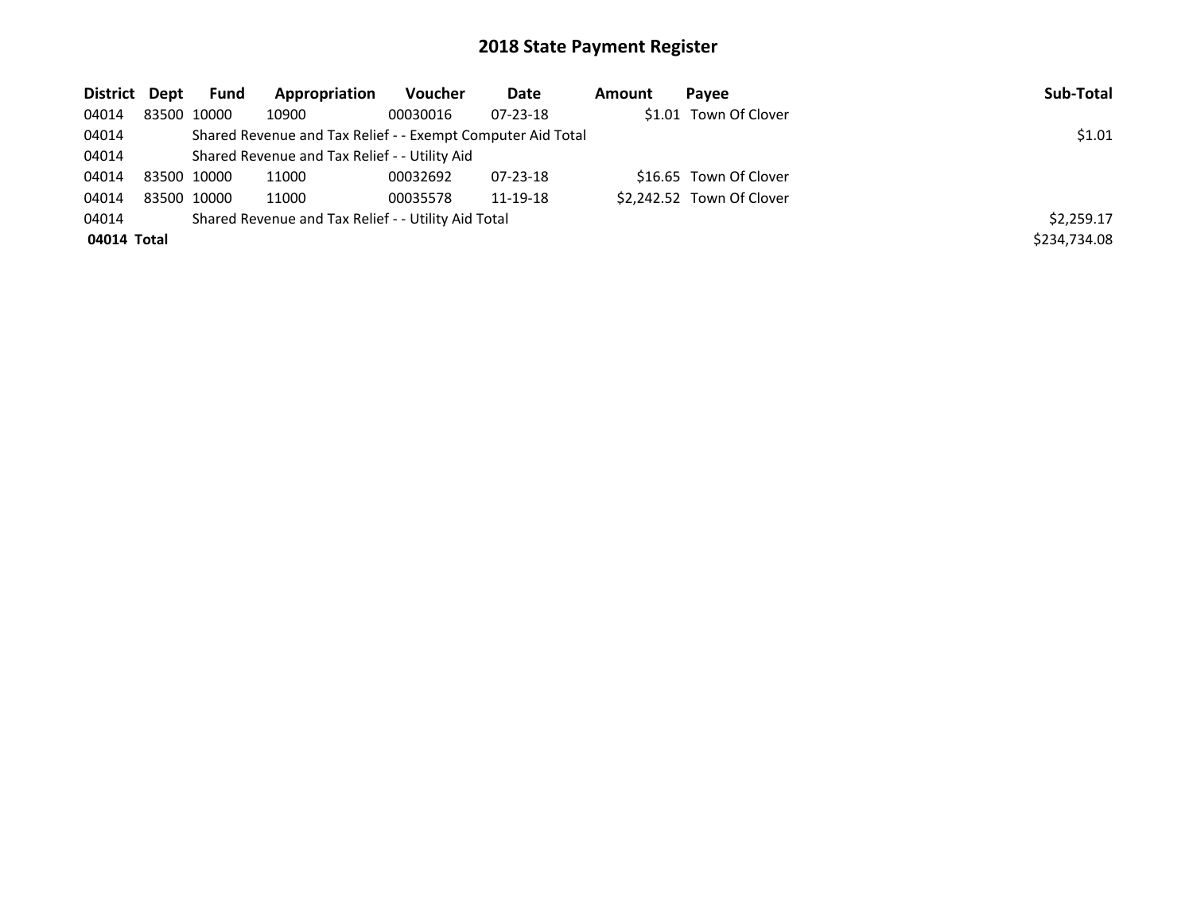# 2018 State Payment Register

| District | Dept | Fund | Appropriation | Voucher | Date | Amount | Payee | Sub-Total |
| --- | --- | --- | --- | --- | --- | --- | --- | --- |
| 04014 | 83500 | 10000 | 10900 | 00030016 | 07-23-18 | $1.01 | Town Of Clover | |
| 04014 | | Shared Revenue and Tax Relief - - Exempt Computer Aid Total | | | | | | $1.01 |
| 04014 | | Shared Revenue and Tax Relief - - Utility Aid | | | | | | |
| 04014 | 83500 | 10000 | 11000 | 00032692 | 07-23-18 | $16.65 | Town Of Clover | |
| 04014 | 83500 | 10000 | 11000 | 00035578 | 11-19-18 | $2,242.52 | Town Of Clover | |
| 04014 | | Shared Revenue and Tax Relief - - Utility Aid Total | | | | | | $2,259.17 |
| **04014 Total** | | | | | | | | $234,734.08 |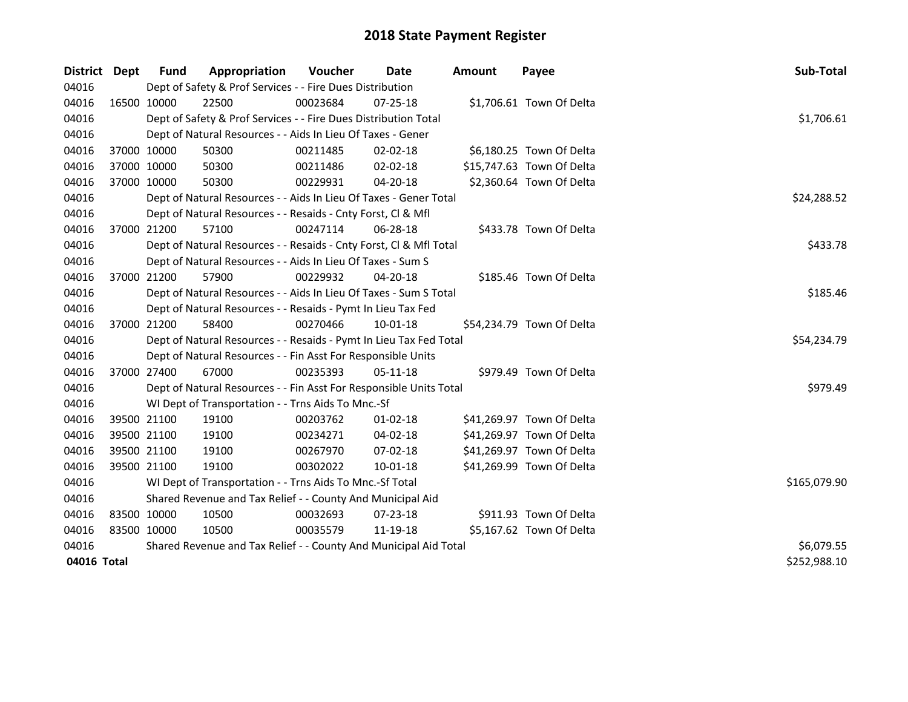# 2018 State Payment Register

| District | Dept | Fund | Appropriation | Voucher | Date | Amount | Payee | Sub-Total |
|---|---|---|---|---|---|---|---|---|
| 04016 | | Dept of Safety & Prof Services - - Fire Dues Distribution | | | | | | |
| 04016 | 16500 | 10000 | 22500 | 00023684 | 07-25-18 | $1,706.61 | Town Of Delta | |
| 04016 | | Dept of Safety & Prof Services - - Fire Dues Distribution Total | | | | | | $1,706.61 |
| 04016 | | Dept of Natural Resources - - Aids In Lieu Of Taxes - Gener | | | | | | |
| 04016 | 37000 | 10000 | 50300 | 00211485 | 02-02-18 | $6,180.25 | Town Of Delta | |
| 04016 | 37000 | 10000 | 50300 | 00211486 | 02-02-18 | $15,747.63 | Town Of Delta | |
| 04016 | 37000 | 10000 | 50300 | 00229931 | 04-20-18 | $2,360.64 | Town Of Delta | |
| 04016 | | Dept of Natural Resources - - Aids In Lieu Of Taxes - Gener Total | | | | | | $24,288.52 |
| 04016 | | Dept of Natural Resources - - Resaids - Cnty Forst, Cl & Mfl | | | | | | |
| 04016 | 37000 | 21200 | 57100 | 00247114 | 06-28-18 | $433.78 | Town Of Delta | |
| 04016 | | Dept of Natural Resources - - Resaids - Cnty Forst, Cl & Mfl Total | | | | | | $433.78 |
| 04016 | | Dept of Natural Resources - - Aids In Lieu Of Taxes - Sum S | | | | | | |
| 04016 | 37000 | 21200 | 57900 | 00229932 | 04-20-18 | $185.46 | Town Of Delta | |
| 04016 | | Dept of Natural Resources - - Aids In Lieu Of Taxes - Sum S Total | | | | | | $185.46 |
| 04016 | | Dept of Natural Resources - - Resaids - Pymt In Lieu Tax Fed | | | | | | |
| 04016 | 37000 | 21200 | 58400 | 00270466 | 10-01-18 | $54,234.79 | Town Of Delta | |
| 04016 | | Dept of Natural Resources - - Resaids - Pymt In Lieu Tax Fed Total | | | | | | $54,234.79 |
| 04016 | | Dept of Natural Resources - - Fin Asst For Responsible Units | | | | | | |
| 04016 | 37000 | 27400 | 67000 | 00235393 | 05-11-18 | $979.49 | Town Of Delta | |
| 04016 | | Dept of Natural Resources - - Fin Asst For Responsible Units Total | | | | | | $979.49 |
| 04016 | | WI Dept of Transportation - - Trns Aids To Mnc.-Sf | | | | | | |
| 04016 | 39500 | 21100 | 19100 | 00203762 | 01-02-18 | $41,269.97 | Town Of Delta | |
| 04016 | 39500 | 21100 | 19100 | 00234271 | 04-02-18 | $41,269.97 | Town Of Delta | |
| 04016 | 39500 | 21100 | 19100 | 00267970 | 07-02-18 | $41,269.97 | Town Of Delta | |
| 04016 | 39500 | 21100 | 19100 | 00302022 | 10-01-18 | $41,269.99 | Town Of Delta | |
| 04016 | | WI Dept of Transportation - - Trns Aids To Mnc.-Sf Total | | | | | | $165,079.90 |
| 04016 | | Shared Revenue and Tax Relief - - County And Municipal Aid | | | | | | |
| 04016 | 83500 | 10000 | 10500 | 00032693 | 07-23-18 | $911.93 | Town Of Delta | |
| 04016 | 83500 | 10000 | 10500 | 00035579 | 11-19-18 | $5,167.62 | Town Of Delta | |
| 04016 | | Shared Revenue and Tax Relief - - County And Municipal Aid Total | | | | | | $6,079.55 |
| **04016 Total** | | | | | | | | $252,988.10 |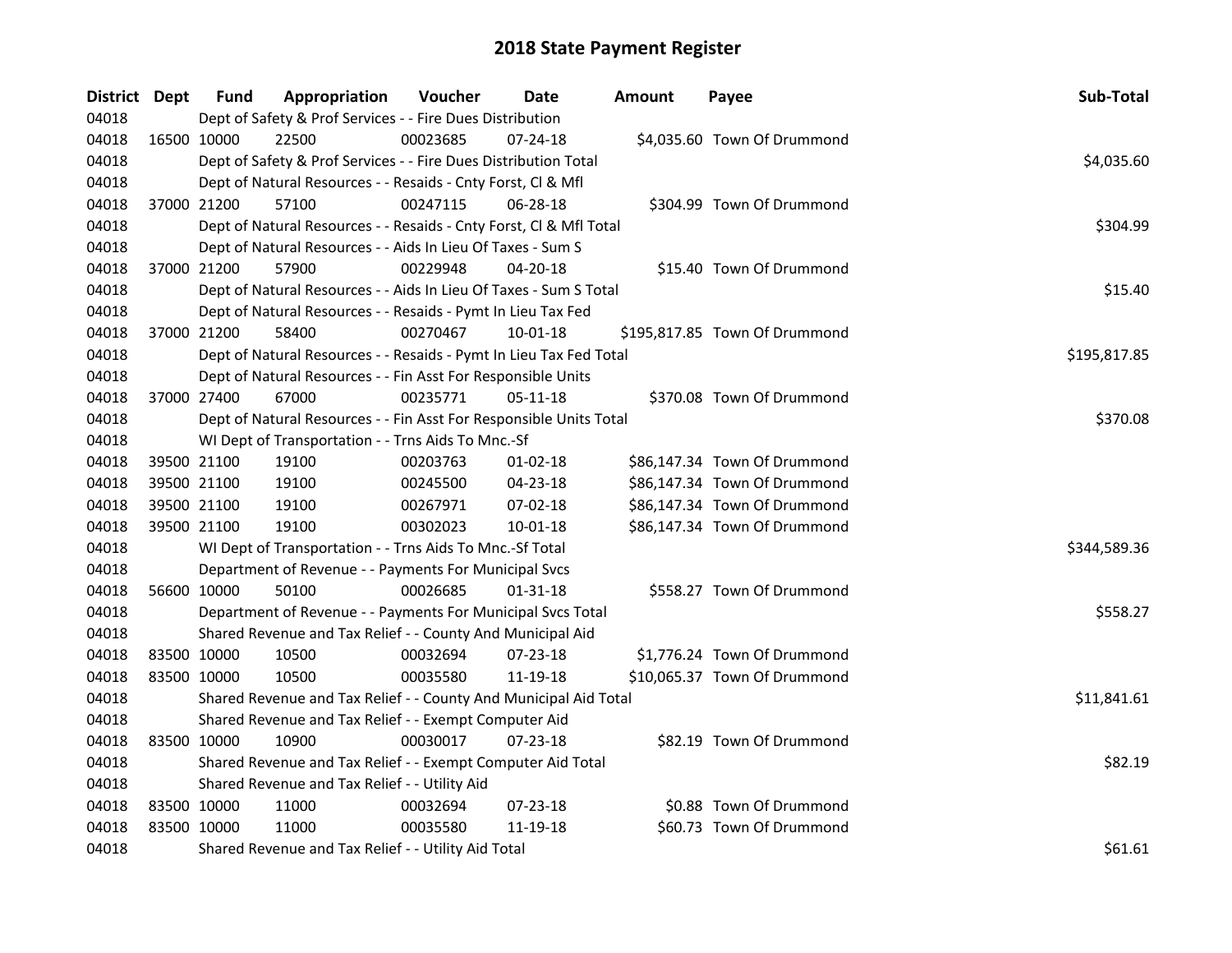# 2018 State Payment Register

| District | Dept | Fund | Appropriation | Voucher | Date | Amount | Payee | Sub-Total |
|---|---|---|---|---|---|---|---|---|
| 04018 | | Dept of Safety & Prof Services - - Fire Dues Distribution | | | | | | |
| 04018 | 16500 | 10000 | 22500 | 00023685 | 07-24-18 | $4,035.60 | Town Of Drummond | |
| 04018 | | Dept of Safety & Prof Services - - Fire Dues Distribution Total | | | | | | $4,035.60 |
| 04018 | | Dept of Natural Resources - - Resaids - Cnty Forst, Cl & Mfl | | | | | | |
| 04018 | 37000 | 21200 | 57100 | 00247115 | 06-28-18 | $304.99 | Town Of Drummond | |
| 04018 | | Dept of Natural Resources - - Resaids - Cnty Forst, Cl & Mfl Total | | | | | | $304.99 |
| 04018 | | Dept of Natural Resources - - Aids In Lieu Of Taxes - Sum S | | | | | | |
| 04018 | 37000 | 21200 | 57900 | 00229948 | 04-20-18 | $15.40 | Town Of Drummond | |
| 04018 | | Dept of Natural Resources - - Aids In Lieu Of Taxes - Sum S Total | | | | | | $15.40 |
| 04018 | | Dept of Natural Resources - - Resaids - Pymt In Lieu Tax Fed | | | | | | |
| 04018 | 37000 | 21200 | 58400 | 00270467 | 10-01-18 | $195,817.85 | Town Of Drummond | |
| 04018 | | Dept of Natural Resources - - Resaids - Pymt In Lieu Tax Fed Total | | | | | | $195,817.85 |
| 04018 | | Dept of Natural Resources - - Fin Asst For Responsible Units | | | | | | |
| 04018 | 37000 | 27400 | 67000 | 00235771 | 05-11-18 | $370.08 | Town Of Drummond | |
| 04018 | | Dept of Natural Resources - - Fin Asst For Responsible Units Total | | | | | | $370.08 |
| 04018 | | WI Dept of Transportation - - Trns Aids To Mnc.-Sf | | | | | | |
| 04018 | 39500 | 21100 | 19100 | 00203763 | 01-02-18 | $86,147.34 | Town Of Drummond | |
| 04018 | 39500 | 21100 | 19100 | 00245500 | 04-23-18 | $86,147.34 | Town Of Drummond | |
| 04018 | 39500 | 21100 | 19100 | 00267971 | 07-02-18 | $86,147.34 | Town Of Drummond | |
| 04018 | 39500 | 21100 | 19100 | 00302023 | 10-01-18 | $86,147.34 | Town Of Drummond | |
| 04018 | | WI Dept of Transportation - - Trns Aids To Mnc.-Sf Total | | | | | | $344,589.36 |
| 04018 | | Department of Revenue - - Payments For Municipal Svcs | | | | | | |
| 04018 | 56600 | 10000 | 50100 | 00026685 | 01-31-18 | $558.27 | Town Of Drummond | |
| 04018 | | Department of Revenue - - Payments For Municipal Svcs Total | | | | | | $558.27 |
| 04018 | | Shared Revenue and Tax Relief - - County And Municipal Aid | | | | | | |
| 04018 | 83500 | 10000 | 10500 | 00032694 | 07-23-18 | $1,776.24 | Town Of Drummond | |
| 04018 | 83500 | 10000 | 10500 | 00035580 | 11-19-18 | $10,065.37 | Town Of Drummond | |
| 04018 | | Shared Revenue and Tax Relief - - County And Municipal Aid Total | | | | | | $11,841.61 |
| 04018 | | Shared Revenue and Tax Relief - - Exempt Computer Aid | | | | | | |
| 04018 | 83500 | 10000 | 10900 | 00030017 | 07-23-18 | $82.19 | Town Of Drummond | |
| 04018 | | Shared Revenue and Tax Relief - - Exempt Computer Aid Total | | | | | | $82.19 |
| 04018 | | Shared Revenue and Tax Relief - - Utility Aid | | | | | | |
| 04018 | 83500 | 10000 | 11000 | 00032694 | 07-23-18 | $0.88 | Town Of Drummond | |
| 04018 | 83500 | 10000 | 11000 | 00035580 | 11-19-18 | $60.73 | Town Of Drummond | |
| 04018 | | Shared Revenue and Tax Relief - - Utility Aid Total | | | | | | $61.61 |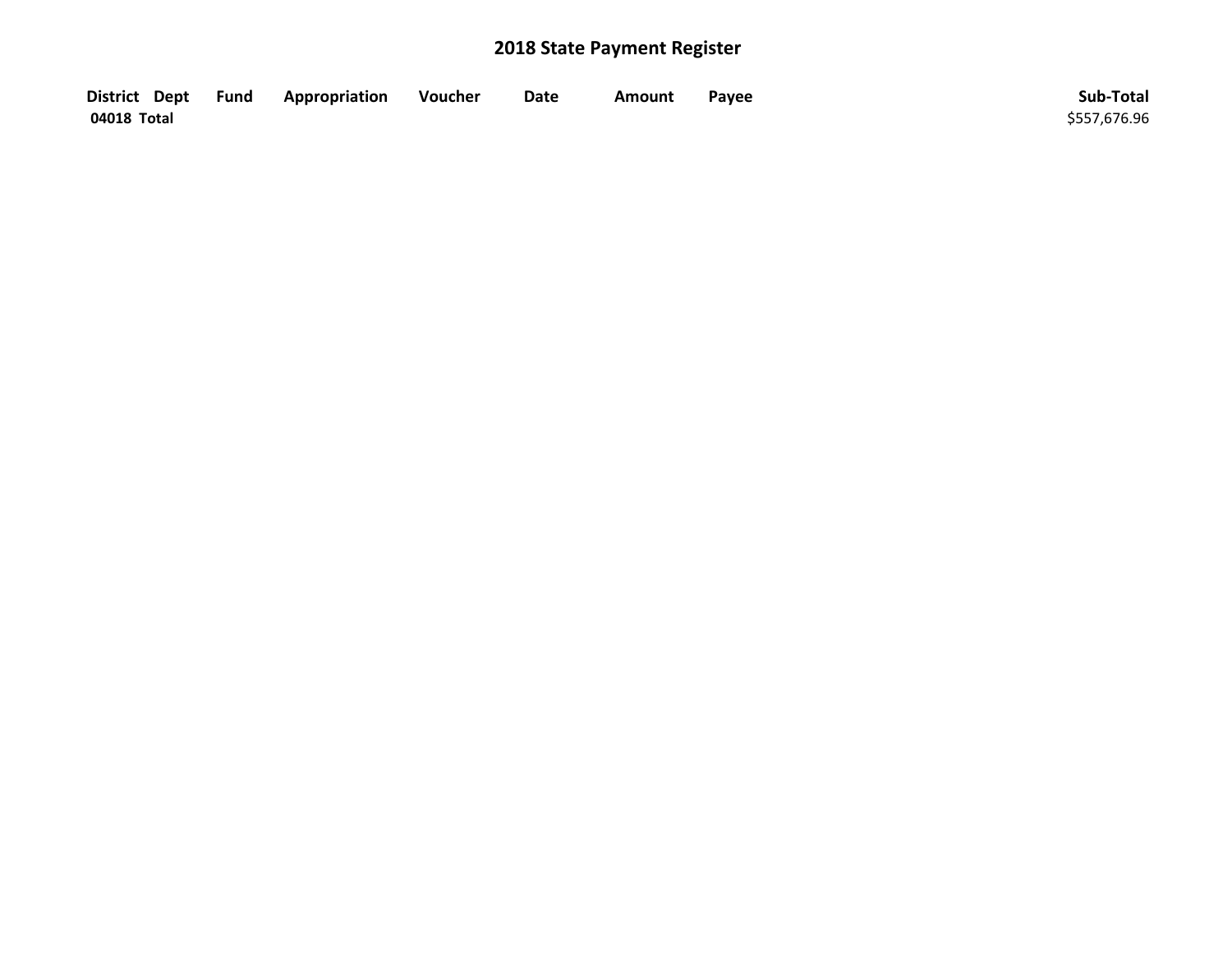## 2018 State Payment Register

| District | Dept | Fund | Appropriation | Voucher | Date | Amount | Payee | Sub-Total |
|---|---|---|---|---|---|---|---|---|
| **04018 Total** | | | | | | | | $557,676.96 |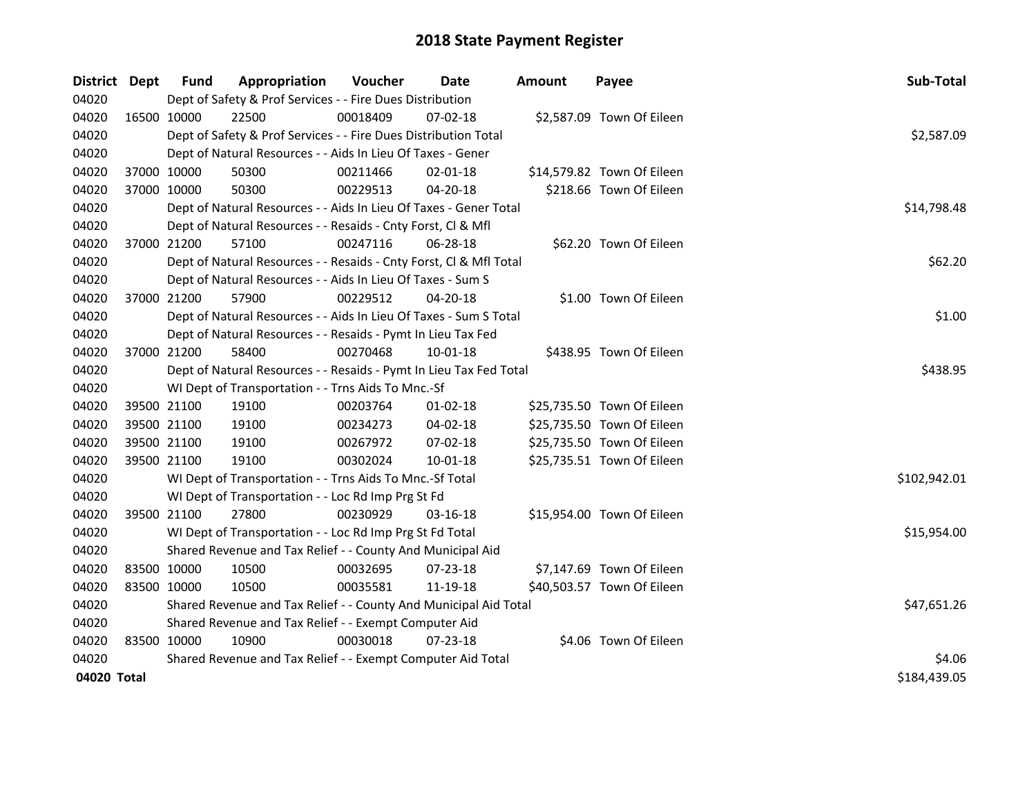# 2018 State Payment Register

| District | Dept | Fund | Appropriation | Voucher | Date | Amount | Payee | Sub-Total |
|---|---|---|---|---|---|---|---|---|
| 04020 | | Dept of Safety & Prof Services - - Fire Dues Distribution | | | | | | |
| 04020 | 16500 | 10000 | 22500 | 00018409 | 07-02-18 | $2,587.09 | Town Of Eileen | |
| 04020 | | Dept of Safety & Prof Services - - Fire Dues Distribution Total | | | | | | $2,587.09 |
| 04020 | | Dept of Natural Resources - - Aids In Lieu Of Taxes - Gener | | | | | | |
| 04020 | 37000 | 10000 | 50300 | 00211466 | 02-01-18 | $14,579.82 | Town Of Eileen | |
| 04020 | 37000 | 10000 | 50300 | 00229513 | 04-20-18 | $218.66 | Town Of Eileen | |
| 04020 | | Dept of Natural Resources - - Aids In Lieu Of Taxes - Gener Total | | | | | | $14,798.48 |
| 04020 | | Dept of Natural Resources - - Resaids - Cnty Forst, Cl & Mfl | | | | | | |
| 04020 | 37000 | 21200 | 57100 | 00247116 | 06-28-18 | $62.20 | Town Of Eileen | |
| 04020 | | Dept of Natural Resources - - Resaids - Cnty Forst, Cl & Mfl Total | | | | | | $62.20 |
| 04020 | | Dept of Natural Resources - - Aids In Lieu Of Taxes - Sum S | | | | | | |
| 04020 | 37000 | 21200 | 57900 | 00229512 | 04-20-18 | $1.00 | Town Of Eileen | |
| 04020 | | Dept of Natural Resources - - Aids In Lieu Of Taxes - Sum S Total | | | | | | $1.00 |
| 04020 | | Dept of Natural Resources - - Resaids - Pymt In Lieu Tax Fed | | | | | | |
| 04020 | 37000 | 21200 | 58400 | 00270468 | 10-01-18 | $438.95 | Town Of Eileen | |
| 04020 | | Dept of Natural Resources - - Resaids - Pymt In Lieu Tax Fed Total | | | | | | $438.95 |
| 04020 | | WI Dept of Transportation - - Trns Aids To Mnc.-Sf | | | | | | |
| 04020 | 39500 | 21100 | 19100 | 00203764 | 01-02-18 | $25,735.50 | Town Of Eileen | |
| 04020 | 39500 | 21100 | 19100 | 00234273 | 04-02-18 | $25,735.50 | Town Of Eileen | |
| 04020 | 39500 | 21100 | 19100 | 00267972 | 07-02-18 | $25,735.50 | Town Of Eileen | |
| 04020 | 39500 | 21100 | 19100 | 00302024 | 10-01-18 | $25,735.51 | Town Of Eileen | |
| 04020 | | WI Dept of Transportation - - Trns Aids To Mnc.-Sf Total | | | | | | $102,942.01 |
| 04020 | | WI Dept of Transportation - - Loc Rd Imp Prg St Fd | | | | | | |
| 04020 | 39500 | 21100 | 27800 | 00230929 | 03-16-18 | $15,954.00 | Town Of Eileen | |
| 04020 | | WI Dept of Transportation - - Loc Rd Imp Prg St Fd Total | | | | | | $15,954.00 |
| 04020 | | Shared Revenue and Tax Relief - - County And Municipal Aid | | | | | | |
| 04020 | 83500 | 10000 | 10500 | 00032695 | 07-23-18 | $7,147.69 | Town Of Eileen | |
| 04020 | 83500 | 10000 | 10500 | 00035581 | 11-19-18 | $40,503.57 | Town Of Eileen | |
| 04020 | | Shared Revenue and Tax Relief - - County And Municipal Aid Total | | | | | | $47,651.26 |
| 04020 | | Shared Revenue and Tax Relief - - Exempt Computer Aid | | | | | | |
| 04020 | 83500 | 10000 | 10900 | 00030018 | 07-23-18 | $4.06 | Town Of Eileen | |
| 04020 | | Shared Revenue and Tax Relief - - Exempt Computer Aid Total | | | | | | $4.06 |
| **04020 Total** | | | | | | | | $184,439.05 |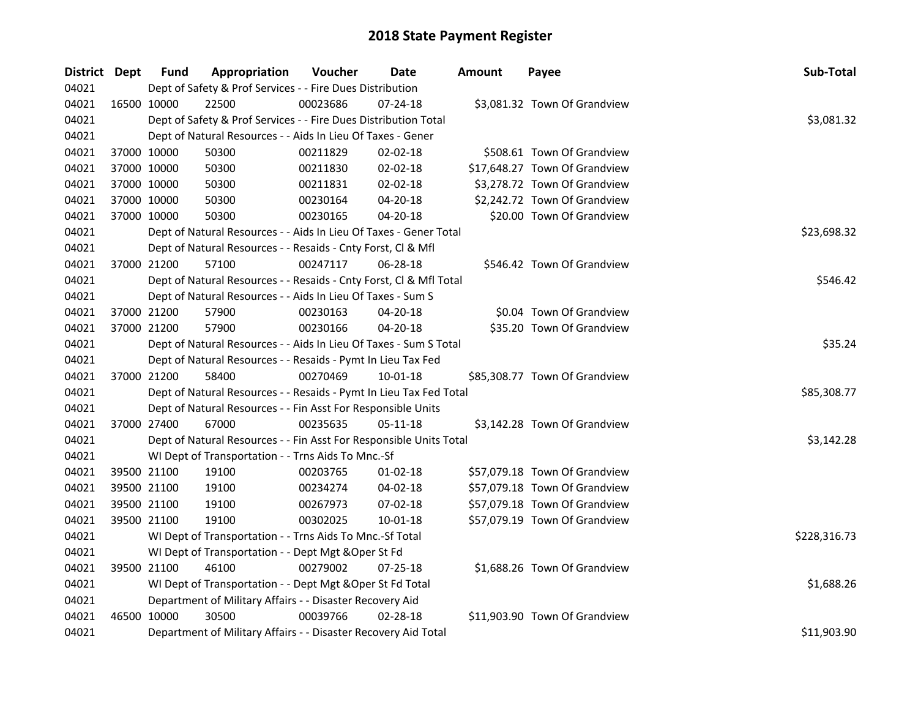# 2018 State Payment Register

| District | Dept | Fund | Appropriation | Voucher | Date | Amount | Payee | Sub-Total |
|---|---|---|---|---|---|---|---|---|
| 04021 | | Dept of Safety & Prof Services - - Fire Dues Distribution | | | | | | |
| 04021 | 16500 | 10000 | 22500 | 00023686 | 07-24-18 | $3,081.32 | Town Of Grandview | |
| 04021 | | Dept of Safety & Prof Services - - Fire Dues Distribution Total | | | | | | $3,081.32 |
| 04021 | | Dept of Natural Resources - - Aids In Lieu Of Taxes - Gener | | | | | | |
| 04021 | 37000 | 10000 | 50300 | 00211829 | 02-02-18 | $508.61 | Town Of Grandview | |
| 04021 | 37000 | 10000 | 50300 | 00211830 | 02-02-18 | $17,648.27 | Town Of Grandview | |
| 04021 | 37000 | 10000 | 50300 | 00211831 | 02-02-18 | $3,278.72 | Town Of Grandview | |
| 04021 | 37000 | 10000 | 50300 | 00230164 | 04-20-18 | $2,242.72 | Town Of Grandview | |
| 04021 | 37000 | 10000 | 50300 | 00230165 | 04-20-18 | $20.00 | Town Of Grandview | |
| 04021 | | Dept of Natural Resources - - Aids In Lieu Of Taxes - Gener Total | | | | | | $23,698.32 |
| 04021 | | Dept of Natural Resources - - Resaids - Cnty Forst, Cl & Mfl | | | | | | |
| 04021 | 37000 | 21200 | 57100 | 00247117 | 06-28-18 | $546.42 | Town Of Grandview | |
| 04021 | | Dept of Natural Resources - - Resaids - Cnty Forst, Cl & Mfl Total | | | | | | $546.42 |
| 04021 | | Dept of Natural Resources - - Aids In Lieu Of Taxes - Sum S | | | | | | |
| 04021 | 37000 | 21200 | 57900 | 00230163 | 04-20-18 | $0.04 | Town Of Grandview | |
| 04021 | 37000 | 21200 | 57900 | 00230166 | 04-20-18 | $35.20 | Town Of Grandview | |
| 04021 | | Dept of Natural Resources - - Aids In Lieu Of Taxes - Sum S Total | | | | | | $35.24 |
| 04021 | | Dept of Natural Resources - - Resaids - Pymt In Lieu Tax Fed | | | | | | |
| 04021 | 37000 | 21200 | 58400 | 00270469 | 10-01-18 | $85,308.77 | Town Of Grandview | |
| 04021 | | Dept of Natural Resources - - Resaids - Pymt In Lieu Tax Fed Total | | | | | | $85,308.77 |
| 04021 | | Dept of Natural Resources - - Fin Asst For Responsible Units | | | | | | |
| 04021 | 37000 | 27400 | 67000 | 00235635 | 05-11-18 | $3,142.28 | Town Of Grandview | |
| 04021 | | Dept of Natural Resources - - Fin Asst For Responsible Units Total | | | | | | $3,142.28 |
| 04021 | | WI Dept of Transportation - - Trns Aids To Mnc.-Sf | | | | | | |
| 04021 | 39500 | 21100 | 19100 | 00203765 | 01-02-18 | $57,079.18 | Town Of Grandview | |
| 04021 | 39500 | 21100 | 19100 | 00234274 | 04-02-18 | $57,079.18 | Town Of Grandview | |
| 04021 | 39500 | 21100 | 19100 | 00267973 | 07-02-18 | $57,079.18 | Town Of Grandview | |
| 04021 | 39500 | 21100 | 19100 | 00302025 | 10-01-18 | $57,079.19 | Town Of Grandview | |
| 04021 | | WI Dept of Transportation - - Trns Aids To Mnc.-Sf Total | | | | | | $228,316.73 |
| 04021 | | WI Dept of Transportation - - Dept Mgt &Oper St Fd | | | | | | |
| 04021 | 39500 | 21100 | 46100 | 00279002 | 07-25-18 | $1,688.26 | Town Of Grandview | |
| 04021 | | WI Dept of Transportation - - Dept Mgt &Oper St Fd Total | | | | | | $1,688.26 |
| 04021 | | Department of Military Affairs - - Disaster Recovery Aid | | | | | | |
| 04021 | 46500 | 10000 | 30500 | 00039766 | 02-28-18 | $11,903.90 | Town Of Grandview | |
| 04021 | | Department of Military Affairs - - Disaster Recovery Aid Total | | | | | | $11,903.90 |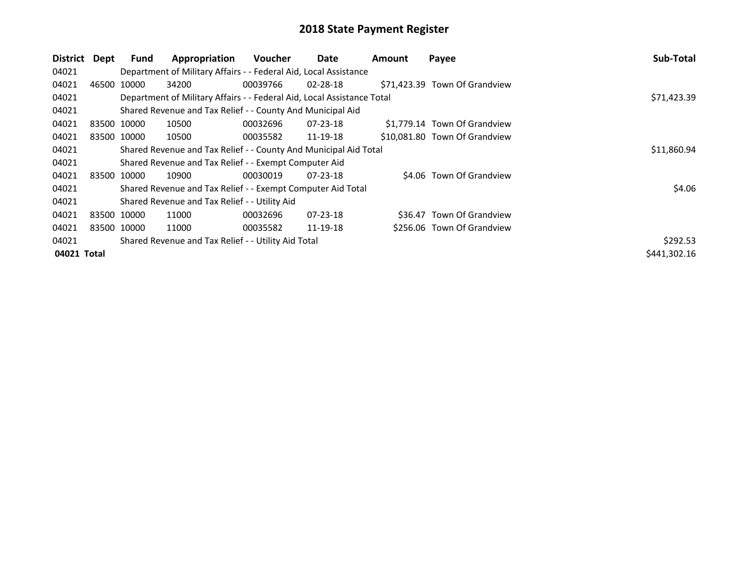# 2018 State Payment Register

| District | Dept | Fund | Appropriation | Voucher | Date | Amount | Payee | Sub-Total |
|---|---|---|---|---|---|---|---|---|
| 04021 | | Department of Military Affairs - - Federal Aid, Local Assistance | | | | | | |
| 04021 | 46500 | 10000 | 34200 | 00039766 | 02-28-18 | $71,423.39 | Town Of Grandview | |
| 04021 | | Department of Military Affairs - - Federal Aid, Local Assistance Total | | | | | | $71,423.39 |
| 04021 | | Shared Revenue and Tax Relief - - County And Municipal Aid | | | | | | |
| 04021 | 83500 | 10000 | 10500 | 00032696 | 07-23-18 | $1,779.14 | Town Of Grandview | |
| 04021 | 83500 | 10000 | 10500 | 00035582 | 11-19-18 | $10,081.80 | Town Of Grandview | |
| 04021 | | Shared Revenue and Tax Relief - - County And Municipal Aid Total | | | | | | $11,860.94 |
| 04021 | | Shared Revenue and Tax Relief - - Exempt Computer Aid | | | | | | |
| 04021 | 83500 | 10000 | 10900 | 00030019 | 07-23-18 | $4.06 | Town Of Grandview | |
| 04021 | | Shared Revenue and Tax Relief - - Exempt Computer Aid Total | | | | | | $4.06 |
| 04021 | | Shared Revenue and Tax Relief - - Utility Aid | | | | | | |
| 04021 | 83500 | 10000 | 11000 | 00032696 | 07-23-18 | $36.47 | Town Of Grandview | |
| 04021 | 83500 | 10000 | 11000 | 00035582 | 11-19-18 | $256.06 | Town Of Grandview | |
| 04021 | | Shared Revenue and Tax Relief - - Utility Aid Total | | | | | | $292.53 |
| **04021 Total** | | | | | | | | $441,302.16 |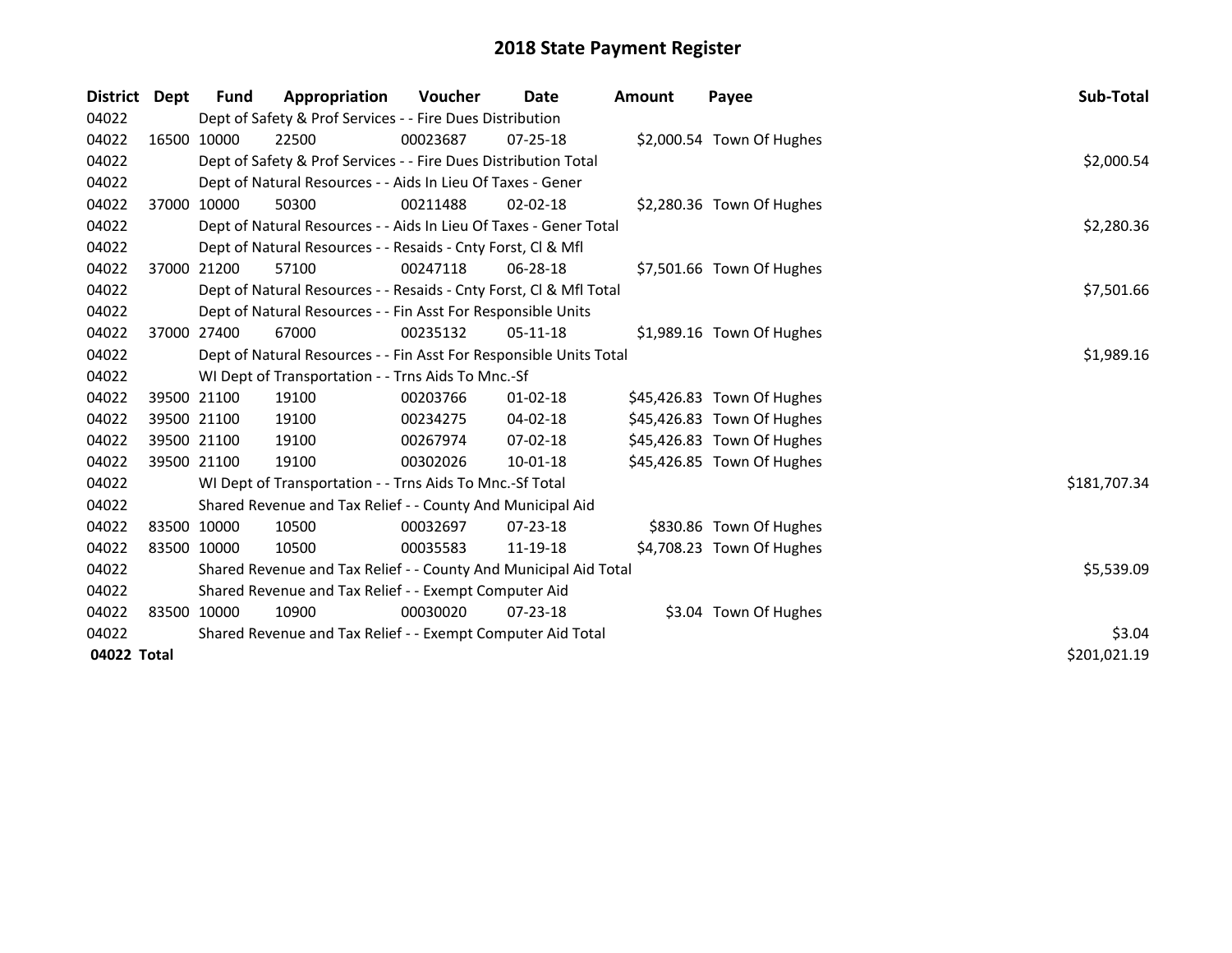# 2018 State Payment Register

| District | Dept | Fund | Appropriation | Voucher | Date | Amount | Payee | Sub-Total |
|---|---|---|---|---|---|---|---|---|
| 04022 | | Dept of Safety & Prof Services - - Fire Dues Distribution | | | | | | |
| 04022 | 16500 | 10000 | 22500 | 00023687 | 07-25-18 | $2,000.54 | Town Of Hughes | |
| 04022 | | Dept of Safety & Prof Services - - Fire Dues Distribution Total | | | | | | $2,000.54 |
| 04022 | | Dept of Natural Resources - - Aids In Lieu Of Taxes - Gener | | | | | | |
| 04022 | 37000 | 10000 | 50300 | 00211488 | 02-02-18 | $2,280.36 | Town Of Hughes | |
| 04022 | | Dept of Natural Resources - - Aids In Lieu Of Taxes - Gener Total | | | | | | $2,280.36 |
| 04022 | | Dept of Natural Resources - - Resaids - Cnty Forst, Cl & Mfl | | | | | | |
| 04022 | 37000 | 21200 | 57100 | 00247118 | 06-28-18 | $7,501.66 | Town Of Hughes | |
| 04022 | | Dept of Natural Resources - - Resaids - Cnty Forst, Cl & Mfl Total | | | | | | $7,501.66 |
| 04022 | | Dept of Natural Resources - - Fin Asst For Responsible Units | | | | | | |
| 04022 | 37000 | 27400 | 67000 | 00235132 | 05-11-18 | $1,989.16 | Town Of Hughes | |
| 04022 | | Dept of Natural Resources - - Fin Asst For Responsible Units Total | | | | | | $1,989.16 |
| 04022 | | WI Dept of Transportation - - Trns Aids To Mnc.-Sf | | | | | | |
| 04022 | 39500 | 21100 | 19100 | 00203766 | 01-02-18 | $45,426.83 | Town Of Hughes | |
| 04022 | 39500 | 21100 | 19100 | 00234275 | 04-02-18 | $45,426.83 | Town Of Hughes | |
| 04022 | 39500 | 21100 | 19100 | 00267974 | 07-02-18 | $45,426.83 | Town Of Hughes | |
| 04022 | 39500 | 21100 | 19100 | 00302026 | 10-01-18 | $45,426.85 | Town Of Hughes | |
| 04022 | | WI Dept of Transportation - - Trns Aids To Mnc.-Sf Total | | | | | | $181,707.34 |
| 04022 | | Shared Revenue and Tax Relief - - County And Municipal Aid | | | | | | |
| 04022 | 83500 | 10000 | 10500 | 00032697 | 07-23-18 | $830.86 | Town Of Hughes | |
| 04022 | 83500 | 10000 | 10500 | 00035583 | 11-19-18 | $4,708.23 | Town Of Hughes | |
| 04022 | | Shared Revenue and Tax Relief - - County And Municipal Aid Total | | | | | | $5,539.09 |
| 04022 | | Shared Revenue and Tax Relief - - Exempt Computer Aid | | | | | | |
| 04022 | 83500 | 10000 | 10900 | 00030020 | 07-23-18 | $3.04 | Town Of Hughes | |
| 04022 | | Shared Revenue and Tax Relief - - Exempt Computer Aid Total | | | | | | $3.04 |
| **04022 Total** | | | | | | | | $201,021.19 |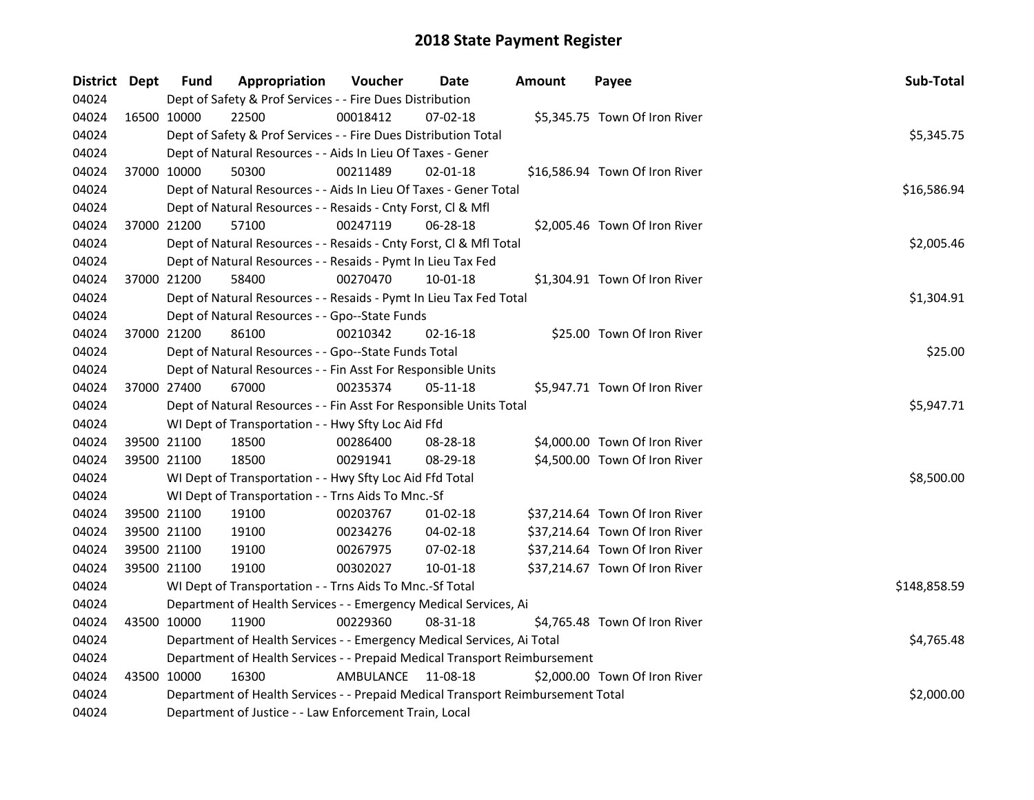# 2018 State Payment Register

| District | Dept | Fund | Appropriation | Voucher | Date | Amount | Payee | Sub-Total |
|---|---|---|---|---|---|---|---|---|
| 04024 | | Dept of Safety & Prof Services - - Fire Dues Distribution | | | | | | |
| 04024 | 16500 | 10000 | 22500 | 00018412 | 07-02-18 | $5,345.75 | Town Of Iron River | |
| 04024 | | Dept of Safety & Prof Services - - Fire Dues Distribution Total | | | | | | $5,345.75 |
| 04024 | | Dept of Natural Resources - - Aids In Lieu Of Taxes - Gener | | | | | | |
| 04024 | 37000 | 10000 | 50300 | 00211489 | 02-01-18 | $16,586.94 | Town Of Iron River | |
| 04024 | | Dept of Natural Resources - - Aids In Lieu Of Taxes - Gener Total | | | | | | $16,586.94 |
| 04024 | | Dept of Natural Resources - - Resaids - Cnty Forst, Cl & Mfl | | | | | | |
| 04024 | 37000 | 21200 | 57100 | 00247119 | 06-28-18 | $2,005.46 | Town Of Iron River | |
| 04024 | | Dept of Natural Resources - - Resaids - Cnty Forst, Cl & Mfl Total | | | | | | $2,005.46 |
| 04024 | | Dept of Natural Resources - - Resaids - Pymt In Lieu Tax Fed | | | | | | |
| 04024 | 37000 | 21200 | 58400 | 00270470 | 10-01-18 | $1,304.91 | Town Of Iron River | |
| 04024 | | Dept of Natural Resources - - Resaids - Pymt In Lieu Tax Fed Total | | | | | | $1,304.91 |
| 04024 | | Dept of Natural Resources - - Gpo--State Funds | | | | | | |
| 04024 | 37000 | 21200 | 86100 | 00210342 | 02-16-18 | $25.00 | Town Of Iron River | |
| 04024 | | Dept of Natural Resources - - Gpo--State Funds Total | | | | | | $25.00 |
| 04024 | | Dept of Natural Resources - - Fin Asst For Responsible Units | | | | | | |
| 04024 | 37000 | 27400 | 67000 | 00235374 | 05-11-18 | $5,947.71 | Town Of Iron River | |
| 04024 | | Dept of Natural Resources - - Fin Asst For Responsible Units Total | | | | | | $5,947.71 |
| 04024 | | WI Dept of Transportation - - Hwy Sfty Loc Aid Ffd | | | | | | |
| 04024 | 39500 | 21100 | 18500 | 00286400 | 08-28-18 | $4,000.00 | Town Of Iron River | |
| 04024 | 39500 | 21100 | 18500 | 00291941 | 08-29-18 | $4,500.00 | Town Of Iron River | |
| 04024 | | WI Dept of Transportation - - Hwy Sfty Loc Aid Ffd Total | | | | | | $8,500.00 |
| 04024 | | WI Dept of Transportation - - Trns Aids To Mnc.-Sf | | | | | | |
| 04024 | 39500 | 21100 | 19100 | 00203767 | 01-02-18 | $37,214.64 | Town Of Iron River | |
| 04024 | 39500 | 21100 | 19100 | 00234276 | 04-02-18 | $37,214.64 | Town Of Iron River | |
| 04024 | 39500 | 21100 | 19100 | 00267975 | 07-02-18 | $37,214.64 | Town Of Iron River | |
| 04024 | 39500 | 21100 | 19100 | 00302027 | 10-01-18 | $37,214.67 | Town Of Iron River | |
| 04024 | | WI Dept of Transportation - - Trns Aids To Mnc.-Sf Total | | | | | | $148,858.59 |
| 04024 | | Department of Health Services - - Emergency Medical Services, Ai | | | | | | |
| 04024 | 43500 | 10000 | 11900 | 00229360 | 08-31-18 | $4,765.48 | Town Of Iron River | |
| 04024 | | Department of Health Services - - Emergency Medical Services, Ai Total | | | | | | $4,765.48 |
| 04024 | | Department of Health Services - - Prepaid Medical Transport Reimbursement | | | | | | |
| 04024 | 43500 | 10000 | 16300 | AMBULANCE | 11-08-18 | $2,000.00 | Town Of Iron River | |
| 04024 | | Department of Health Services - - Prepaid Medical Transport Reimbursement Total | | | | | | $2,000.00 |
| 04024 | | Department of Justice - - Law Enforcement Train, Local | | | | | | |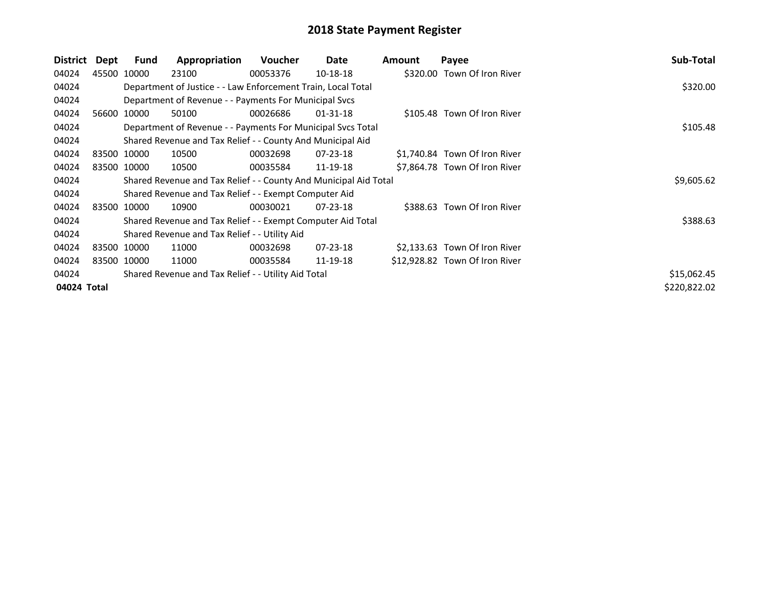# 2018 State Payment Register

| District | Dept | Fund | Appropriation | Voucher | Date | Amount | Payee | Sub-Total |
|---|---|---|---|---|---|---|---|---|
| 04024 | 45500 | 10000 | 23100 | 00053376 | 10-18-18 | $320.00 | Town Of Iron River | |
| 04024 | | Department of Justice - - Law Enforcement Train, Local Total | | | | | | $320.00 |
| 04024 | | Department of Revenue - - Payments For Municipal Svcs | | | | | | |
| 04024 | 56600 | 10000 | 50100 | 00026686 | 01-31-18 | $105.48 | Town Of Iron River | |
| 04024 | | Department of Revenue - - Payments For Municipal Svcs Total | | | | | | $105.48 |
| 04024 | | Shared Revenue and Tax Relief - - County And Municipal Aid | | | | | | |
| 04024 | 83500 | 10000 | 10500 | 00032698 | 07-23-18 | $1,740.84 | Town Of Iron River | |
| 04024 | 83500 | 10000 | 10500 | 00035584 | 11-19-18 | $7,864.78 | Town Of Iron River | |
| 04024 | | Shared Revenue and Tax Relief - - County And Municipal Aid Total | | | | | | $9,605.62 |
| 04024 | | Shared Revenue and Tax Relief - - Exempt Computer Aid | | | | | | |
| 04024 | 83500 | 10000 | 10900 | 00030021 | 07-23-18 | $388.63 | Town Of Iron River | |
| 04024 | | Shared Revenue and Tax Relief - - Exempt Computer Aid Total | | | | | | $388.63 |
| 04024 | | Shared Revenue and Tax Relief - - Utility Aid | | | | | | |
| 04024 | 83500 | 10000 | 11000 | 00032698 | 07-23-18 | $2,133.63 | Town Of Iron River | |
| 04024 | 83500 | 10000 | 11000 | 00035584 | 11-19-18 | $12,928.82 | Town Of Iron River | |
| 04024 | | Shared Revenue and Tax Relief - - Utility Aid Total | | | | | | $15,062.45 |
| **04024 Total** | | | | | | | | $220,822.02 |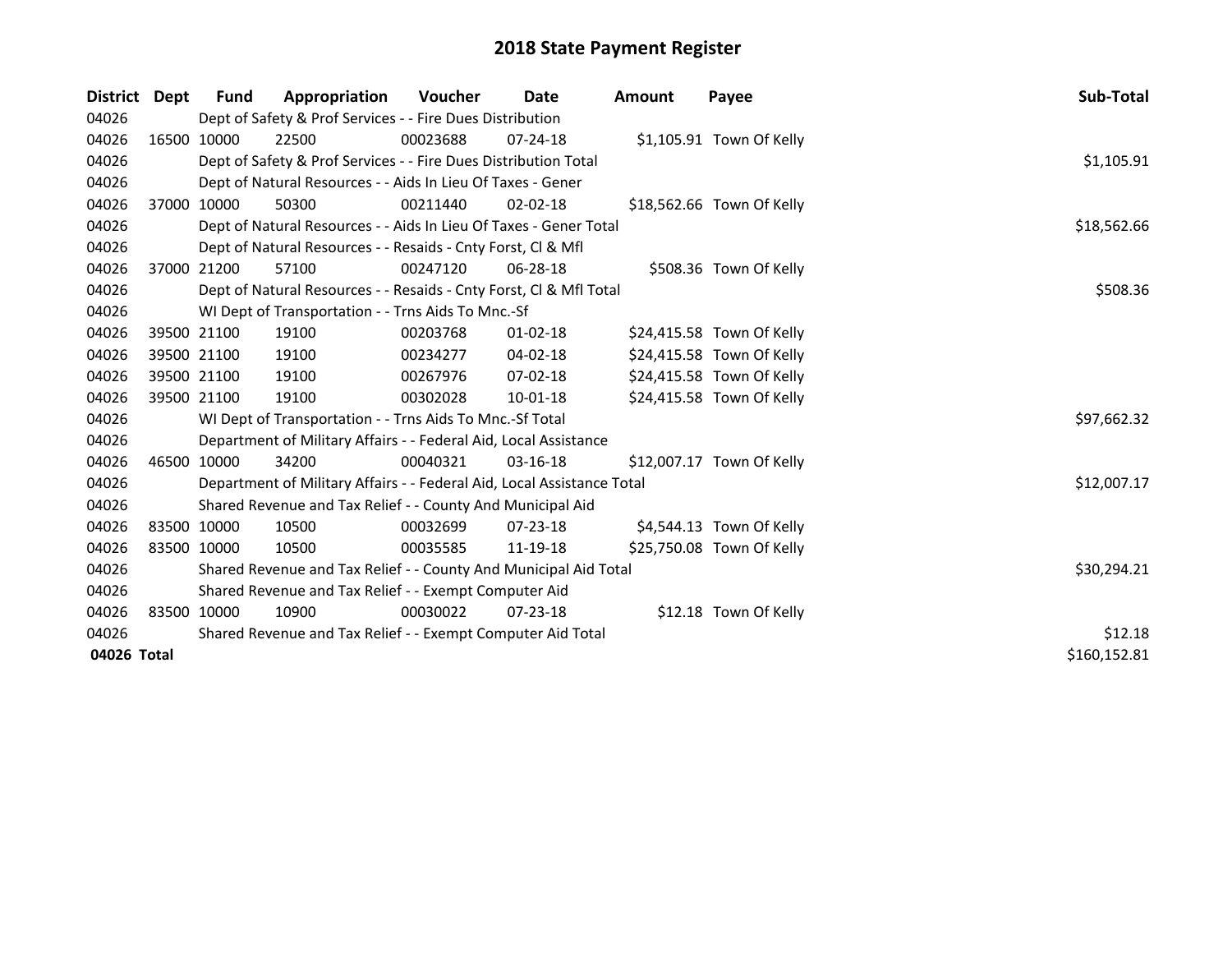# 2018 State Payment Register

| District | Dept | Fund | Appropriation | Voucher | Date | Amount | Payee | Sub-Total |
|---|---|---|---|---|---|---|---|---|
| 04026 | | Dept of Safety & Prof Services - - Fire Dues Distribution | | | | | | |
| 04026 | 16500 | 10000 | 22500 | 00023688 | 07-24-18 | $1,105.91 | Town Of Kelly | |
| 04026 | | Dept of Safety & Prof Services - - Fire Dues Distribution Total | | | | | | $1,105.91 |
| 04026 | | Dept of Natural Resources - - Aids In Lieu Of Taxes - Gener | | | | | | |
| 04026 | 37000 | 10000 | 50300 | 00211440 | 02-02-18 | $18,562.66 | Town Of Kelly | |
| 04026 | | Dept of Natural Resources - - Aids In Lieu Of Taxes - Gener Total | | | | | | $18,562.66 |
| 04026 | | Dept of Natural Resources - - Resaids - Cnty Forst, Cl & Mfl | | | | | | |
| 04026 | 37000 | 21200 | 57100 | 00247120 | 06-28-18 | $508.36 | Town Of Kelly | |
| 04026 | | Dept of Natural Resources - - Resaids - Cnty Forst, Cl & Mfl Total | | | | | | $508.36 |
| 04026 | | WI Dept of Transportation - - Trns Aids To Mnc.-Sf | | | | | | |
| 04026 | 39500 | 21100 | 19100 | 00203768 | 01-02-18 | $24,415.58 | Town Of Kelly | |
| 04026 | 39500 | 21100 | 19100 | 00234277 | 04-02-18 | $24,415.58 | Town Of Kelly | |
| 04026 | 39500 | 21100 | 19100 | 00267976 | 07-02-18 | $24,415.58 | Town Of Kelly | |
| 04026 | 39500 | 21100 | 19100 | 00302028 | 10-01-18 | $24,415.58 | Town Of Kelly | |
| 04026 | | WI Dept of Transportation - - Trns Aids To Mnc.-Sf Total | | | | | | $97,662.32 |
| 04026 | | Department of Military Affairs - - Federal Aid, Local Assistance | | | | | | |
| 04026 | 46500 | 10000 | 34200 | 00040321 | 03-16-18 | $12,007.17 | Town Of Kelly | |
| 04026 | | Department of Military Affairs - - Federal Aid, Local Assistance Total | | | | | | $12,007.17 |
| 04026 | | Shared Revenue and Tax Relief - - County And Municipal Aid | | | | | | |
| 04026 | 83500 | 10000 | 10500 | 00032699 | 07-23-18 | $4,544.13 | Town Of Kelly | |
| 04026 | 83500 | 10000 | 10500 | 00035585 | 11-19-18 | $25,750.08 | Town Of Kelly | |
| 04026 | | Shared Revenue and Tax Relief - - County And Municipal Aid Total | | | | | | $30,294.21 |
| 04026 | | Shared Revenue and Tax Relief - - Exempt Computer Aid | | | | | | |
| 04026 | 83500 | 10000 | 10900 | 00030022 | 07-23-18 | $12.18 | Town Of Kelly | |
| 04026 | | Shared Revenue and Tax Relief - - Exempt Computer Aid Total | | | | | | $12.18 |
| **04026 Total** | | | | | | | | $160,152.81 |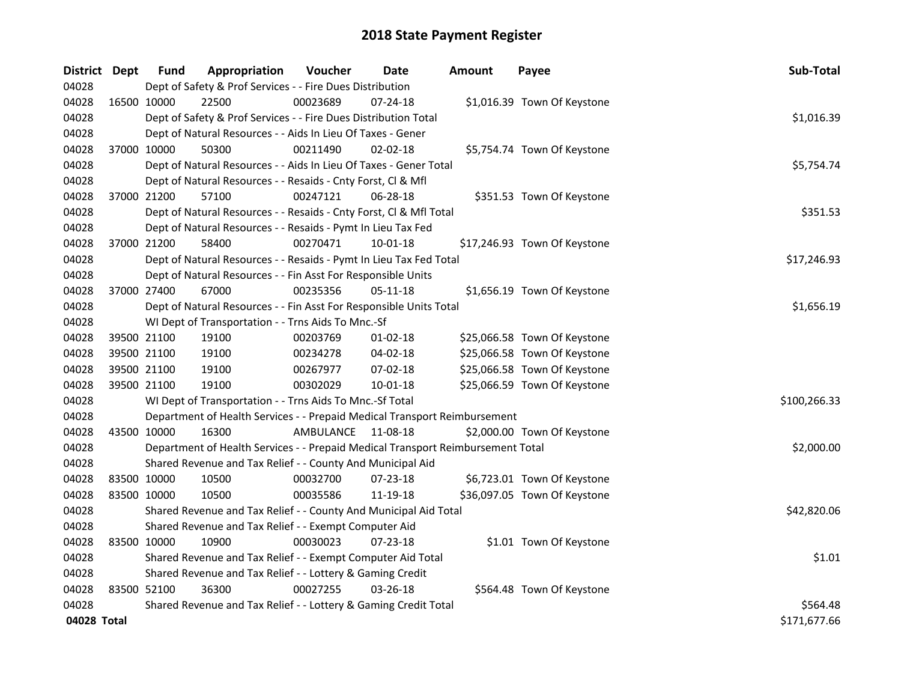# 2018 State Payment Register

| District | Dept | Fund | Appropriation | Voucher | Date | Amount | Payee | Sub-Total |
|---|---|---|---|---|---|---|---|---|
| 04028 | | Dept of Safety & Prof Services - - Fire Dues Distribution | | | | | | |
| 04028 | 16500 | 10000 | 22500 | 00023689 | 07-24-18 | $1,016.39 | Town Of Keystone | |
| 04028 | | Dept of Safety & Prof Services - - Fire Dues Distribution Total | | | | | | $1,016.39 |
| 04028 | | Dept of Natural Resources - - Aids In Lieu Of Taxes - Gener | | | | | | |
| 04028 | 37000 | 10000 | 50300 | 00211490 | 02-02-18 | $5,754.74 | Town Of Keystone | |
| 04028 | | Dept of Natural Resources - - Aids In Lieu Of Taxes - Gener Total | | | | | | $5,754.74 |
| 04028 | | Dept of Natural Resources - - Resaids - Cnty Forst, Cl & Mfl | | | | | | |
| 04028 | 37000 | 21200 | 57100 | 00247121 | 06-28-18 | $351.53 | Town Of Keystone | |
| 04028 | | Dept of Natural Resources - - Resaids - Cnty Forst, Cl & Mfl Total | | | | | | $351.53 |
| 04028 | | Dept of Natural Resources - - Resaids - Pymt In Lieu Tax Fed | | | | | | |
| 04028 | 37000 | 21200 | 58400 | 00270471 | 10-01-18 | $17,246.93 | Town Of Keystone | |
| 04028 | | Dept of Natural Resources - - Resaids - Pymt In Lieu Tax Fed Total | | | | | | $17,246.93 |
| 04028 | | Dept of Natural Resources - - Fin Asst For Responsible Units | | | | | | |
| 04028 | 37000 | 27400 | 67000 | 00235356 | 05-11-18 | $1,656.19 | Town Of Keystone | |
| 04028 | | Dept of Natural Resources - - Fin Asst For Responsible Units Total | | | | | | $1,656.19 |
| 04028 | | WI Dept of Transportation - - Trns Aids To Mnc.-Sf | | | | | | |
| 04028 | 39500 | 21100 | 19100 | 00203769 | 01-02-18 | $25,066.58 | Town Of Keystone | |
| 04028 | 39500 | 21100 | 19100 | 00234278 | 04-02-18 | $25,066.58 | Town Of Keystone | |
| 04028 | 39500 | 21100 | 19100 | 00267977 | 07-02-18 | $25,066.58 | Town Of Keystone | |
| 04028 | 39500 | 21100 | 19100 | 00302029 | 10-01-18 | $25,066.59 | Town Of Keystone | |
| 04028 | | WI Dept of Transportation - - Trns Aids To Mnc.-Sf Total | | | | | | $100,266.33 |
| 04028 | | Department of Health Services - - Prepaid Medical Transport Reimbursement | | | | | | |
| 04028 | 43500 | 10000 | 16300 | AMBULANCE | 11-08-18 | $2,000.00 | Town Of Keystone | |
| 04028 | | Department of Health Services - - Prepaid Medical Transport Reimbursement Total | | | | | | $2,000.00 |
| 04028 | | Shared Revenue and Tax Relief - - County And Municipal Aid | | | | | | |
| 04028 | 83500 | 10000 | 10500 | 00032700 | 07-23-18 | $6,723.01 | Town Of Keystone | |
| 04028 | 83500 | 10000 | 10500 | 00035586 | 11-19-18 | $36,097.05 | Town Of Keystone | |
| 04028 | | Shared Revenue and Tax Relief - - County And Municipal Aid Total | | | | | | $42,820.06 |
| 04028 | | Shared Revenue and Tax Relief - - Exempt Computer Aid | | | | | | |
| 04028 | 83500 | 10000 | 10900 | 00030023 | 07-23-18 | $1.01 | Town Of Keystone | |
| 04028 | | Shared Revenue and Tax Relief - - Exempt Computer Aid Total | | | | | | $1.01 |
| 04028 | | Shared Revenue and Tax Relief - - Lottery & Gaming Credit | | | | | | |
| 04028 | 83500 | 52100 | 36300 | 00027255 | 03-26-18 | $564.48 | Town Of Keystone | |
| 04028 | | Shared Revenue and Tax Relief - - Lottery & Gaming Credit Total | | | | | | $564.48 |
| **04028 Total** | | | | | | | | $171,677.66 |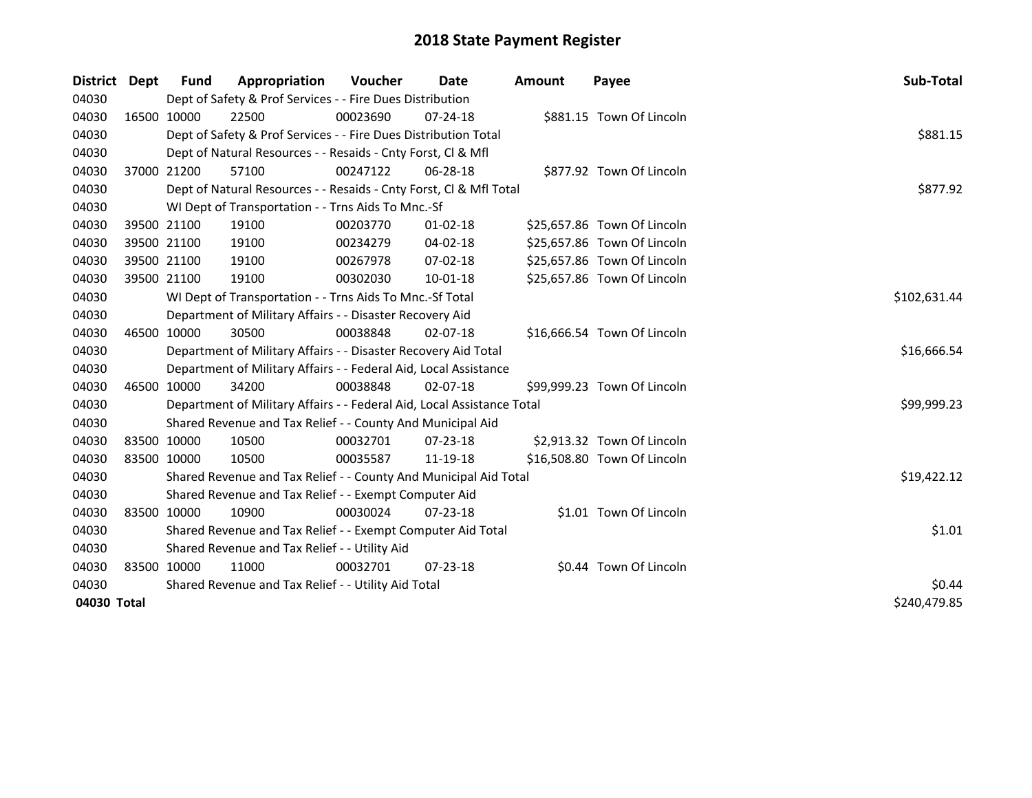# 2018 State Payment Register

| District | Dept | Fund | Appropriation | Voucher | Date | Amount | Payee | Sub-Total |
|---|---|---|---|---|---|---|---|---|
| 04030 | | Dept of Safety & Prof Services - - Fire Dues Distribution | | | | | | |
| 04030 | 16500 | 10000 | 22500 | 00023690 | 07-24-18 | $881.15 | Town Of Lincoln | |
| 04030 | | Dept of Safety & Prof Services - - Fire Dues Distribution Total | | | | | | $881.15 |
| 04030 | | Dept of Natural Resources - - Resaids - Cnty Forst, Cl & Mfl | | | | | | |
| 04030 | 37000 | 21200 | 57100 | 00247122 | 06-28-18 | $877.92 | Town Of Lincoln | |
| 04030 | | Dept of Natural Resources - - Resaids - Cnty Forst, Cl & Mfl Total | | | | | | $877.92 |
| 04030 | | WI Dept of Transportation - - Trns Aids To Mnc.-Sf | | | | | | |
| 04030 | 39500 | 21100 | 19100 | 00203770 | 01-02-18 | $25,657.86 | Town Of Lincoln | |
| 04030 | 39500 | 21100 | 19100 | 00234279 | 04-02-18 | $25,657.86 | Town Of Lincoln | |
| 04030 | 39500 | 21100 | 19100 | 00267978 | 07-02-18 | $25,657.86 | Town Of Lincoln | |
| 04030 | 39500 | 21100 | 19100 | 00302030 | 10-01-18 | $25,657.86 | Town Of Lincoln | |
| 04030 | | WI Dept of Transportation - - Trns Aids To Mnc.-Sf Total | | | | | | $102,631.44 |
| 04030 | | Department of Military Affairs - - Disaster Recovery Aid | | | | | | |
| 04030 | 46500 | 10000 | 30500 | 00038848 | 02-07-18 | $16,666.54 | Town Of Lincoln | |
| 04030 | | Department of Military Affairs - - Disaster Recovery Aid Total | | | | | | $16,666.54 |
| 04030 | | Department of Military Affairs - - Federal Aid, Local Assistance | | | | | | |
| 04030 | 46500 | 10000 | 34200 | 00038848 | 02-07-18 | $99,999.23 | Town Of Lincoln | |
| 04030 | | Department of Military Affairs - - Federal Aid, Local Assistance Total | | | | | | $99,999.23 |
| 04030 | | Shared Revenue and Tax Relief - - County And Municipal Aid | | | | | | |
| 04030 | 83500 | 10000 | 10500 | 00032701 | 07-23-18 | $2,913.32 | Town Of Lincoln | |
| 04030 | 83500 | 10000 | 10500 | 00035587 | 11-19-18 | $16,508.80 | Town Of Lincoln | |
| 04030 | | Shared Revenue and Tax Relief - - County And Municipal Aid Total | | | | | | $19,422.12 |
| 04030 | | Shared Revenue and Tax Relief - - Exempt Computer Aid | | | | | | |
| 04030 | 83500 | 10000 | 10900 | 00030024 | 07-23-18 | $1.01 | Town Of Lincoln | |
| 04030 | | Shared Revenue and Tax Relief - - Exempt Computer Aid Total | | | | | | $1.01 |
| 04030 | | Shared Revenue and Tax Relief - - Utility Aid | | | | | | |
| 04030 | 83500 | 10000 | 11000 | 00032701 | 07-23-18 | $0.44 | Town Of Lincoln | |
| 04030 | | Shared Revenue and Tax Relief - - Utility Aid Total | | | | | | $0.44 |
| **04030 Total** | | | | | | | | $240,479.85 |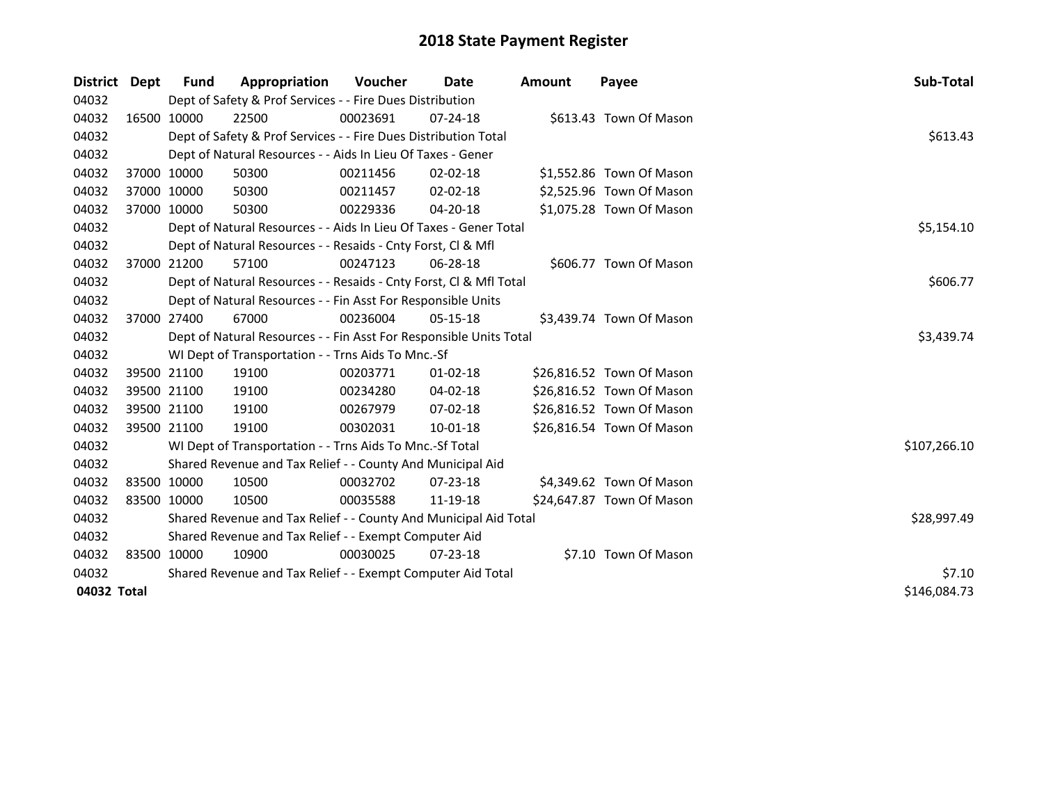# 2018 State Payment Register

| District | Dept | Fund | Appropriation | Voucher | Date | Amount | Payee | Sub-Total |
|---|---|---|---|---|---|---|---|---|
| 04032 | | Dept of Safety & Prof Services - - Fire Dues Distribution | | | | | | |
| 04032 | 16500 | 10000 | 22500 | 00023691 | 07-24-18 | $613.43 | Town Of Mason | |
| 04032 | | Dept of Safety & Prof Services - - Fire Dues Distribution Total | | | | | | $613.43 |
| 04032 | | Dept of Natural Resources - - Aids In Lieu Of Taxes - Gener | | | | | | |
| 04032 | 37000 | 10000 | 50300 | 00211456 | 02-02-18 | $1,552.86 | Town Of Mason | |
| 04032 | 37000 | 10000 | 50300 | 00211457 | 02-02-18 | $2,525.96 | Town Of Mason | |
| 04032 | 37000 | 10000 | 50300 | 00229336 | 04-20-18 | $1,075.28 | Town Of Mason | |
| 04032 | | Dept of Natural Resources - - Aids In Lieu Of Taxes - Gener Total | | | | | | $5,154.10 |
| 04032 | | Dept of Natural Resources - - Resaids - Cnty Forst, Cl & Mfl | | | | | | |
| 04032 | 37000 | 21200 | 57100 | 00247123 | 06-28-18 | $606.77 | Town Of Mason | |
| 04032 | | Dept of Natural Resources - - Resaids - Cnty Forst, Cl & Mfl Total | | | | | | $606.77 |
| 04032 | | Dept of Natural Resources - - Fin Asst For Responsible Units | | | | | | |
| 04032 | 37000 | 27400 | 67000 | 00236004 | 05-15-18 | $3,439.74 | Town Of Mason | |
| 04032 | | Dept of Natural Resources - - Fin Asst For Responsible Units Total | | | | | | $3,439.74 |
| 04032 | | WI Dept of Transportation - - Trns Aids To Mnc.-Sf | | | | | | |
| 04032 | 39500 | 21100 | 19100 | 00203771 | 01-02-18 | $26,816.52 | Town Of Mason | |
| 04032 | 39500 | 21100 | 19100 | 00234280 | 04-02-18 | $26,816.52 | Town Of Mason | |
| 04032 | 39500 | 21100 | 19100 | 00267979 | 07-02-18 | $26,816.52 | Town Of Mason | |
| 04032 | 39500 | 21100 | 19100 | 00302031 | 10-01-18 | $26,816.54 | Town Of Mason | |
| 04032 | | WI Dept of Transportation - - Trns Aids To Mnc.-Sf Total | | | | | | $107,266.10 |
| 04032 | | Shared Revenue and Tax Relief - - County And Municipal Aid | | | | | | |
| 04032 | 83500 | 10000 | 10500 | 00032702 | 07-23-18 | $4,349.62 | Town Of Mason | |
| 04032 | 83500 | 10000 | 10500 | 00035588 | 11-19-18 | $24,647.87 | Town Of Mason | |
| 04032 | | Shared Revenue and Tax Relief - - County And Municipal Aid Total | | | | | | $28,997.49 |
| 04032 | | Shared Revenue and Tax Relief - - Exempt Computer Aid | | | | | | |
| 04032 | 83500 | 10000 | 10900 | 00030025 | 07-23-18 | $7.10 | Town Of Mason | |
| 04032 | | Shared Revenue and Tax Relief - - Exempt Computer Aid Total | | | | | | $7.10 |
| **04032 Total** | | | | | | | | $146,084.73 |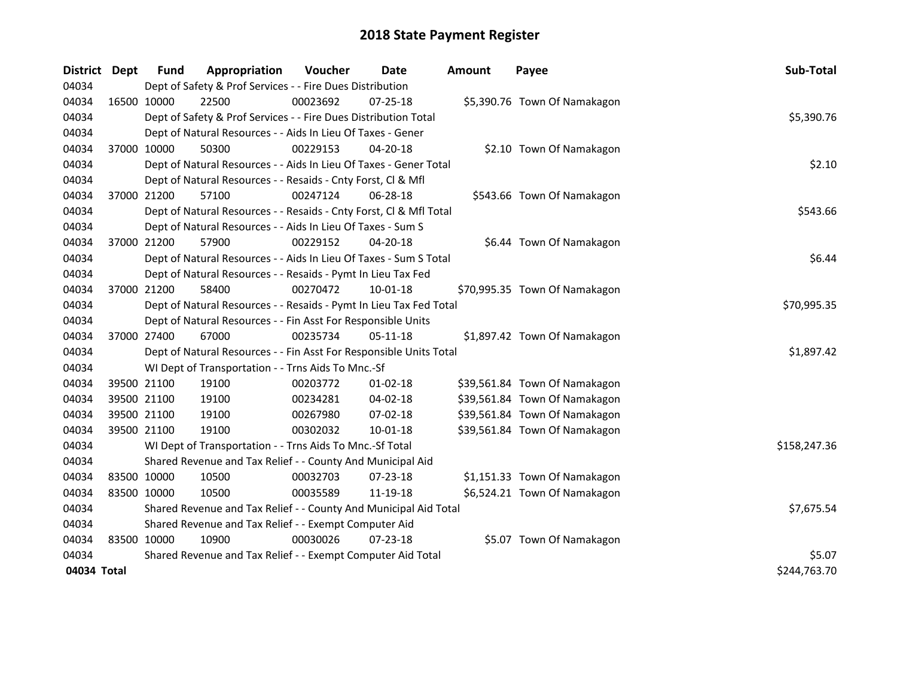# 2018 State Payment Register

| District | Dept | Fund | Appropriation | Voucher | Date | Amount | Payee | Sub-Total |
|---|---|---|---|---|---|---|---|---|
| 04034 | | Dept of Safety & Prof Services - - Fire Dues Distribution | | | | | | |
| 04034 | 16500 | 10000 | 22500 | 00023692 | 07-25-18 | $5,390.76 | Town Of Namakagon | |
| 04034 | | Dept of Safety & Prof Services - - Fire Dues Distribution Total | | | | | | $5,390.76 |
| 04034 | | Dept of Natural Resources - - Aids In Lieu Of Taxes - Gener | | | | | | |
| 04034 | 37000 | 10000 | 50300 | 00229153 | 04-20-18 | $2.10 | Town Of Namakagon | |
| 04034 | | Dept of Natural Resources - - Aids In Lieu Of Taxes - Gener Total | | | | | | $2.10 |
| 04034 | | Dept of Natural Resources - - Resaids - Cnty Forst, Cl & Mfl | | | | | | |
| 04034 | 37000 | 21200 | 57100 | 00247124 | 06-28-18 | $543.66 | Town Of Namakagon | |
| 04034 | | Dept of Natural Resources - - Resaids - Cnty Forst, Cl & Mfl Total | | | | | | $543.66 |
| 04034 | | Dept of Natural Resources - - Aids In Lieu Of Taxes - Sum S | | | | | | |
| 04034 | 37000 | 21200 | 57900 | 00229152 | 04-20-18 | $6.44 | Town Of Namakagon | |
| 04034 | | Dept of Natural Resources - - Aids In Lieu Of Taxes - Sum S Total | | | | | | $6.44 |
| 04034 | | Dept of Natural Resources - - Resaids - Pymt In Lieu Tax Fed | | | | | | |
| 04034 | 37000 | 21200 | 58400 | 00270472 | 10-01-18 | $70,995.35 | Town Of Namakagon | |
| 04034 | | Dept of Natural Resources - - Resaids - Pymt In Lieu Tax Fed Total | | | | | | $70,995.35 |
| 04034 | | Dept of Natural Resources - - Fin Asst For Responsible Units | | | | | | |
| 04034 | 37000 | 27400 | 67000 | 00235734 | 05-11-18 | $1,897.42 | Town Of Namakagon | |
| 04034 | | Dept of Natural Resources - - Fin Asst For Responsible Units Total | | | | | | $1,897.42 |
| 04034 | | WI Dept of Transportation - - Trns Aids To Mnc.-Sf | | | | | | |
| 04034 | 39500 | 21100 | 19100 | 00203772 | 01-02-18 | $39,561.84 | Town Of Namakagon | |
| 04034 | 39500 | 21100 | 19100 | 00234281 | 04-02-18 | $39,561.84 | Town Of Namakagon | |
| 04034 | 39500 | 21100 | 19100 | 00267980 | 07-02-18 | $39,561.84 | Town Of Namakagon | |
| 04034 | 39500 | 21100 | 19100 | 00302032 | 10-01-18 | $39,561.84 | Town Of Namakagon | |
| 04034 | | WI Dept of Transportation - - Trns Aids To Mnc.-Sf Total | | | | | | $158,247.36 |
| 04034 | | Shared Revenue and Tax Relief - - County And Municipal Aid | | | | | | |
| 04034 | 83500 | 10000 | 10500 | 00032703 | 07-23-18 | $1,151.33 | Town Of Namakagon | |
| 04034 | 83500 | 10000 | 10500 | 00035589 | 11-19-18 | $6,524.21 | Town Of Namakagon | |
| 04034 | | Shared Revenue and Tax Relief - - County And Municipal Aid Total | | | | | | $7,675.54 |
| 04034 | | Shared Revenue and Tax Relief - - Exempt Computer Aid | | | | | | |
| 04034 | 83500 | 10000 | 10900 | 00030026 | 07-23-18 | $5.07 | Town Of Namakagon | |
| 04034 | | Shared Revenue and Tax Relief - - Exempt Computer Aid Total | | | | | | $5.07 |
| **04034 Total** | | | | | | | | $244,763.70 |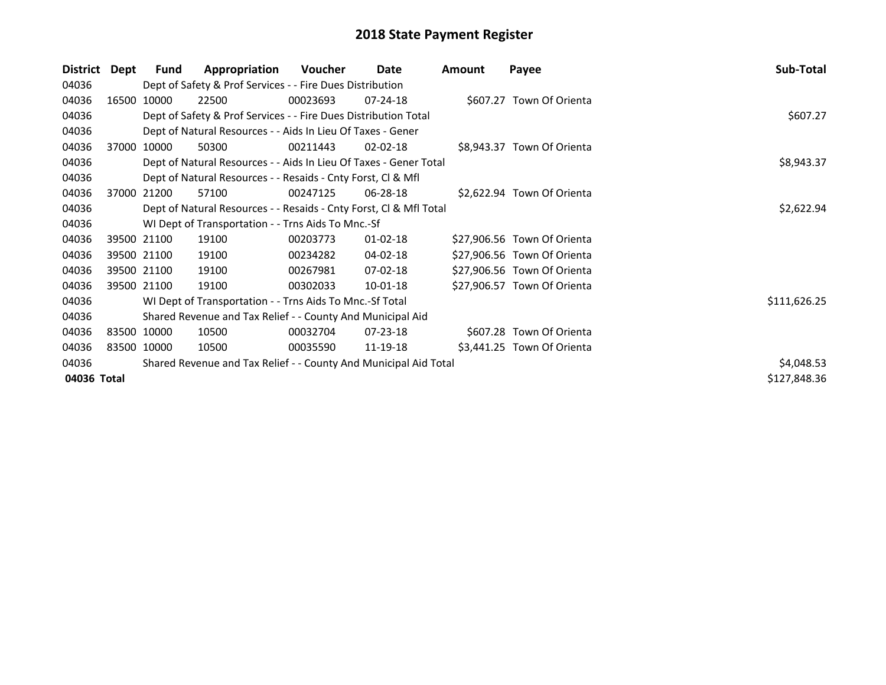# 2018 State Payment Register

| District | Dept | Fund | Appropriation | Voucher | Date | Amount | Payee | Sub-Total |
|---|---|---|---|---|---|---|---|---|
| 04036 | | Dept of Safety & Prof Services - - Fire Dues Distribution | | | | | | |
| 04036 | 16500 | 10000 | 22500 | 00023693 | 07-24-18 | $607.27 | Town Of Orienta | |
| 04036 | | Dept of Safety & Prof Services - - Fire Dues Distribution Total | | | | | | $607.27 |
| 04036 | | Dept of Natural Resources - - Aids In Lieu Of Taxes - Gener | | | | | | |
| 04036 | 37000 | 10000 | 50300 | 00211443 | 02-02-18 | $8,943.37 | Town Of Orienta | |
| 04036 | | Dept of Natural Resources - - Aids In Lieu Of Taxes - Gener Total | | | | | | $8,943.37 |
| 04036 | | Dept of Natural Resources - - Resaids - Cnty Forst, Cl & Mfl | | | | | | |
| 04036 | 37000 | 21200 | 57100 | 00247125 | 06-28-18 | $2,622.94 | Town Of Orienta | |
| 04036 | | Dept of Natural Resources - - Resaids - Cnty Forst, Cl & Mfl Total | | | | | | $2,622.94 |
| 04036 | | WI Dept of Transportation - - Trns Aids To Mnc.-Sf | | | | | | |
| 04036 | 39500 | 21100 | 19100 | 00203773 | 01-02-18 | $27,906.56 | Town Of Orienta | |
| 04036 | 39500 | 21100 | 19100 | 00234282 | 04-02-18 | $27,906.56 | Town Of Orienta | |
| 04036 | 39500 | 21100 | 19100 | 00267981 | 07-02-18 | $27,906.56 | Town Of Orienta | |
| 04036 | 39500 | 21100 | 19100 | 00302033 | 10-01-18 | $27,906.57 | Town Of Orienta | |
| 04036 | | WI Dept of Transportation - - Trns Aids To Mnc.-Sf Total | | | | | | $111,626.25 |
| 04036 | | Shared Revenue and Tax Relief - - County And Municipal Aid | | | | | | |
| 04036 | 83500 | 10000 | 10500 | 00032704 | 07-23-18 | $607.28 | Town Of Orienta | |
| 04036 | 83500 | 10000 | 10500 | 00035590 | 11-19-18 | $3,441.25 | Town Of Orienta | |
| 04036 | | Shared Revenue and Tax Relief - - County And Municipal Aid Total | | | | | | $4,048.53 |
| **04036 Total** | | | | | | | | $127,848.36 |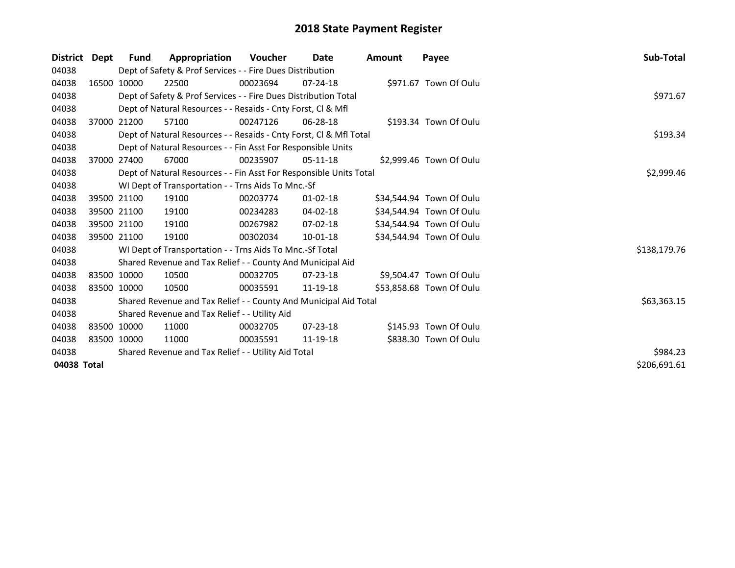# 2018 State Payment Register

| District | Dept | Fund | Appropriation | Voucher | Date | Amount | Payee | Sub-Total |
|---|---|---|---|---|---|---|---|---|
| 04038 | | Dept of Safety & Prof Services - - Fire Dues Distribution | | | | | | |
| 04038 | 16500 | 10000 | 22500 | 00023694 | 07-24-18 | $971.67 | Town Of Oulu | |
| 04038 | | Dept of Safety & Prof Services - - Fire Dues Distribution Total | | | | | | $971.67 |
| 04038 | | Dept of Natural Resources - - Resaids - Cnty Forst, Cl & Mfl | | | | | | |
| 04038 | 37000 | 21200 | 57100 | 00247126 | 06-28-18 | $193.34 | Town Of Oulu | |
| 04038 | | Dept of Natural Resources - - Resaids - Cnty Forst, Cl & Mfl Total | | | | | | $193.34 |
| 04038 | | Dept of Natural Resources - - Fin Asst For Responsible Units | | | | | | |
| 04038 | 37000 | 27400 | 67000 | 00235907 | 05-11-18 | $2,999.46 | Town Of Oulu | |
| 04038 | | Dept of Natural Resources - - Fin Asst For Responsible Units Total | | | | | | $2,999.46 |
| 04038 | | WI Dept of Transportation - - Trns Aids To Mnc.-Sf | | | | | | |
| 04038 | 39500 | 21100 | 19100 | 00203774 | 01-02-18 | $34,544.94 | Town Of Oulu | |
| 04038 | 39500 | 21100 | 19100 | 00234283 | 04-02-18 | $34,544.94 | Town Of Oulu | |
| 04038 | 39500 | 21100 | 19100 | 00267982 | 07-02-18 | $34,544.94 | Town Of Oulu | |
| 04038 | 39500 | 21100 | 19100 | 00302034 | 10-01-18 | $34,544.94 | Town Of Oulu | |
| 04038 | | WI Dept of Transportation - - Trns Aids To Mnc.-Sf Total | | | | | | $138,179.76 |
| 04038 | | Shared Revenue and Tax Relief - - County And Municipal Aid | | | | | | |
| 04038 | 83500 | 10000 | 10500 | 00032705 | 07-23-18 | $9,504.47 | Town Of Oulu | |
| 04038 | 83500 | 10000 | 10500 | 00035591 | 11-19-18 | $53,858.68 | Town Of Oulu | |
| 04038 | | Shared Revenue and Tax Relief - - County And Municipal Aid Total | | | | | | $63,363.15 |
| 04038 | | Shared Revenue and Tax Relief - - Utility Aid | | | | | | |
| 04038 | 83500 | 10000 | 11000 | 00032705 | 07-23-18 | $145.93 | Town Of Oulu | |
| 04038 | 83500 | 10000 | 11000 | 00035591 | 11-19-18 | $838.30 | Town Of Oulu | |
| 04038 | | Shared Revenue and Tax Relief - - Utility Aid Total | | | | | | $984.23 |
| **04038 Total** | | | | | | | | $206,691.61 |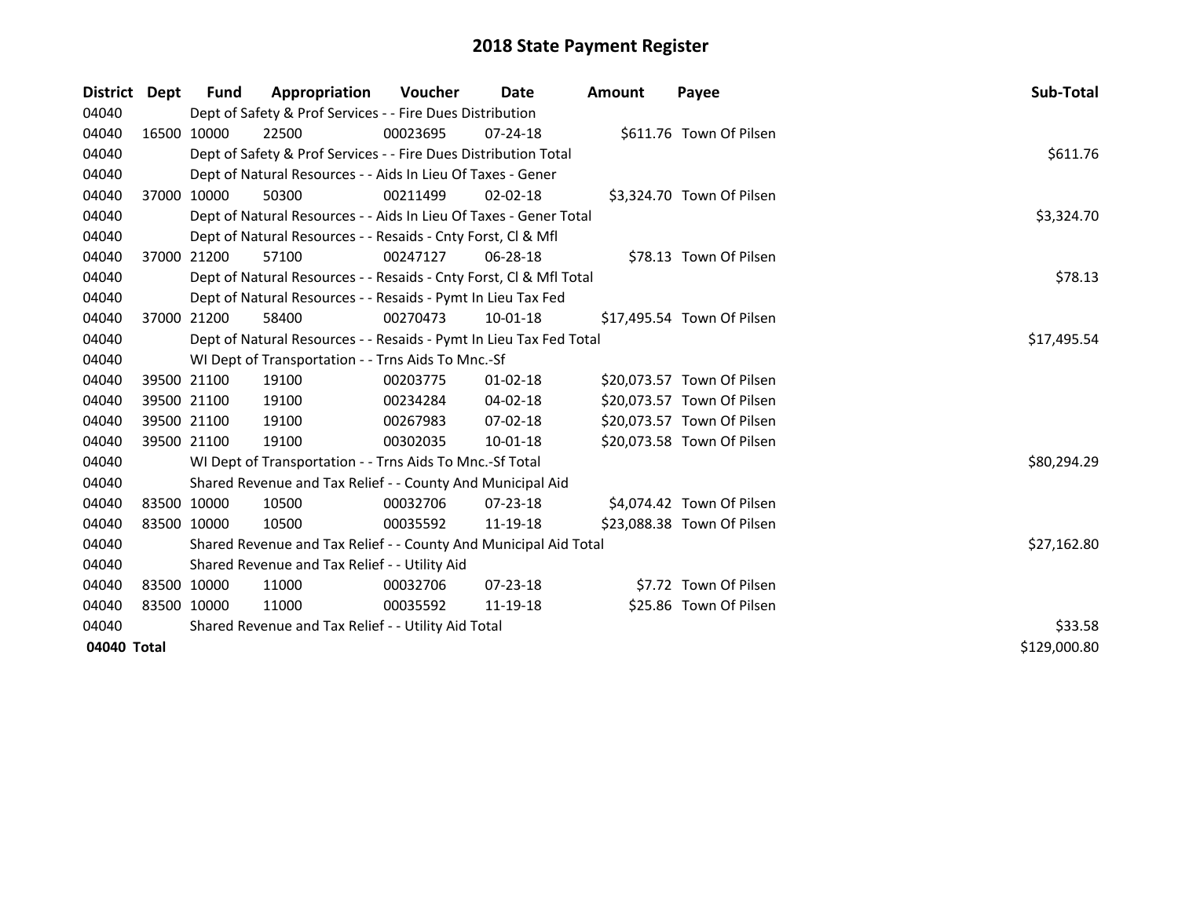# 2018 State Payment Register

| District | Dept | Fund | Appropriation | Voucher | Date | Amount | Payee | Sub-Total |
|---|---|---|---|---|---|---|---|---|
| 04040 | | Dept of Safety & Prof Services - - Fire Dues Distribution | | | | | | |
| 04040 | 16500 | 10000 | 22500 | 00023695 | 07-24-18 | $611.76 | Town Of Pilsen | |
| 04040 | | Dept of Safety & Prof Services - - Fire Dues Distribution Total | | | | | | $611.76 |
| 04040 | | Dept of Natural Resources - - Aids In Lieu Of Taxes - Gener | | | | | | |
| 04040 | 37000 | 10000 | 50300 | 00211499 | 02-02-18 | $3,324.70 | Town Of Pilsen | |
| 04040 | | Dept of Natural Resources - - Aids In Lieu Of Taxes - Gener Total | | | | | | $3,324.70 |
| 04040 | | Dept of Natural Resources - - Resaids - Cnty Forst, Cl & Mfl | | | | | | |
| 04040 | 37000 | 21200 | 57100 | 00247127 | 06-28-18 | $78.13 | Town Of Pilsen | |
| 04040 | | Dept of Natural Resources - - Resaids - Cnty Forst, Cl & Mfl Total | | | | | | $78.13 |
| 04040 | | Dept of Natural Resources - - Resaids - Pymt In Lieu Tax Fed | | | | | | |
| 04040 | 37000 | 21200 | 58400 | 00270473 | 10-01-18 | $17,495.54 | Town Of Pilsen | |
| 04040 | | Dept of Natural Resources - - Resaids - Pymt In Lieu Tax Fed Total | | | | | | $17,495.54 |
| 04040 | | WI Dept of Transportation - - Trns Aids To Mnc.-Sf | | | | | | |
| 04040 | 39500 | 21100 | 19100 | 00203775 | 01-02-18 | $20,073.57 | Town Of Pilsen | |
| 04040 | 39500 | 21100 | 19100 | 00234284 | 04-02-18 | $20,073.57 | Town Of Pilsen | |
| 04040 | 39500 | 21100 | 19100 | 00267983 | 07-02-18 | $20,073.57 | Town Of Pilsen | |
| 04040 | 39500 | 21100 | 19100 | 00302035 | 10-01-18 | $20,073.58 | Town Of Pilsen | |
| 04040 | | WI Dept of Transportation - - Trns Aids To Mnc.-Sf Total | | | | | | $80,294.29 |
| 04040 | | Shared Revenue and Tax Relief - - County And Municipal Aid | | | | | | |
| 04040 | 83500 | 10000 | 10500 | 00032706 | 07-23-18 | $4,074.42 | Town Of Pilsen | |
| 04040 | 83500 | 10000 | 10500 | 00035592 | 11-19-18 | $23,088.38 | Town Of Pilsen | |
| 04040 | | Shared Revenue and Tax Relief - - County And Municipal Aid Total | | | | | | $27,162.80 |
| 04040 | | Shared Revenue and Tax Relief - - Utility Aid | | | | | | |
| 04040 | 83500 | 10000 | 11000 | 00032706 | 07-23-18 | $7.72 | Town Of Pilsen | |
| 04040 | 83500 | 10000 | 11000 | 00035592 | 11-19-18 | $25.86 | Town Of Pilsen | |
| 04040 | | Shared Revenue and Tax Relief - - Utility Aid Total | | | | | | $33.58 |
| **04040 Total** | | | | | | | | $129,000.80 |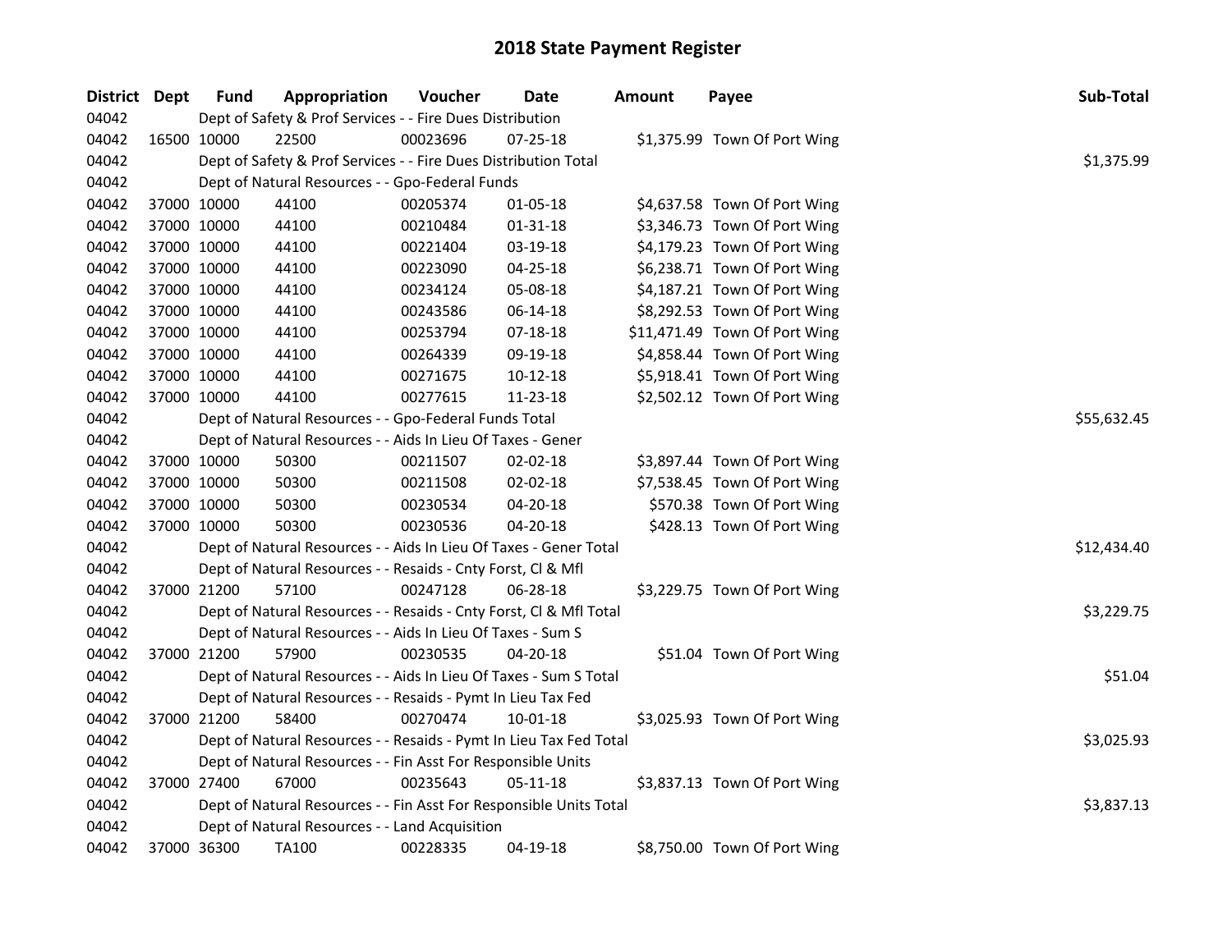# 2018 State Payment Register

| District | Dept | Fund | Appropriation | Voucher | Date | Amount | Payee | Sub-Total |
|---|---|---|---|---|---|---|---|---|
| 04042 | | Dept of Safety & Prof Services - - Fire Dues Distribution | | | | | | |
| 04042 | 16500 | 10000 | 22500 | 00023696 | 07-25-18 | $1,375.99 | Town Of Port Wing | |
| 04042 | | Dept of Safety & Prof Services - - Fire Dues Distribution Total | | | | | | $1,375.99 |
| 04042 | | Dept of Natural Resources - - Gpo-Federal Funds | | | | | | |
| 04042 | 37000 | 10000 | 44100 | 00205374 | 01-05-18 | $4,637.58 | Town Of Port Wing | |
| 04042 | 37000 | 10000 | 44100 | 00210484 | 01-31-18 | $3,346.73 | Town Of Port Wing | |
| 04042 | 37000 | 10000 | 44100 | 00221404 | 03-19-18 | $4,179.23 | Town Of Port Wing | |
| 04042 | 37000 | 10000 | 44100 | 00223090 | 04-25-18 | $6,238.71 | Town Of Port Wing | |
| 04042 | 37000 | 10000 | 44100 | 00234124 | 05-08-18 | $4,187.21 | Town Of Port Wing | |
| 04042 | 37000 | 10000 | 44100 | 00243586 | 06-14-18 | $8,292.53 | Town Of Port Wing | |
| 04042 | 37000 | 10000 | 44100 | 00253794 | 07-18-18 | $11,471.49 | Town Of Port Wing | |
| 04042 | 37000 | 10000 | 44100 | 00264339 | 09-19-18 | $4,858.44 | Town Of Port Wing | |
| 04042 | 37000 | 10000 | 44100 | 00271675 | 10-12-18 | $5,918.41 | Town Of Port Wing | |
| 04042 | 37000 | 10000 | 44100 | 00277615 | 11-23-18 | $2,502.12 | Town Of Port Wing | |
| 04042 | | Dept of Natural Resources - - Gpo-Federal Funds Total | | | | | | $55,632.45 |
| 04042 | | Dept of Natural Resources - - Aids In Lieu Of Taxes - Gener | | | | | | |
| 04042 | 37000 | 10000 | 50300 | 00211507 | 02-02-18 | $3,897.44 | Town Of Port Wing | |
| 04042 | 37000 | 10000 | 50300 | 00211508 | 02-02-18 | $7,538.45 | Town Of Port Wing | |
| 04042 | 37000 | 10000 | 50300 | 00230534 | 04-20-18 | $570.38 | Town Of Port Wing | |
| 04042 | 37000 | 10000 | 50300 | 00230536 | 04-20-18 | $428.13 | Town Of Port Wing | |
| 04042 | | Dept of Natural Resources - - Aids In Lieu Of Taxes - Gener Total | | | | | | $12,434.40 |
| 04042 | | Dept of Natural Resources - - Resaids - Cnty Forst, Cl & Mfl | | | | | | |
| 04042 | 37000 | 21200 | 57100 | 00247128 | 06-28-18 | $3,229.75 | Town Of Port Wing | |
| 04042 | | Dept of Natural Resources - - Resaids - Cnty Forst, Cl & Mfl Total | | | | | | $3,229.75 |
| 04042 | | Dept of Natural Resources - - Aids In Lieu Of Taxes - Sum S | | | | | | |
| 04042 | 37000 | 21200 | 57900 | 00230535 | 04-20-18 | $51.04 | Town Of Port Wing | |
| 04042 | | Dept of Natural Resources - - Aids In Lieu Of Taxes - Sum S Total | | | | | | $51.04 |
| 04042 | | Dept of Natural Resources - - Resaids - Pymt In Lieu Tax Fed | | | | | | |
| 04042 | 37000 | 21200 | 58400 | 00270474 | 10-01-18 | $3,025.93 | Town Of Port Wing | |
| 04042 | | Dept of Natural Resources - - Resaids - Pymt In Lieu Tax Fed Total | | | | | | $3,025.93 |
| 04042 | | Dept of Natural Resources - - Fin Asst For Responsible Units | | | | | | |
| 04042 | 37000 | 27400 | 67000 | 00235643 | 05-11-18 | $3,837.13 | Town Of Port Wing | |
| 04042 | | Dept of Natural Resources - - Fin Asst For Responsible Units Total | | | | | | $3,837.13 |
| 04042 | | Dept of Natural Resources - - Land Acquisition | | | | | | |
| 04042 | 37000 | 36300 | TA100 | 00228335 | 04-19-18 | $8,750.00 | Town Of Port Wing | |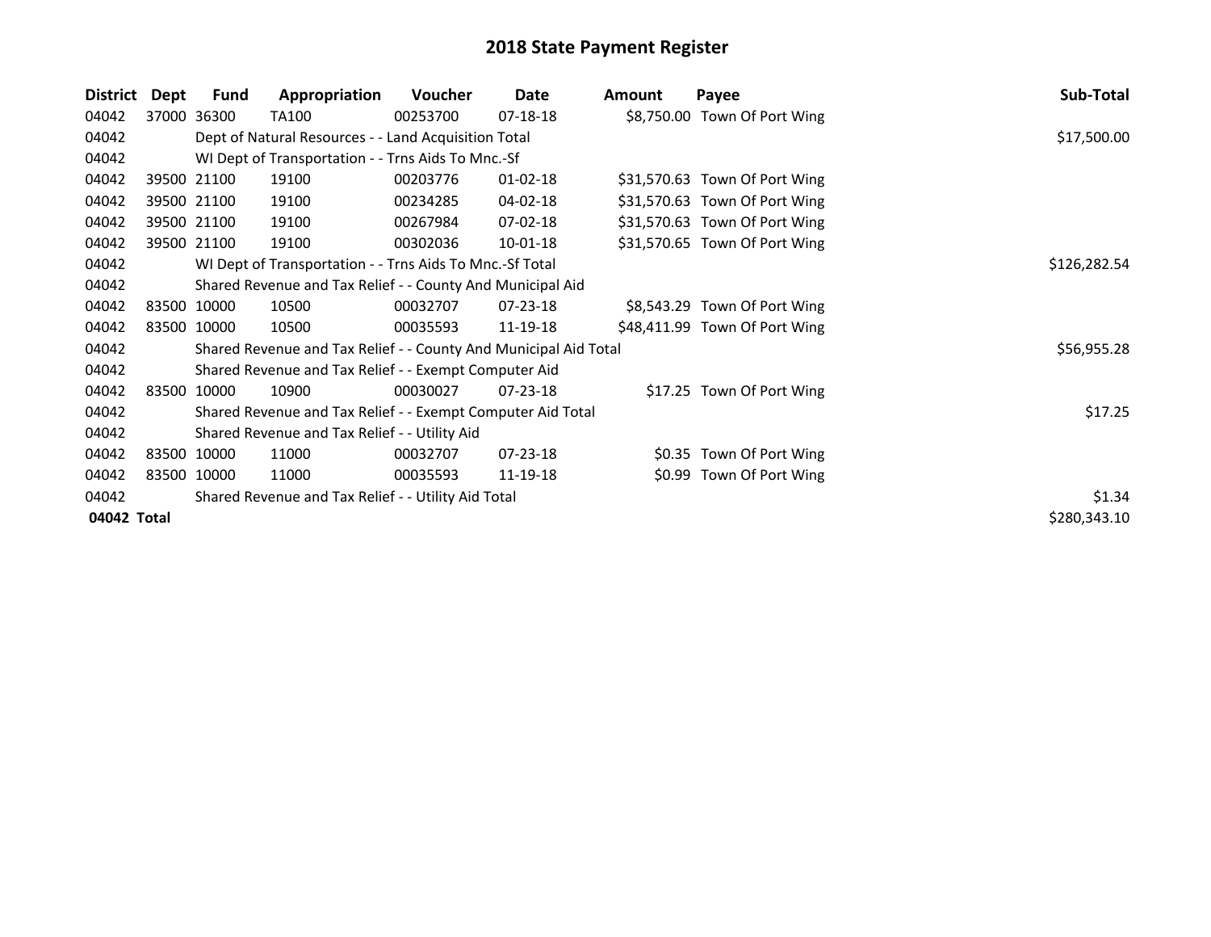# 2018 State Payment Register

| District | Dept | Fund | Appropriation | Voucher | Date | Amount | Payee | Sub-Total |
|---|---|---|---|---|---|---|---|---|
| 04042 | 37000 | 36300 | TA100 | 00253700 | 07-18-18 | $8,750.00 | Town Of Port Wing | |
| 04042 | | Dept of Natural Resources - - Land Acquisition Total | | | | | | $17,500.00 |
| 04042 | | WI Dept of Transportation - - Trns Aids To Mnc.-Sf | | | | | | |
| 04042 | 39500 | 21100 | 19100 | 00203776 | 01-02-18 | $31,570.63 | Town Of Port Wing | |
| 04042 | 39500 | 21100 | 19100 | 00234285 | 04-02-18 | $31,570.63 | Town Of Port Wing | |
| 04042 | 39500 | 21100 | 19100 | 00267984 | 07-02-18 | $31,570.63 | Town Of Port Wing | |
| 04042 | 39500 | 21100 | 19100 | 00302036 | 10-01-18 | $31,570.65 | Town Of Port Wing | |
| 04042 | | WI Dept of Transportation - - Trns Aids To Mnc.-Sf Total | | | | | | $126,282.54 |
| 04042 | | Shared Revenue and Tax Relief - - County And Municipal Aid | | | | | | |
| 04042 | 83500 | 10000 | 10500 | 00032707 | 07-23-18 | $8,543.29 | Town Of Port Wing | |
| 04042 | 83500 | 10000 | 10500 | 00035593 | 11-19-18 | $48,411.99 | Town Of Port Wing | |
| 04042 | | Shared Revenue and Tax Relief - - County And Municipal Aid Total | | | | | | $56,955.28 |
| 04042 | | Shared Revenue and Tax Relief - - Exempt Computer Aid | | | | | | |
| 04042 | 83500 | 10000 | 10900 | 00030027 | 07-23-18 | $17.25 | Town Of Port Wing | |
| 04042 | | Shared Revenue and Tax Relief - - Exempt Computer Aid Total | | | | | | $17.25 |
| 04042 | | Shared Revenue and Tax Relief - - Utility Aid | | | | | | |
| 04042 | 83500 | 10000 | 11000 | 00032707 | 07-23-18 | $0.35 | Town Of Port Wing | |
| 04042 | 83500 | 10000 | 11000 | 00035593 | 11-19-18 | $0.99 | Town Of Port Wing | |
| 04042 | | Shared Revenue and Tax Relief - - Utility Aid Total | | | | | | $1.34 |
| **04042 Total** | | | | | | | | $280,343.10 |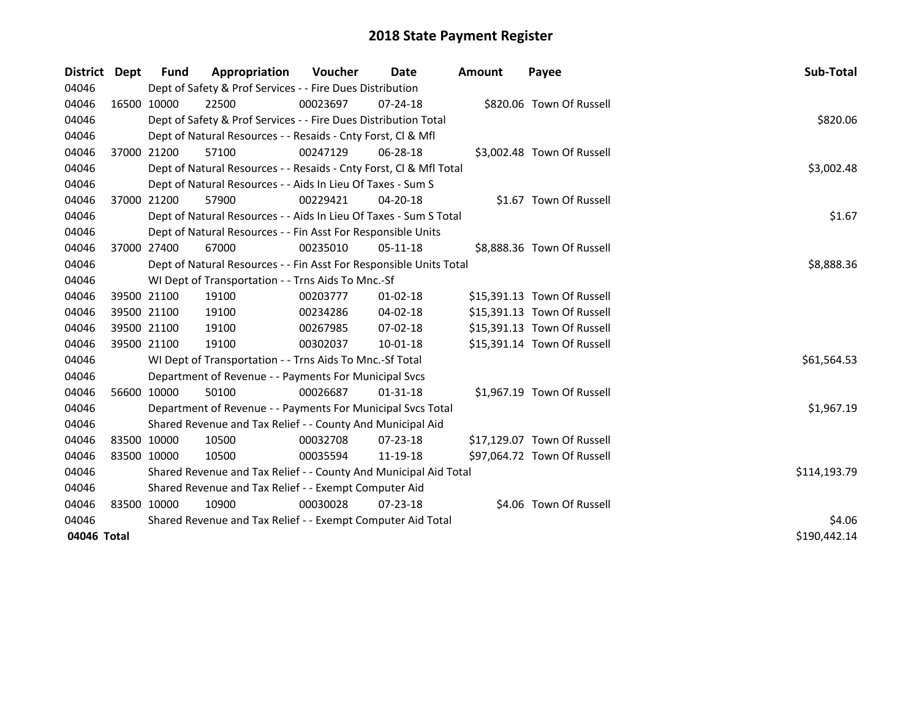# 2018 State Payment Register

| District | Dept | Fund | Appropriation | Voucher | Date | Amount | Payee | Sub-Total |
|---|---|---|---|---|---|---|---|---|
| 04046 | | Dept of Safety & Prof Services - - Fire Dues Distribution | | | | | | |
| 04046 | 16500 | 10000 | 22500 | 00023697 | 07-24-18 | $820.06 | Town Of Russell | |
| 04046 | | Dept of Safety & Prof Services - - Fire Dues Distribution Total | | | | | | $820.06 |
| 04046 | | Dept of Natural Resources - - Resaids - Cnty Forst, Cl & Mfl | | | | | | |
| 04046 | 37000 | 21200 | 57100 | 00247129 | 06-28-18 | $3,002.48 | Town Of Russell | |
| 04046 | | Dept of Natural Resources - - Resaids - Cnty Forst, Cl & Mfl Total | | | | | | $3,002.48 |
| 04046 | | Dept of Natural Resources - - Aids In Lieu Of Taxes - Sum S | | | | | | |
| 04046 | 37000 | 21200 | 57900 | 00229421 | 04-20-18 | $1.67 | Town Of Russell | |
| 04046 | | Dept of Natural Resources - - Aids In Lieu Of Taxes - Sum S Total | | | | | | $1.67 |
| 04046 | | Dept of Natural Resources - - Fin Asst For Responsible Units | | | | | | |
| 04046 | 37000 | 27400 | 67000 | 00235010 | 05-11-18 | $8,888.36 | Town Of Russell | |
| 04046 | | Dept of Natural Resources - - Fin Asst For Responsible Units Total | | | | | | $8,888.36 |
| 04046 | | WI Dept of Transportation - - Trns Aids To Mnc.-Sf | | | | | | |
| 04046 | 39500 | 21100 | 19100 | 00203777 | 01-02-18 | $15,391.13 | Town Of Russell | |
| 04046 | 39500 | 21100 | 19100 | 00234286 | 04-02-18 | $15,391.13 | Town Of Russell | |
| 04046 | 39500 | 21100 | 19100 | 00267985 | 07-02-18 | $15,391.13 | Town Of Russell | |
| 04046 | 39500 | 21100 | 19100 | 00302037 | 10-01-18 | $15,391.14 | Town Of Russell | |
| 04046 | | WI Dept of Transportation - - Trns Aids To Mnc.-Sf Total | | | | | | $61,564.53 |
| 04046 | | Department of Revenue - - Payments For Municipal Svcs | | | | | | |
| 04046 | 56600 | 10000 | 50100 | 00026687 | 01-31-18 | $1,967.19 | Town Of Russell | |
| 04046 | | Department of Revenue - - Payments For Municipal Svcs Total | | | | | | $1,967.19 |
| 04046 | | Shared Revenue and Tax Relief - - County And Municipal Aid | | | | | | |
| 04046 | 83500 | 10000 | 10500 | 00032708 | 07-23-18 | $17,129.07 | Town Of Russell | |
| 04046 | 83500 | 10000 | 10500 | 00035594 | 11-19-18 | $97,064.72 | Town Of Russell | |
| 04046 | | Shared Revenue and Tax Relief - - County And Municipal Aid Total | | | | | | $114,193.79 |
| 04046 | | Shared Revenue and Tax Relief - - Exempt Computer Aid | | | | | | |
| 04046 | 83500 | 10000 | 10900 | 00030028 | 07-23-18 | $4.06 | Town Of Russell | |
| 04046 | | Shared Revenue and Tax Relief - - Exempt Computer Aid Total | | | | | | $4.06 |
| **04046 Total** | | | | | | | | $190,442.14 |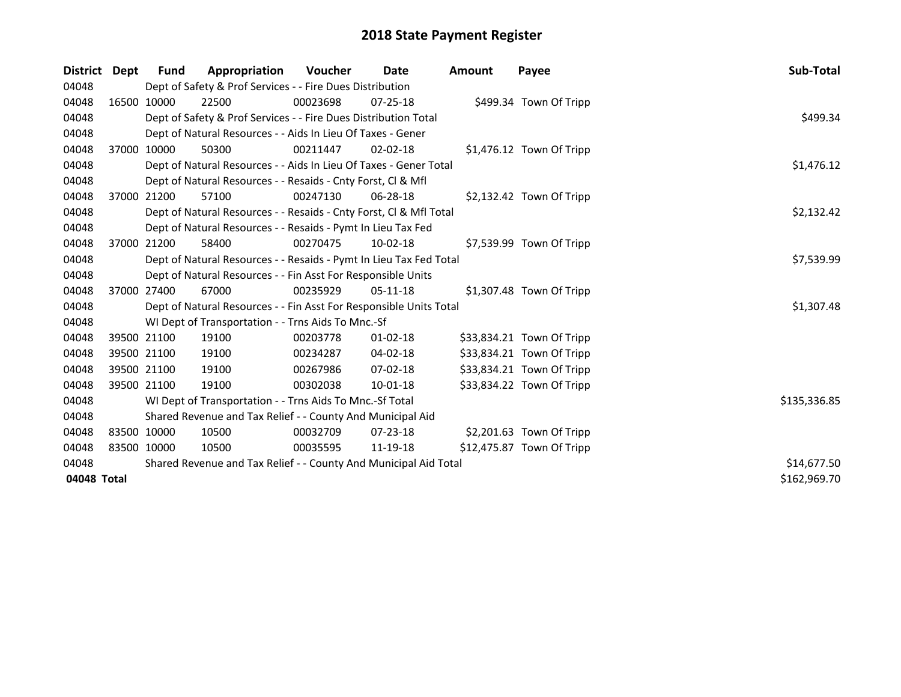# 2018 State Payment Register

| District | Dept | Fund | Appropriation | Voucher | Date | Amount | Payee | Sub-Total |
|---|---|---|---|---|---|---|---|---|
| 04048 | | Dept of Safety & Prof Services - - Fire Dues Distribution | | | | | | |
| 04048 | 16500 | 10000 | 22500 | 00023698 | 07-25-18 | $499.34 | Town Of Tripp | |
| 04048 | | Dept of Safety & Prof Services - - Fire Dues Distribution Total | | | | | | $499.34 |
| 04048 | | Dept of Natural Resources - - Aids In Lieu Of Taxes - Gener | | | | | | |
| 04048 | 37000 | 10000 | 50300 | 00211447 | 02-02-18 | $1,476.12 | Town Of Tripp | |
| 04048 | | Dept of Natural Resources - - Aids In Lieu Of Taxes - Gener Total | | | | | | $1,476.12 |
| 04048 | | Dept of Natural Resources - - Resaids - Cnty Forst, Cl & Mfl | | | | | | |
| 04048 | 37000 | 21200 | 57100 | 00247130 | 06-28-18 | $2,132.42 | Town Of Tripp | |
| 04048 | | Dept of Natural Resources - - Resaids - Cnty Forst, Cl & Mfl Total | | | | | | $2,132.42 |
| 04048 | | Dept of Natural Resources - - Resaids - Pymt In Lieu Tax Fed | | | | | | |
| 04048 | 37000 | 21200 | 58400 | 00270475 | 10-02-18 | $7,539.99 | Town Of Tripp | |
| 04048 | | Dept of Natural Resources - - Resaids - Pymt In Lieu Tax Fed Total | | | | | | $7,539.99 |
| 04048 | | Dept of Natural Resources - - Fin Asst For Responsible Units | | | | | | |
| 04048 | 37000 | 27400 | 67000 | 00235929 | 05-11-18 | $1,307.48 | Town Of Tripp | |
| 04048 | | Dept of Natural Resources - - Fin Asst For Responsible Units Total | | | | | | $1,307.48 |
| 04048 | | WI Dept of Transportation - - Trns Aids To Mnc.-Sf | | | | | | |
| 04048 | 39500 | 21100 | 19100 | 00203778 | 01-02-18 | $33,834.21 | Town Of Tripp | |
| 04048 | 39500 | 21100 | 19100 | 00234287 | 04-02-18 | $33,834.21 | Town Of Tripp | |
| 04048 | 39500 | 21100 | 19100 | 00267986 | 07-02-18 | $33,834.21 | Town Of Tripp | |
| 04048 | 39500 | 21100 | 19100 | 00302038 | 10-01-18 | $33,834.22 | Town Of Tripp | |
| 04048 | | WI Dept of Transportation - - Trns Aids To Mnc.-Sf Total | | | | | | $135,336.85 |
| 04048 | | Shared Revenue and Tax Relief - - County And Municipal Aid | | | | | | |
| 04048 | 83500 | 10000 | 10500 | 00032709 | 07-23-18 | $2,201.63 | Town Of Tripp | |
| 04048 | 83500 | 10000 | 10500 | 00035595 | 11-19-18 | $12,475.87 | Town Of Tripp | |
| 04048 | | Shared Revenue and Tax Relief - - County And Municipal Aid Total | | | | | | $14,677.50 |
| **04048 Total** | | | | | | | | $162,969.70 |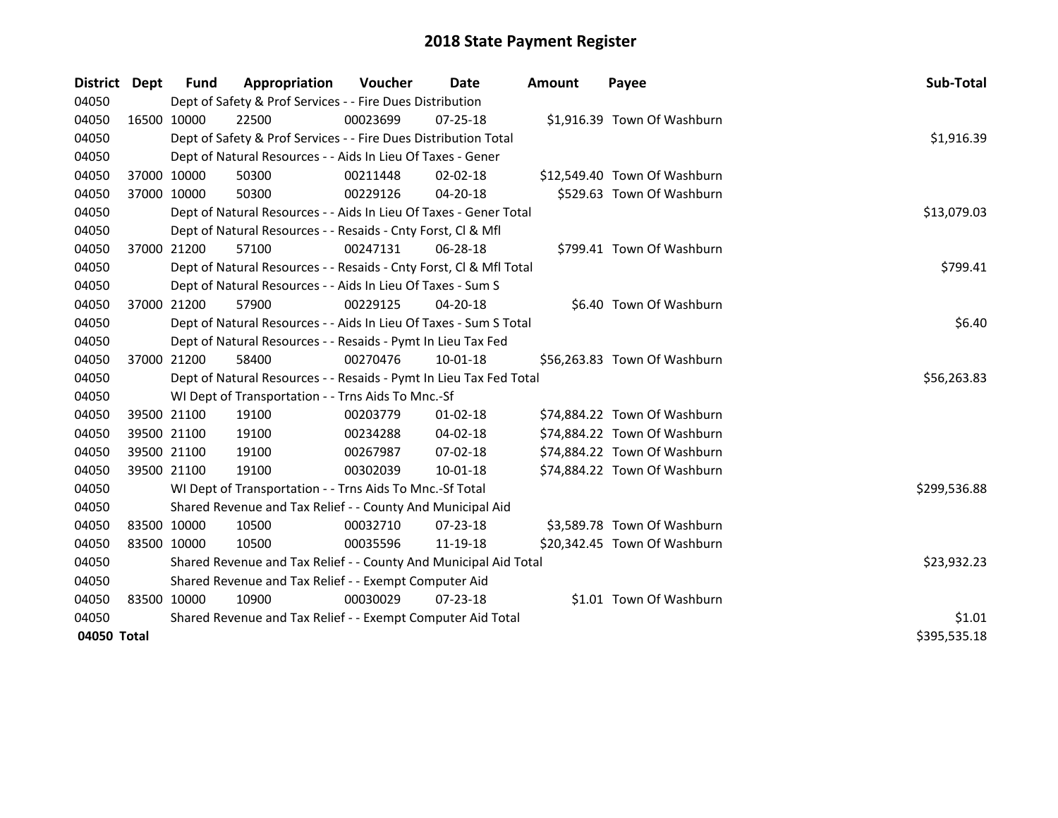# 2018 State Payment Register

| District | Dept | Fund | Appropriation | Voucher | Date | Amount | Payee | Sub-Total |
|---|---|---|---|---|---|---|---|---|
| 04050 | | Dept of Safety & Prof Services - - Fire Dues Distribution | | | | | | |
| 04050 | 16500 | 10000 | 22500 | 00023699 | 07-25-18 | $1,916.39 | Town Of Washburn | |
| 04050 | | Dept of Safety & Prof Services - - Fire Dues Distribution Total | | | | | | $1,916.39 |
| 04050 | | Dept of Natural Resources - - Aids In Lieu Of Taxes - Gener | | | | | | |
| 04050 | 37000 | 10000 | 50300 | 00211448 | 02-02-18 | $12,549.40 | Town Of Washburn | |
| 04050 | 37000 | 10000 | 50300 | 00229126 | 04-20-18 | $529.63 | Town Of Washburn | |
| 04050 | | Dept of Natural Resources - - Aids In Lieu Of Taxes - Gener Total | | | | | | $13,079.03 |
| 04050 | | Dept of Natural Resources - - Resaids - Cnty Forst, Cl & Mfl | | | | | | |
| 04050 | 37000 | 21200 | 57100 | 00247131 | 06-28-18 | $799.41 | Town Of Washburn | |
| 04050 | | Dept of Natural Resources - - Resaids - Cnty Forst, Cl & Mfl Total | | | | | | $799.41 |
| 04050 | | Dept of Natural Resources - - Aids In Lieu Of Taxes - Sum S | | | | | | |
| 04050 | 37000 | 21200 | 57900 | 00229125 | 04-20-18 | $6.40 | Town Of Washburn | |
| 04050 | | Dept of Natural Resources - - Aids In Lieu Of Taxes - Sum S Total | | | | | | $6.40 |
| 04050 | | Dept of Natural Resources - - Resaids - Pymt In Lieu Tax Fed | | | | | | |
| 04050 | 37000 | 21200 | 58400 | 00270476 | 10-01-18 | $56,263.83 | Town Of Washburn | |
| 04050 | | Dept of Natural Resources - - Resaids - Pymt In Lieu Tax Fed Total | | | | | | $56,263.83 |
| 04050 | | WI Dept of Transportation - - Trns Aids To Mnc.-Sf | | | | | | |
| 04050 | 39500 | 21100 | 19100 | 00203779 | 01-02-18 | $74,884.22 | Town Of Washburn | |
| 04050 | 39500 | 21100 | 19100 | 00234288 | 04-02-18 | $74,884.22 | Town Of Washburn | |
| 04050 | 39500 | 21100 | 19100 | 00267987 | 07-02-18 | $74,884.22 | Town Of Washburn | |
| 04050 | 39500 | 21100 | 19100 | 00302039 | 10-01-18 | $74,884.22 | Town Of Washburn | |
| 04050 | | WI Dept of Transportation - - Trns Aids To Mnc.-Sf Total | | | | | | $299,536.88 |
| 04050 | | Shared Revenue and Tax Relief - - County And Municipal Aid | | | | | | |
| 04050 | 83500 | 10000 | 10500 | 00032710 | 07-23-18 | $3,589.78 | Town Of Washburn | |
| 04050 | 83500 | 10000 | 10500 | 00035596 | 11-19-18 | $20,342.45 | Town Of Washburn | |
| 04050 | | Shared Revenue and Tax Relief - - County And Municipal Aid Total | | | | | | $23,932.23 |
| 04050 | | Shared Revenue and Tax Relief - - Exempt Computer Aid | | | | | | |
| 04050 | 83500 | 10000 | 10900 | 00030029 | 07-23-18 | $1.01 | Town Of Washburn | |
| 04050 | | Shared Revenue and Tax Relief - - Exempt Computer Aid Total | | | | | | $1.01 |
| **04050 Total** | | | | | | | | $395,535.18 |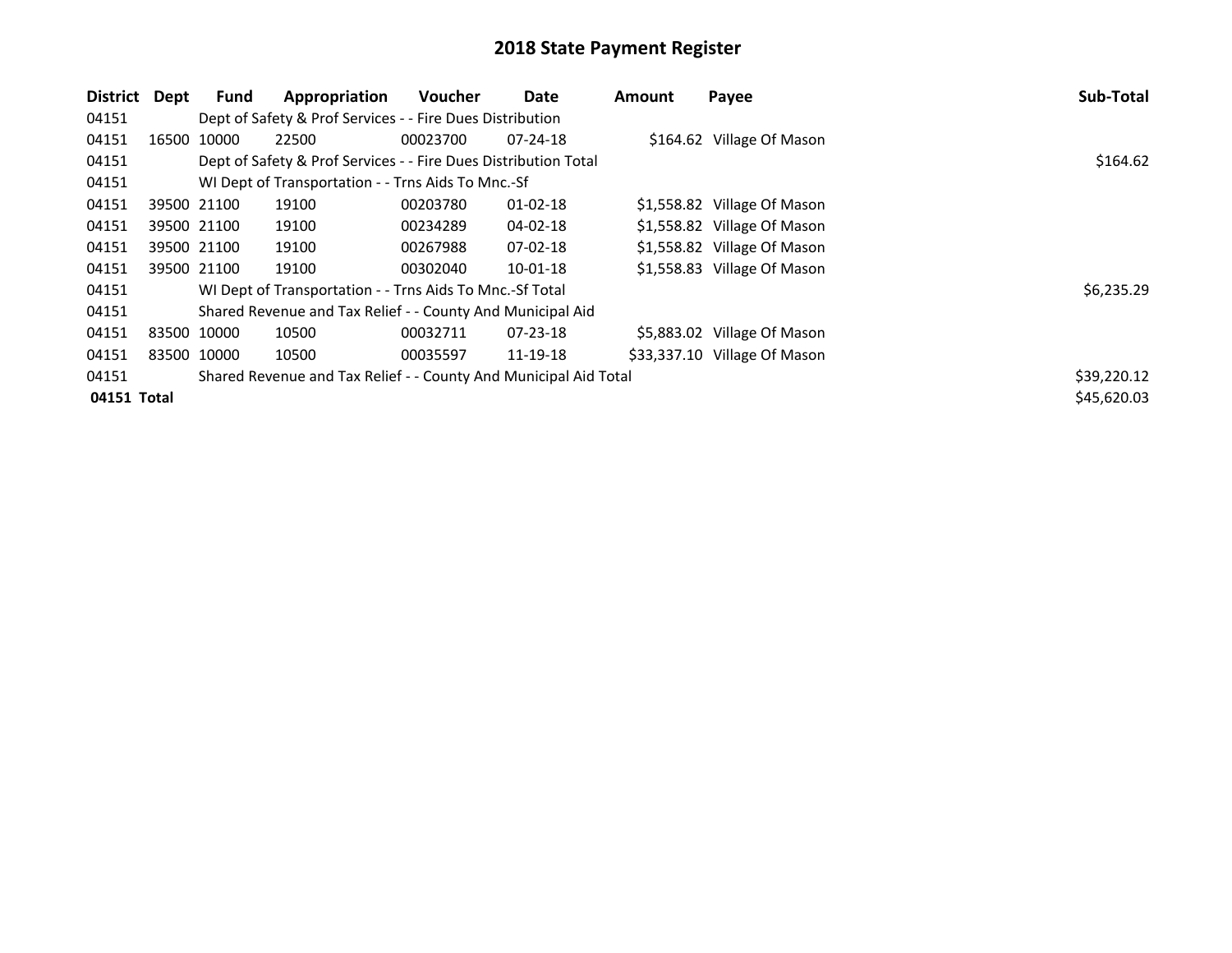# 2018 State Payment Register

| District | Dept | Fund | Appropriation | Voucher | Date | Amount | Payee | Sub-Total |
|---|---|---|---|---|---|---|---|---|
| 04151 | | Dept of Safety & Prof Services - - Fire Dues Distribution | | | | | | |
| 04151 | 16500 | 10000 | 22500 | 00023700 | 07-24-18 | $164.62 | Village Of Mason | |
| 04151 | | Dept of Safety & Prof Services - - Fire Dues Distribution Total | | | | | | $164.62 |
| 04151 | | WI Dept of Transportation - - Trns Aids To Mnc.-Sf | | | | | | |
| 04151 | 39500 | 21100 | 19100 | 00203780 | 01-02-18 | $1,558.82 | Village Of Mason | |
| 04151 | 39500 | 21100 | 19100 | 00234289 | 04-02-18 | $1,558.82 | Village Of Mason | |
| 04151 | 39500 | 21100 | 19100 | 00267988 | 07-02-18 | $1,558.82 | Village Of Mason | |
| 04151 | 39500 | 21100 | 19100 | 00302040 | 10-01-18 | $1,558.83 | Village Of Mason | |
| 04151 | | WI Dept of Transportation - - Trns Aids To Mnc.-Sf Total | | | | | | $6,235.29 |
| 04151 | | Shared Revenue and Tax Relief - - County And Municipal Aid | | | | | | |
| 04151 | 83500 | 10000 | 10500 | 00032711 | 07-23-18 | $5,883.02 | Village Of Mason | |
| 04151 | 83500 | 10000 | 10500 | 00035597 | 11-19-18 | $33,337.10 | Village Of Mason | |
| 04151 | | Shared Revenue and Tax Relief - - County And Municipal Aid Total | | | | | | $39,220.12 |
| **04151 Total** | | | | | | | | $45,620.03 |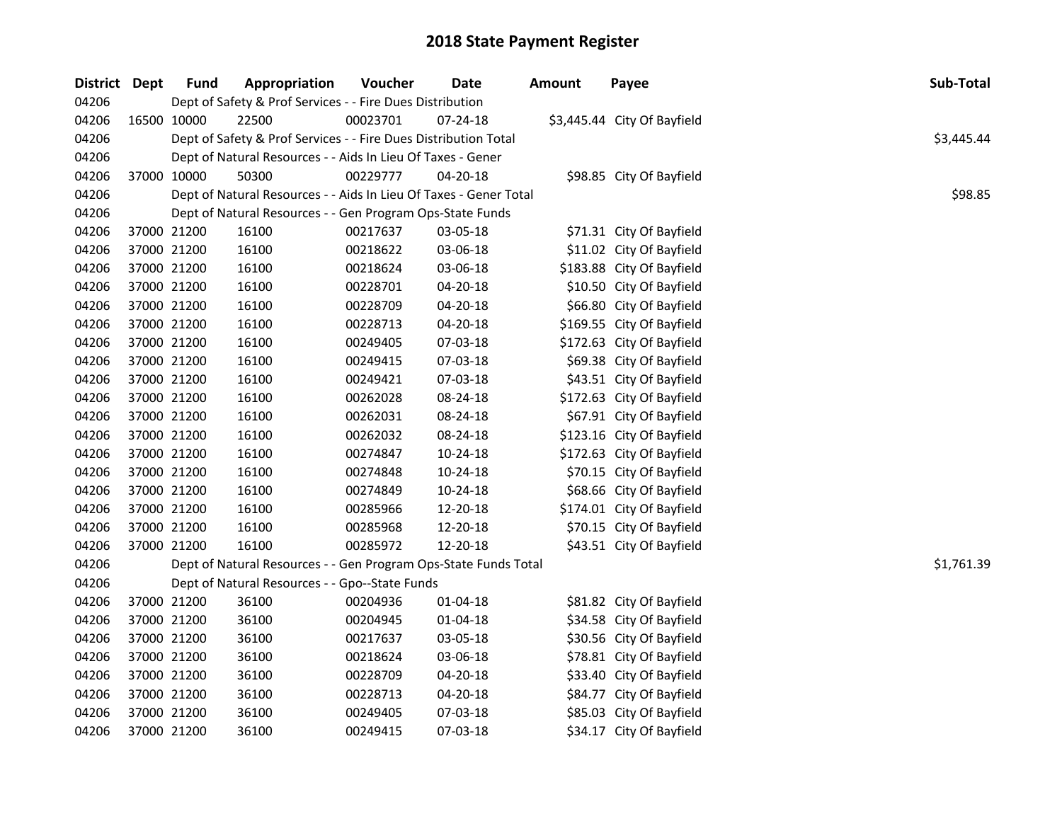# 2018 State Payment Register

| District | Dept | Fund | Appropriation | Voucher | Date | Amount | Payee | Sub-Total |
|---|---|---|---|---|---|---|---|---|
| 04206 | | Dept of Safety & Prof Services - - Fire Dues Distribution | | | | | | |
| 04206 | 16500 | 10000 | 22500 | 00023701 | 07-24-18 | $3,445.44 | City Of Bayfield | |
| 04206 | | Dept of Safety & Prof Services - - Fire Dues Distribution Total | | | | | | $3,445.44 |
| 04206 | | Dept of Natural Resources - - Aids In Lieu Of Taxes - Gener | | | | | | |
| 04206 | 37000 | 10000 | 50300 | 00229777 | 04-20-18 | $98.85 | City Of Bayfield | |
| 04206 | | Dept of Natural Resources - - Aids In Lieu Of Taxes - Gener Total | | | | | | $98.85 |
| 04206 | | Dept of Natural Resources - - Gen Program Ops-State Funds | | | | | | |
| 04206 | 37000 | 21200 | 16100 | 00217637 | 03-05-18 | $71.31 | City Of Bayfield | |
| 04206 | 37000 | 21200 | 16100 | 00218622 | 03-06-18 | $11.02 | City Of Bayfield | |
| 04206 | 37000 | 21200 | 16100 | 00218624 | 03-06-18 | $183.88 | City Of Bayfield | |
| 04206 | 37000 | 21200 | 16100 | 00228701 | 04-20-18 | $10.50 | City Of Bayfield | |
| 04206 | 37000 | 21200 | 16100 | 00228709 | 04-20-18 | $66.80 | City Of Bayfield | |
| 04206 | 37000 | 21200 | 16100 | 00228713 | 04-20-18 | $169.55 | City Of Bayfield | |
| 04206 | 37000 | 21200 | 16100 | 00249405 | 07-03-18 | $172.63 | City Of Bayfield | |
| 04206 | 37000 | 21200 | 16100 | 00249415 | 07-03-18 | $69.38 | City Of Bayfield | |
| 04206 | 37000 | 21200 | 16100 | 00249421 | 07-03-18 | $43.51 | City Of Bayfield | |
| 04206 | 37000 | 21200 | 16100 | 00262028 | 08-24-18 | $172.63 | City Of Bayfield | |
| 04206 | 37000 | 21200 | 16100 | 00262031 | 08-24-18 | $67.91 | City Of Bayfield | |
| 04206 | 37000 | 21200 | 16100 | 00262032 | 08-24-18 | $123.16 | City Of Bayfield | |
| 04206 | 37000 | 21200 | 16100 | 00274847 | 10-24-18 | $172.63 | City Of Bayfield | |
| 04206 | 37000 | 21200 | 16100 | 00274848 | 10-24-18 | $70.15 | City Of Bayfield | |
| 04206 | 37000 | 21200 | 16100 | 00274849 | 10-24-18 | $68.66 | City Of Bayfield | |
| 04206 | 37000 | 21200 | 16100 | 00285966 | 12-20-18 | $174.01 | City Of Bayfield | |
| 04206 | 37000 | 21200 | 16100 | 00285968 | 12-20-18 | $70.15 | City Of Bayfield | |
| 04206 | 37000 | 21200 | 16100 | 00285972 | 12-20-18 | $43.51 | City Of Bayfield | |
| 04206 | | Dept of Natural Resources - - Gen Program Ops-State Funds Total | | | | | | $1,761.39 |
| 04206 | | Dept of Natural Resources - - Gpo--State Funds | | | | | | |
| 04206 | 37000 | 21200 | 36100 | 00204936 | 01-04-18 | $81.82 | City Of Bayfield | |
| 04206 | 37000 | 21200 | 36100 | 00204945 | 01-04-18 | $34.58 | City Of Bayfield | |
| 04206 | 37000 | 21200 | 36100 | 00217637 | 03-05-18 | $30.56 | City Of Bayfield | |
| 04206 | 37000 | 21200 | 36100 | 00218624 | 03-06-18 | $78.81 | City Of Bayfield | |
| 04206 | 37000 | 21200 | 36100 | 00228709 | 04-20-18 | $33.40 | City Of Bayfield | |
| 04206 | 37000 | 21200 | 36100 | 00228713 | 04-20-18 | $84.77 | City Of Bayfield | |
| 04206 | 37000 | 21200 | 36100 | 00249405 | 07-03-18 | $85.03 | City Of Bayfield | |
| 04206 | 37000 | 21200 | 36100 | 00249415 | 07-03-18 | $34.17 | City Of Bayfield | |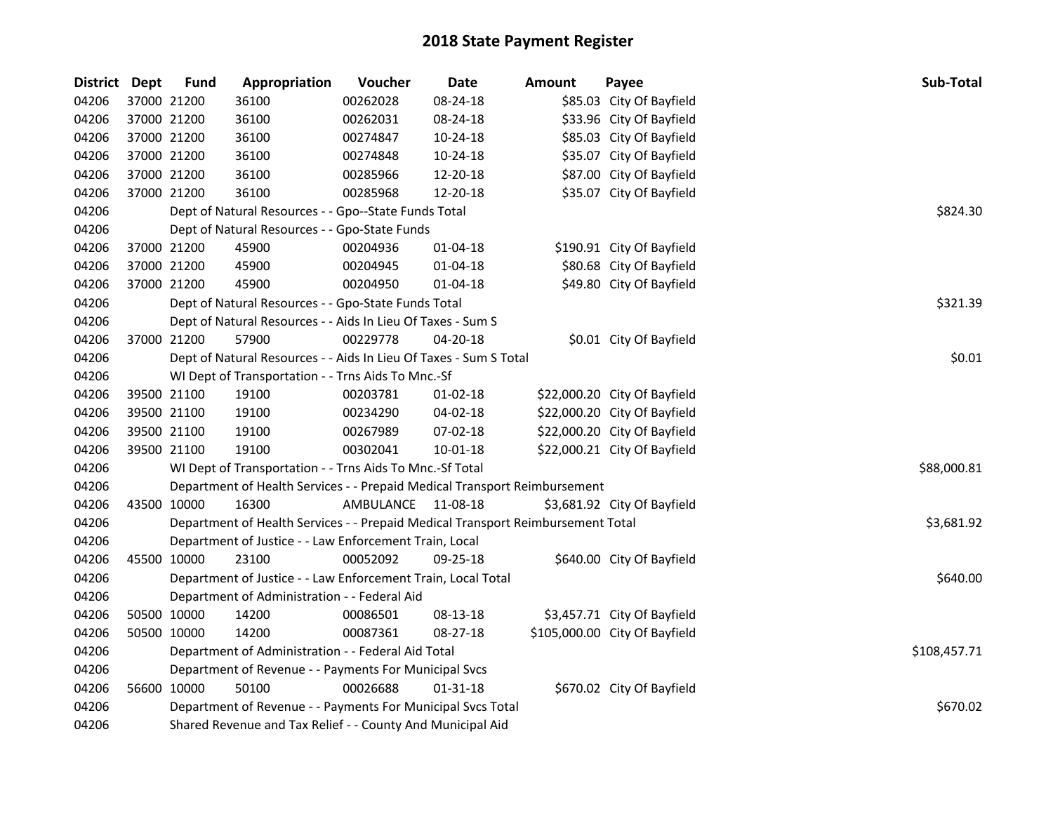# 2018 State Payment Register

| District | Dept | Fund | Appropriation | Voucher | Date | Amount | Payee | Sub-Total |
|---|---|---|---|---|---|---|---|---|
| 04206 | 37000 | 21200 | 36100 | 00262028 | 08-24-18 | $85.03 | City Of Bayfield | |
| 04206 | 37000 | 21200 | 36100 | 00262031 | 08-24-18 | $33.96 | City Of Bayfield | |
| 04206 | 37000 | 21200 | 36100 | 00274847 | 10-24-18 | $85.03 | City Of Bayfield | |
| 04206 | 37000 | 21200 | 36100 | 00274848 | 10-24-18 | $35.07 | City Of Bayfield | |
| 04206 | 37000 | 21200 | 36100 | 00285966 | 12-20-18 | $87.00 | City Of Bayfield | |
| 04206 | 37000 | 21200 | 36100 | 00285968 | 12-20-18 | $35.07 | City Of Bayfield | |
| 04206 | | | Dept of Natural Resources - - Gpo--State Funds Total | | | | | $824.30 |
| 04206 | | | Dept of Natural Resources - - Gpo-State Funds | | | | | |
| 04206 | 37000 | 21200 | 45900 | 00204936 | 01-04-18 | $190.91 | City Of Bayfield | |
| 04206 | 37000 | 21200 | 45900 | 00204945 | 01-04-18 | $80.68 | City Of Bayfield | |
| 04206 | 37000 | 21200 | 45900 | 00204950 | 01-04-18 | $49.80 | City Of Bayfield | |
| 04206 | | | Dept of Natural Resources - - Gpo-State Funds Total | | | | | $321.39 |
| 04206 | | | Dept of Natural Resources - - Aids In Lieu Of Taxes - Sum S | | | | | |
| 04206 | 37000 | 21200 | 57900 | 00229778 | 04-20-18 | $0.01 | City Of Bayfield | |
| 04206 | | | Dept of Natural Resources - - Aids In Lieu Of Taxes - Sum S Total | | | | | $0.01 |
| 04206 | | | WI Dept of Transportation - - Trns Aids To Mnc.-Sf | | | | | |
| 04206 | 39500 | 21100 | 19100 | 00203781 | 01-02-18 | $22,000.20 | City Of Bayfield | |
| 04206 | 39500 | 21100 | 19100 | 00234290 | 04-02-18 | $22,000.20 | City Of Bayfield | |
| 04206 | 39500 | 21100 | 19100 | 00267989 | 07-02-18 | $22,000.20 | City Of Bayfield | |
| 04206 | 39500 | 21100 | 19100 | 00302041 | 10-01-18 | $22,000.21 | City Of Bayfield | |
| 04206 | | | WI Dept of Transportation - - Trns Aids To Mnc.-Sf Total | | | | | $88,000.81 |
| 04206 | | | Department of Health Services - - Prepaid Medical Transport Reimbursement | | | | | |
| 04206 | 43500 | 10000 | 16300 | AMBULANCE | 11-08-18 | $3,681.92 | City Of Bayfield | |
| 04206 | | | Department of Health Services - - Prepaid Medical Transport Reimbursement Total | | | | | $3,681.92 |
| 04206 | | | Department of Justice - - Law Enforcement Train, Local | | | | | |
| 04206 | 45500 | 10000 | 23100 | 00052092 | 09-25-18 | $640.00 | City Of Bayfield | |
| 04206 | | | Department of Justice - - Law Enforcement Train, Local Total | | | | | $640.00 |
| 04206 | | | Department of Administration - - Federal Aid | | | | | |
| 04206 | 50500 | 10000 | 14200 | 00086501 | 08-13-18 | $3,457.71 | City Of Bayfield | |
| 04206 | 50500 | 10000 | 14200 | 00087361 | 08-27-18 | $105,000.00 | City Of Bayfield | |
| 04206 | | | Department of Administration - - Federal Aid Total | | | | | $108,457.71 |
| 04206 | | | Department of Revenue - - Payments For Municipal Svcs | | | | | |
| 04206 | 56600 | 10000 | 50100 | 00026688 | 01-31-18 | $670.02 | City Of Bayfield | |
| 04206 | | | Department of Revenue - - Payments For Municipal Svcs Total | | | | | $670.02 |
| 04206 | | | Shared Revenue and Tax Relief - - County And Municipal Aid | | | | | |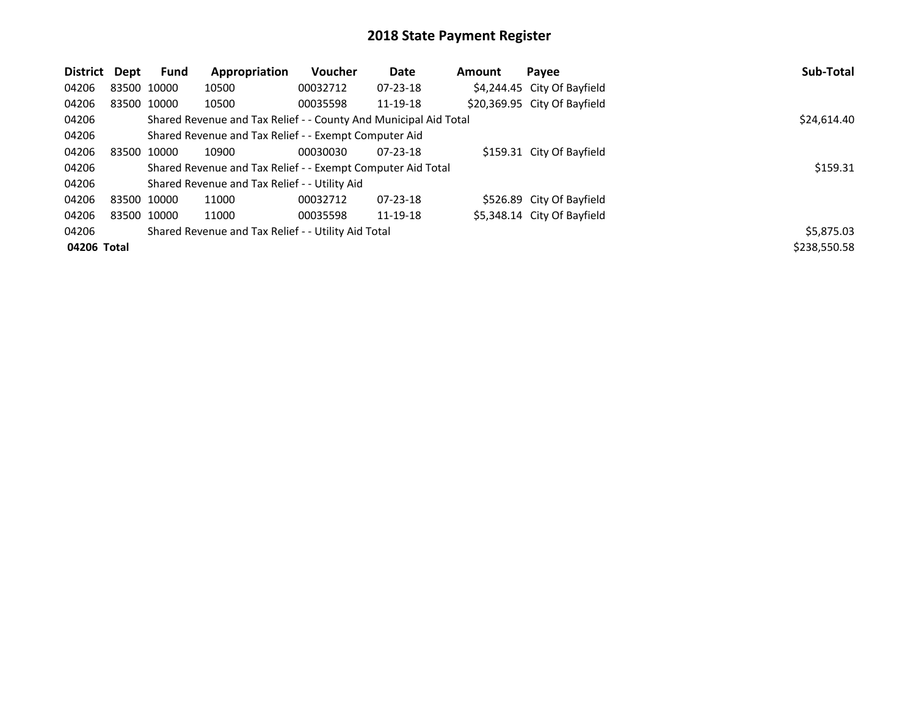# 2018 State Payment Register

| District | Dept | Fund | Appropriation | Voucher | Date | Amount | Payee | Sub-Total |
|---|---|---|---|---|---|---|---|---|
| 04206 | 83500 | 10000 | 10500 | 00032712 | 07-23-18 | $4,244.45 | City Of Bayfield | |
| 04206 | 83500 | 10000 | 10500 | 00035598 | 11-19-18 | $20,369.95 | City Of Bayfield | |
| 04206 | | Shared Revenue and Tax Relief - - County And Municipal Aid Total | | | | | | $24,614.40 |
| 04206 | | Shared Revenue and Tax Relief - - Exempt Computer Aid | | | | | | |
| 04206 | 83500 | 10000 | 10900 | 00030030 | 07-23-18 | $159.31 | City Of Bayfield | |
| 04206 | | Shared Revenue and Tax Relief - - Exempt Computer Aid Total | | | | | | $159.31 |
| 04206 | | Shared Revenue and Tax Relief - - Utility Aid | | | | | | |
| 04206 | 83500 | 10000 | 11000 | 00032712 | 07-23-18 | $526.89 | City Of Bayfield | |
| 04206 | 83500 | 10000 | 11000 | 00035598 | 11-19-18 | $5,348.14 | City Of Bayfield | |
| 04206 | | Shared Revenue and Tax Relief - - Utility Aid Total | | | | | | $5,875.03 |
| **04206** | **Total** | | | | | | | $238,550.58 |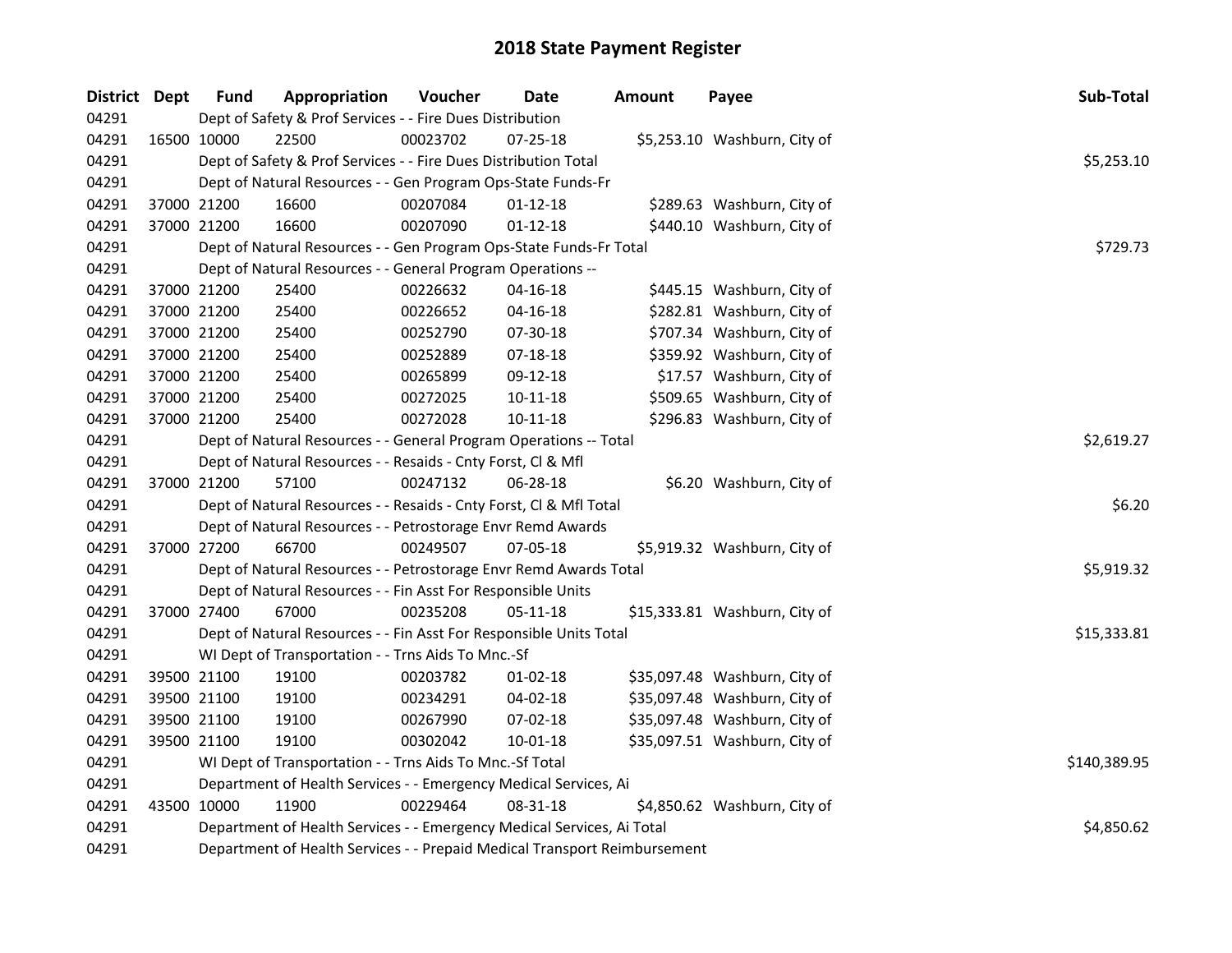# 2018 State Payment Register

| District | Dept | Fund | Appropriation | Voucher | Date | Amount | Payee | Sub-Total |
|---|---|---|---|---|---|---|---|---|
| 04291 | | Dept of Safety & Prof Services - - Fire Dues Distribution | | | | | | |
| 04291 | 16500 | 10000 | 22500 | 00023702 | 07-25-18 | $5,253.10 | Washburn, City of | |
| 04291 | | Dept of Safety & Prof Services - - Fire Dues Distribution Total | | | | | | $5,253.10 |
| 04291 | | Dept of Natural Resources - - Gen Program Ops-State Funds-Fr | | | | | | |
| 04291 | 37000 | 21200 | 16600 | 00207084 | 01-12-18 | $289.63 | Washburn, City of | |
| 04291 | 37000 | 21200 | 16600 | 00207090 | 01-12-18 | $440.10 | Washburn, City of | |
| 04291 | | Dept of Natural Resources - - Gen Program Ops-State Funds-Fr Total | | | | | | $729.73 |
| 04291 | | Dept of Natural Resources - - General Program Operations -- | | | | | | |
| 04291 | 37000 | 21200 | 25400 | 00226632 | 04-16-18 | $445.15 | Washburn, City of | |
| 04291 | 37000 | 21200 | 25400 | 00226652 | 04-16-18 | $282.81 | Washburn, City of | |
| 04291 | 37000 | 21200 | 25400 | 00252790 | 07-30-18 | $707.34 | Washburn, City of | |
| 04291 | 37000 | 21200 | 25400 | 00252889 | 07-18-18 | $359.92 | Washburn, City of | |
| 04291 | 37000 | 21200 | 25400 | 00265899 | 09-12-18 | $17.57 | Washburn, City of | |
| 04291 | 37000 | 21200 | 25400 | 00272025 | 10-11-18 | $509.65 | Washburn, City of | |
| 04291 | 37000 | 21200 | 25400 | 00272028 | 10-11-18 | $296.83 | Washburn, City of | |
| 04291 | | Dept of Natural Resources - - General Program Operations -- Total | | | | | | $2,619.27 |
| 04291 | | Dept of Natural Resources - - Resaids - Cnty Forst, Cl & Mfl | | | | | | |
| 04291 | 37000 | 21200 | 57100 | 00247132 | 06-28-18 | $6.20 | Washburn, City of | |
| 04291 | | Dept of Natural Resources - - Resaids - Cnty Forst, Cl & Mfl Total | | | | | | $6.20 |
| 04291 | | Dept of Natural Resources - - Petrostorage Envr Remd Awards | | | | | | |
| 04291 | 37000 | 27200 | 66700 | 00249507 | 07-05-18 | $5,919.32 | Washburn, City of | |
| 04291 | | Dept of Natural Resources - - Petrostorage Envr Remd Awards Total | | | | | | $5,919.32 |
| 04291 | | Dept of Natural Resources - - Fin Asst For Responsible Units | | | | | | |
| 04291 | 37000 | 27400 | 67000 | 00235208 | 05-11-18 | $15,333.81 | Washburn, City of | |
| 04291 | | Dept of Natural Resources - - Fin Asst For Responsible Units Total | | | | | | $15,333.81 |
| 04291 | | WI Dept of Transportation - - Trns Aids To Mnc.-Sf | | | | | | |
| 04291 | 39500 | 21100 | 19100 | 00203782 | 01-02-18 | $35,097.48 | Washburn, City of | |
| 04291 | 39500 | 21100 | 19100 | 00234291 | 04-02-18 | $35,097.48 | Washburn, City of | |
| 04291 | 39500 | 21100 | 19100 | 00267990 | 07-02-18 | $35,097.48 | Washburn, City of | |
| 04291 | 39500 | 21100 | 19100 | 00302042 | 10-01-18 | $35,097.51 | Washburn, City of | |
| 04291 | | WI Dept of Transportation - - Trns Aids To Mnc.-Sf Total | | | | | | $140,389.95 |
| 04291 | | Department of Health Services - - Emergency Medical Services, Ai | | | | | | |
| 04291 | 43500 | 10000 | 11900 | 00229464 | 08-31-18 | $4,850.62 | Washburn, City of | |
| 04291 | | Department of Health Services - - Emergency Medical Services, Ai Total | | | | | | $4,850.62 |
| 04291 | | Department of Health Services - - Prepaid Medical Transport Reimbursement | | | | | | |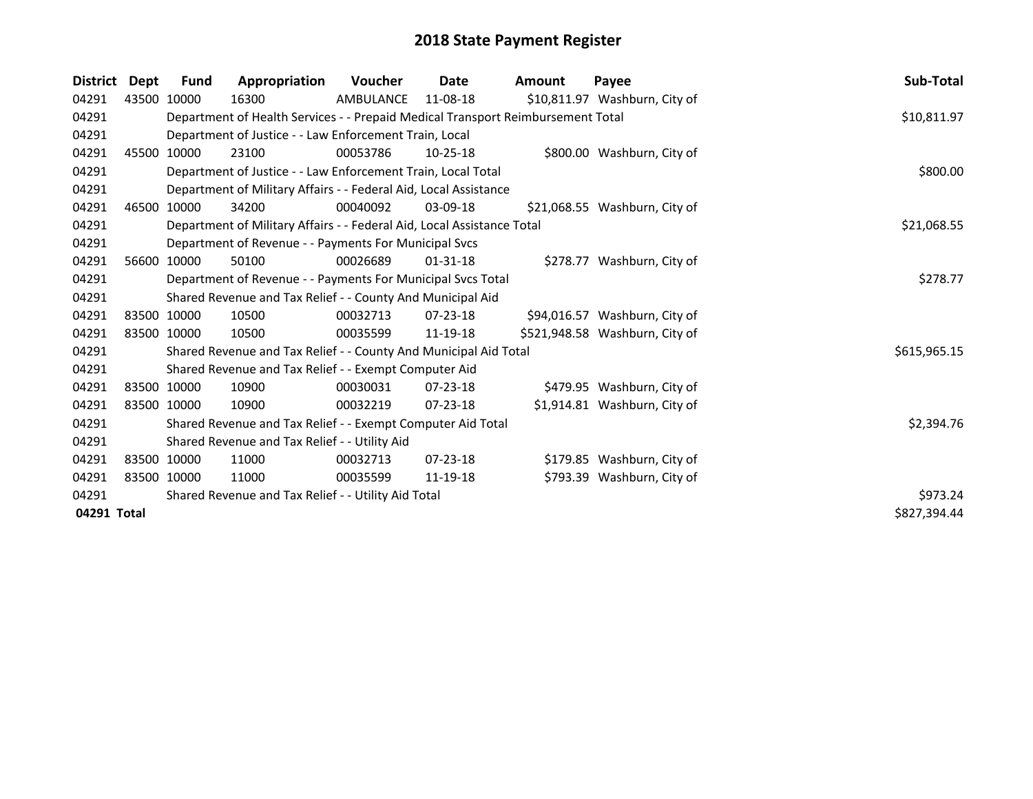# 2018 State Payment Register

| District | Dept | Fund | Appropriation | Voucher | Date | Amount | Payee | Sub-Total |
|---|---|---|---|---|---|---|---|---|
| 04291 | 43500 | 10000 | 16300 | AMBULANCE | 11-08-18 | $10,811.97 | Washburn, City of | |
| 04291 | Department of Health Services - - Prepaid Medical Transport Reimbursement Total | | | | | | | $10,811.97 |
| 04291 | Department of Justice - - Law Enforcement Train, Local | | | | | | | |
| 04291 | 45500 | 10000 | 23100 | 00053786 | 10-25-18 | $800.00 | Washburn, City of | |
| 04291 | Department of Justice - - Law Enforcement Train, Local Total | | | | | | | $800.00 |
| 04291 | Department of Military Affairs - - Federal Aid, Local Assistance | | | | | | | |
| 04291 | 46500 | 10000 | 34200 | 00040092 | 03-09-18 | $21,068.55 | Washburn, City of | |
| 04291 | Department of Military Affairs - - Federal Aid, Local Assistance Total | | | | | | | $21,068.55 |
| 04291 | Department of Revenue - - Payments For Municipal Svcs | | | | | | | |
| 04291 | 56600 | 10000 | 50100 | 00026689 | 01-31-18 | $278.77 | Washburn, City of | |
| 04291 | Department of Revenue - - Payments For Municipal Svcs Total | | | | | | | $278.77 |
| 04291 | Shared Revenue and Tax Relief - - County And Municipal Aid | | | | | | | |
| 04291 | 83500 | 10000 | 10500 | 00032713 | 07-23-18 | $94,016.57 | Washburn, City of | |
| 04291 | 83500 | 10000 | 10500 | 00035599 | 11-19-18 | $521,948.58 | Washburn, City of | |
| 04291 | Shared Revenue and Tax Relief - - County And Municipal Aid Total | | | | | | | $615,965.15 |
| 04291 | Shared Revenue and Tax Relief - - Exempt Computer Aid | | | | | | | |
| 04291 | 83500 | 10000 | 10900 | 00030031 | 07-23-18 | $479.95 | Washburn, City of | |
| 04291 | 83500 | 10000 | 10900 | 00032219 | 07-23-18 | $1,914.81 | Washburn, City of | |
| 04291 | Shared Revenue and Tax Relief - - Exempt Computer Aid Total | | | | | | | $2,394.76 |
| 04291 | Shared Revenue and Tax Relief - - Utility Aid | | | | | | | |
| 04291 | 83500 | 10000 | 11000 | 00032713 | 07-23-18 | $179.85 | Washburn, City of | |
| 04291 | 83500 | 10000 | 11000 | 00035599 | 11-19-18 | $793.39 | Washburn, City of | |
| 04291 | Shared Revenue and Tax Relief - - Utility Aid Total | | | | | | | $973.24 |
| **04291 Total** | | | | | | | | $827,394.44 |